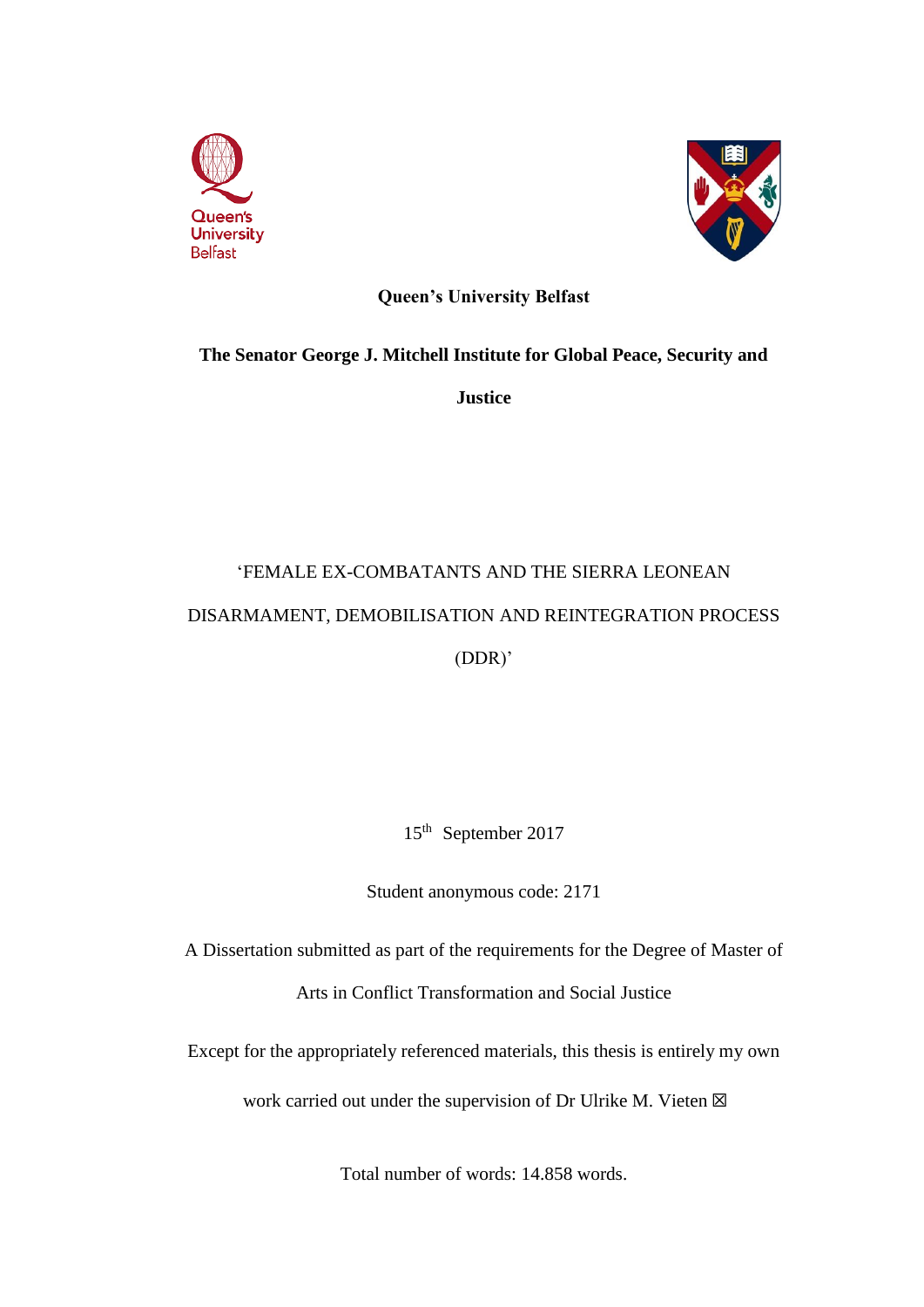**Queen's University Belfast**

**The Senator George J. Mitchell Institute for Global Peace, Security and Justice**

'FEMALE EX-COMBATANTS AND THE SIERRA LEONEAN DISARMAMENT, DEMOBILISATION AND REINTEGRATION PROCESS (DDR)'

15th September 2017

Student anonymous code: 2171

A Dissertation submitted as part of the requirements for the Degree of Master of Arts in Conflict Transformation and Social Justice

Except for the appropriately referenced materials, this thesis is entirely my own work carried out under the supervision of Dr Ulrike M. Vieten ☒

Total number of words: 14.858 words.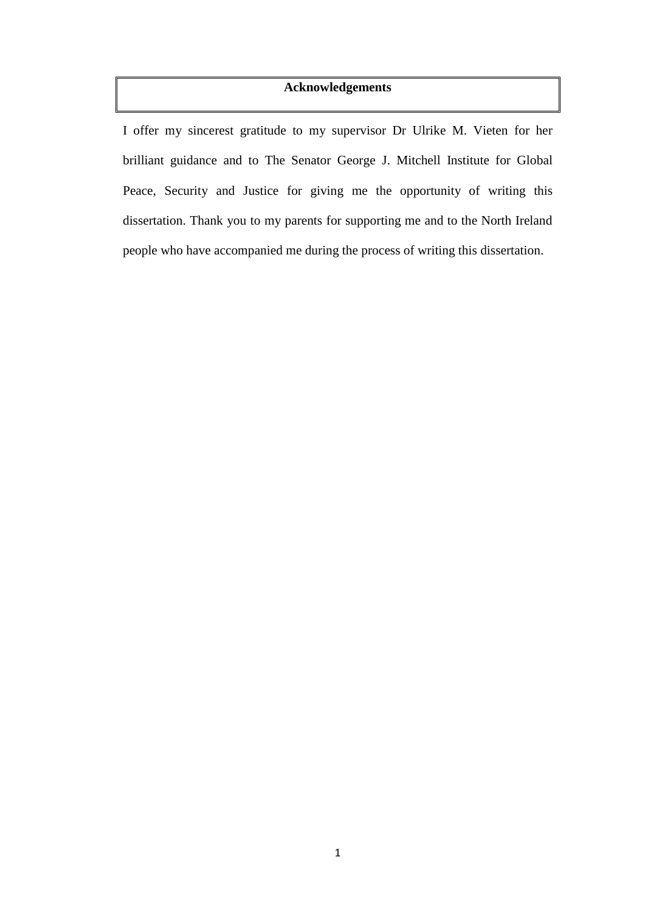## Acknowledgements

I offer my sincerest gratitude to my supervisor Dr Ulrike M. Vieten for her brilliant guidance and to The Senator George J. Mitchell Institute for Global Peace, Security and Justice for giving me the opportunity of writing this dissertation. Thank you to my parents for supporting me and to the North Ireland people who have accompanied me during the process of writing this dissertation.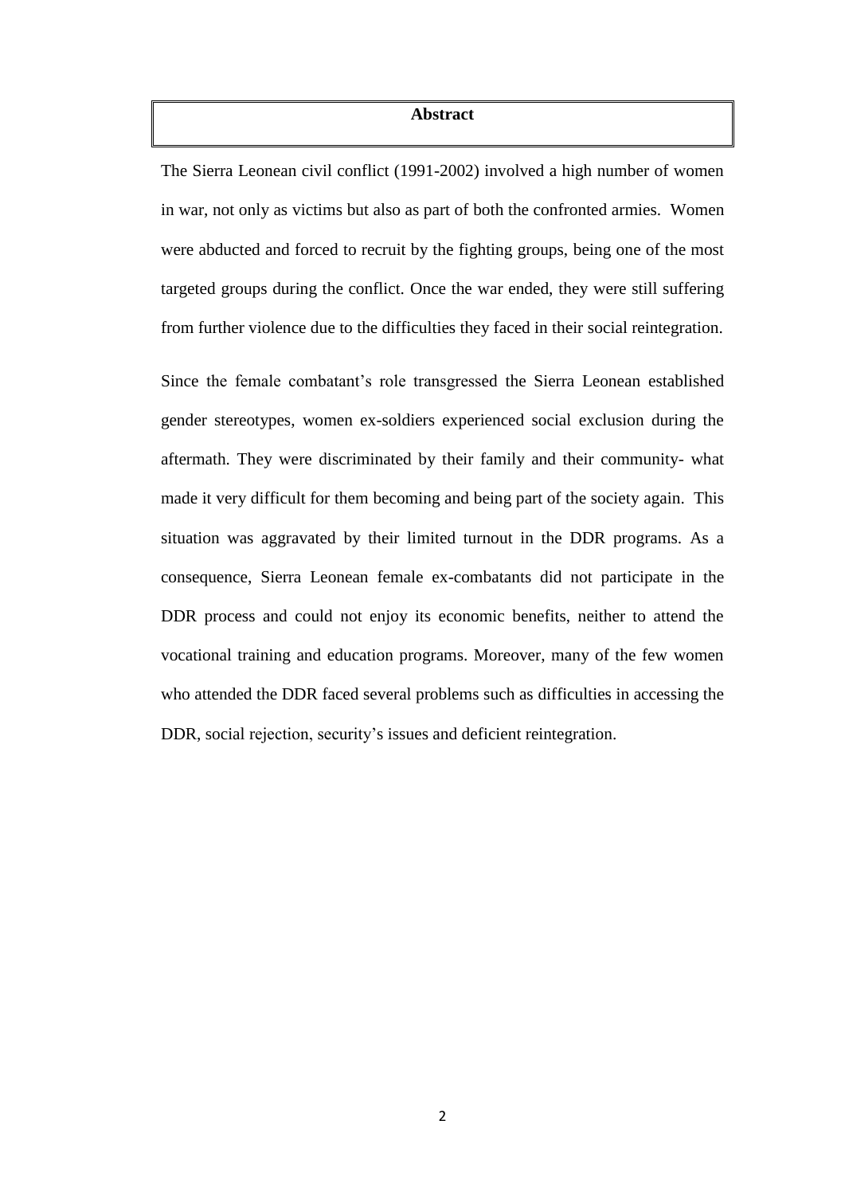## Abstract

The Sierra Leonean civil conflict (1991-2002) involved a high number of women in war, not only as victims but also as part of both the confronted armies. Women were abducted and forced to recruit by the fighting groups, being one of the most targeted groups during the conflict. Once the war ended, they were still suffering from further violence due to the difficulties they faced in their social reintegration.

Since the female combatant's role transgressed the Sierra Leonean established gender stereotypes, women ex-soldiers experienced social exclusion during the aftermath. They were discriminated by their family and their community- what made it very difficult for them becoming and being part of the society again. This situation was aggravated by their limited turnout in the DDR programs. As a consequence, Sierra Leonean female ex-combatants did not participate in the DDR process and could not enjoy its economic benefits, neither to attend the vocational training and education programs. Moreover, many of the few women who attended the DDR faced several problems such as difficulties in accessing the DDR, social rejection, security's issues and deficient reintegration.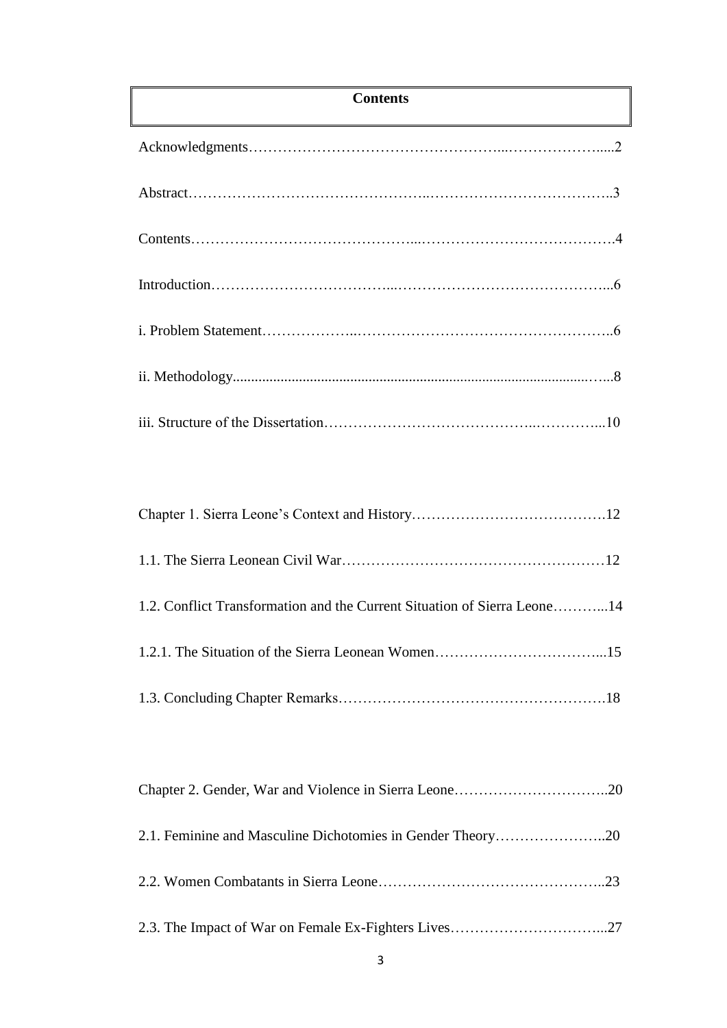## Contents

Acknowledgments……………………………………………...………………......2

Abstract………………………………………..………………………………..3

Contents……………………………………...………………………………….4

Introduction………………………………...……………………………………...6

i. Problem Statement………………..……………………………………………..6

ii. Methodology...................................................................................................…..8

iii. Structure of the Dissertation…………………………………..…………...10

Chapter 1. Sierra Leone's Context and History………………………………….12

1.1. The Sierra Leonean Civil War………………………………………………12

1.2. Conflict Transformation and the Current Situation of Sierra Leone………...14

1.2.1. The Situation of the Sierra Leonean Women……………………………...15

1.3. Concluding Chapter Remarks……………………………………………….18

Chapter 2. Gender, War and Violence in Sierra Leone…………………………..20

2.1. Feminine and Masculine Dichotomies in Gender Theory…………………..20

2.2. Women Combatants in Sierra Leone………………………………………..23

2.3. The Impact of War on Female Ex-Fighters Lives…………………………...27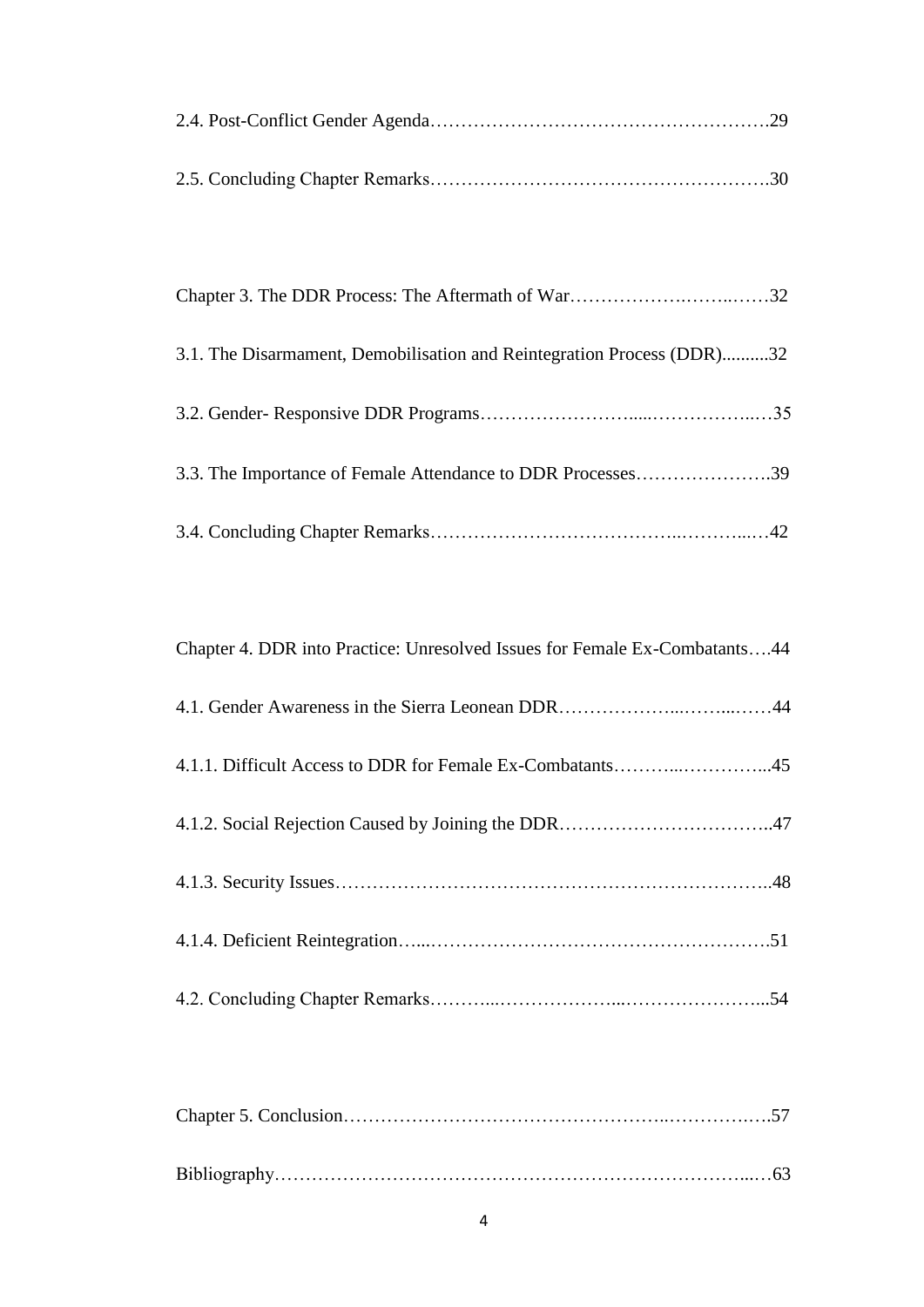2.4. Post-Conflict Gender Agenda……………………………………………….29

2.5. Concluding Chapter Remarks……………………………………………….30

Chapter 3. The DDR Process: The Aftermath of War……………….……..……32

3.1. The Disarmament, Demobilisation and Reintegration Process (DDR)..........32

3.2. Gender- Responsive DDR Programs……………………......……………..…35

3.3. The Importance of Female Attendance to DDR Processes………………….39

3.4. Concluding Chapter Remarks………………………………..………...…42

Chapter 4. DDR into Practice: Unresolved Issues for Female Ex-Combatants….44

4.1. Gender Awareness in the Sierra Leonean DDR………………...……...……44

4.1.1. Difficult Access to DDR for Female Ex-Combatants………..…………...45

4.1.2. Social Rejection Caused by Joining the DDR……………………………..47

4.1.3. Security Issues……………………………………………………………..48

4.1.4. Deficient Reintegration…...…………………………………………….51

4.2. Concluding Chapter Remarks………...………………...…………………...54

Chapter 5. Conclusion…………………………………………..…………….….57

Bibliography……………………….……………………………………….....…63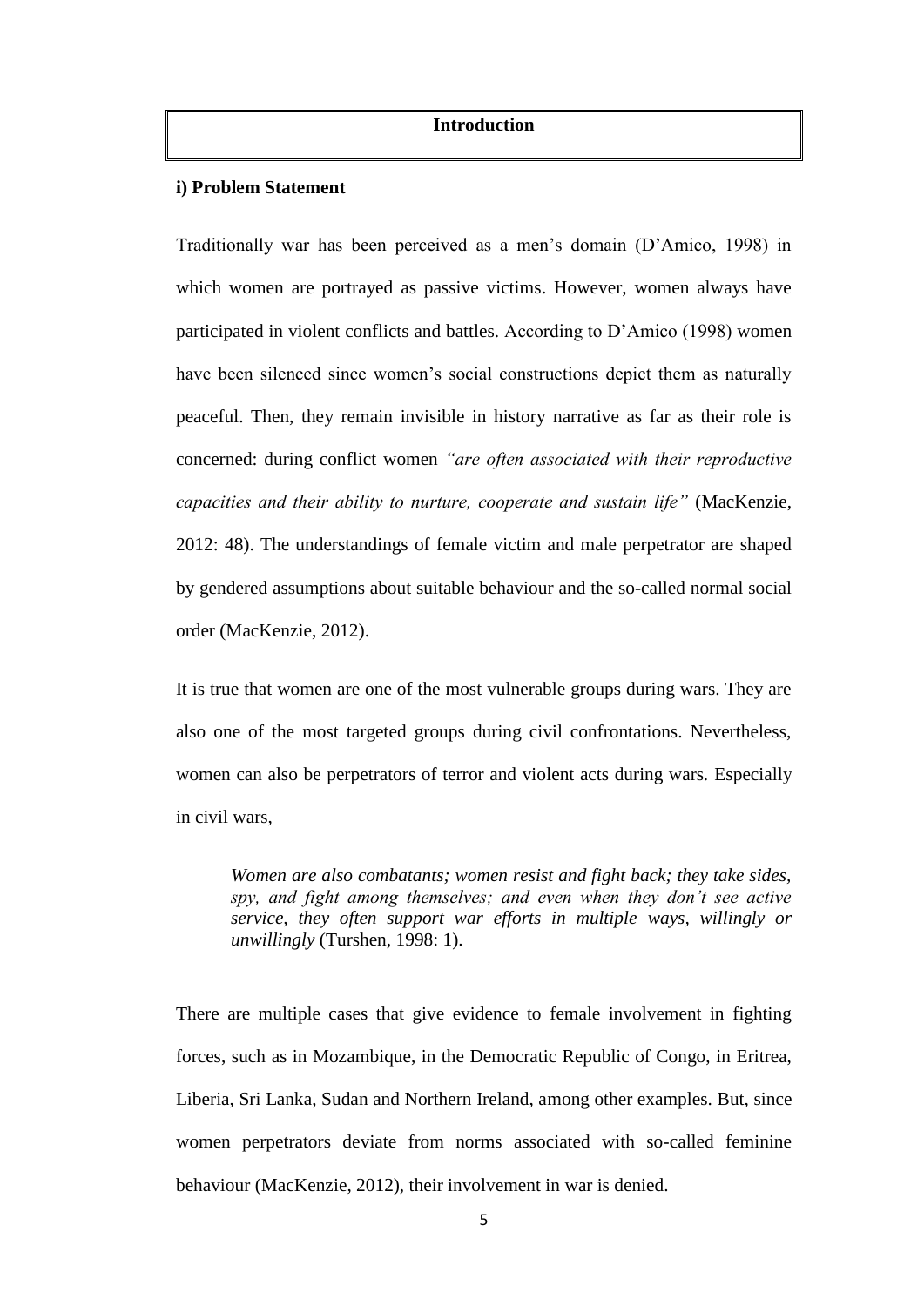# Introduction

### i) Problem Statement

Traditionally war has been perceived as a men's domain (D'Amico, 1998) in which women are portrayed as passive victims. However, women always have participated in violent conflicts and battles. According to D'Amico (1998) women have been silenced since women's social constructions depict them as naturally peaceful. Then, they remain invisible in history narrative as far as their role is concerned: during conflict women *"are often associated with their reproductive capacities and their ability to nurture, cooperate and sustain life"* (MacKenzie, 2012: 48). The understandings of female victim and male perpetrator are shaped by gendered assumptions about suitable behaviour and the so-called normal social order (MacKenzie, 2012).

It is true that women are one of the most vulnerable groups during wars. They are also one of the most targeted groups during civil confrontations. Nevertheless, women can also be perpetrators of terror and violent acts during wars. Especially in civil wars,

> *Women are also combatants; women resist and fight back; they take sides, spy, and fight among themselves; and even when they don't see active service, they often support war efforts in multiple ways, willingly or unwillingly* (Turshen, 1998: 1).

There are multiple cases that give evidence to female involvement in fighting forces, such as in Mozambique, in the Democratic Republic of Congo, in Eritrea, Liberia, Sri Lanka, Sudan and Northern Ireland, among other examples. But, since women perpetrators deviate from norms associated with so-called feminine behaviour (MacKenzie, 2012), their involvement in war is denied.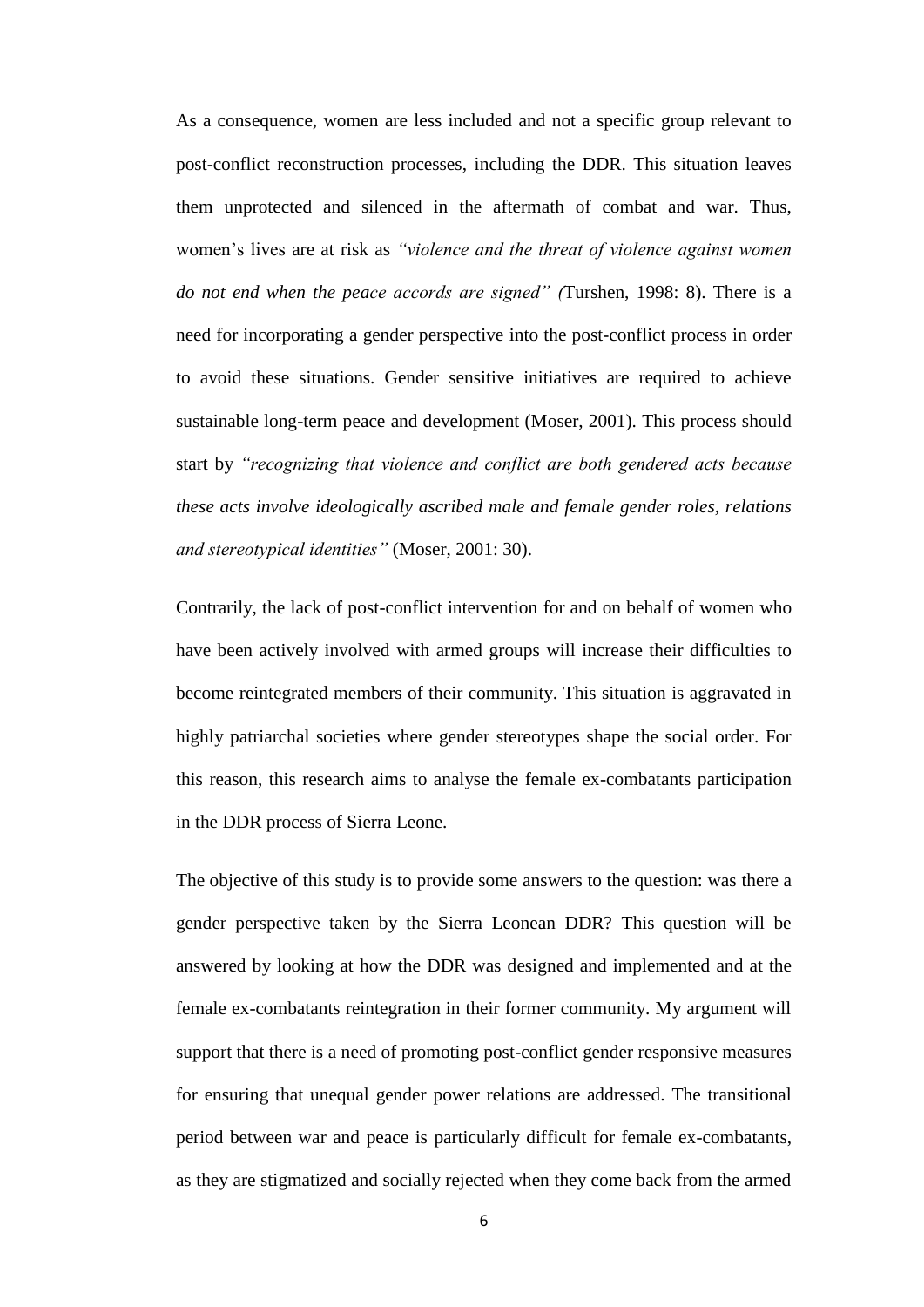As a consequence, women are less included and not a specific group relevant to post-conflict reconstruction processes, including the DDR. This situation leaves them unprotected and silenced in the aftermath of combat and war. Thus, women's lives are at risk as *"violence and the threat of violence against women do not end when the peace accords are signed" (*Turshen, 1998: 8). There is a need for incorporating a gender perspective into the post-conflict process in order to avoid these situations. Gender sensitive initiatives are required to achieve sustainable long-term peace and development (Moser, 2001). This process should start by *"recognizing that violence and conflict are both gendered acts because these acts involve ideologically ascribed male and female gender roles, relations and stereotypical identities"* (Moser, 2001: 30).

Contrarily, the lack of post-conflict intervention for and on behalf of women who have been actively involved with armed groups will increase their difficulties to become reintegrated members of their community. This situation is aggravated in highly patriarchal societies where gender stereotypes shape the social order. For this reason, this research aims to analyse the female ex-combatants participation in the DDR process of Sierra Leone.

The objective of this study is to provide some answers to the question: was there a gender perspective taken by the Sierra Leonean DDR? This question will be answered by looking at how the DDR was designed and implemented and at the female ex-combatants reintegration in their former community. My argument will support that there is a need of promoting post-conflict gender responsive measures for ensuring that unequal gender power relations are addressed. The transitional period between war and peace is particularly difficult for female ex-combatants, as they are stigmatized and socially rejected when they come back from the armed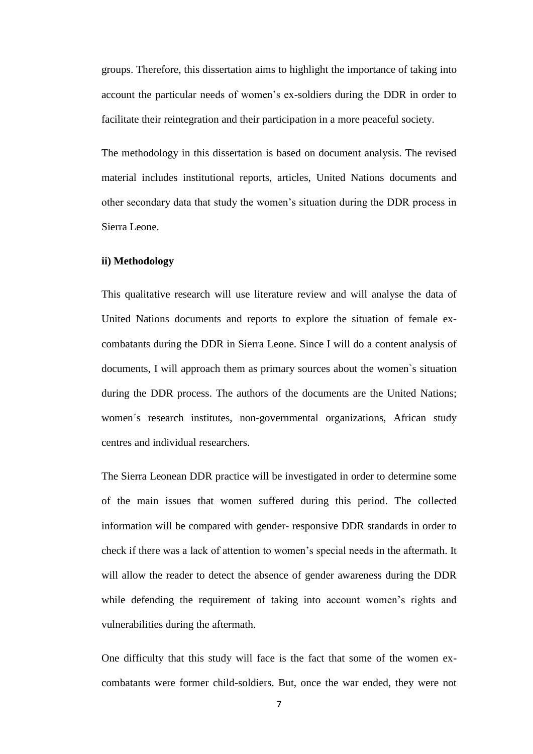groups. Therefore, this dissertation aims to highlight the importance of taking into account the particular needs of women's ex-soldiers during the DDR in order to facilitate their reintegration and their participation in a more peaceful society.

The methodology in this dissertation is based on document analysis. The revised material includes institutional reports, articles, United Nations documents and other secondary data that study the women's situation during the DDR process in Sierra Leone.

**ii) Methodology**

This qualitative research will use literature review and will analyse the data of United Nations documents and reports to explore the situation of female ex-combatants during the DDR in Sierra Leone. Since I will do a content analysis of documents, I will approach them as primary sources about the women`s situation during the DDR process. The authors of the documents are the United Nations; women´s research institutes, non-governmental organizations, African study centres and individual researchers.

The Sierra Leonean DDR practice will be investigated in order to determine some of the main issues that women suffered during this period. The collected information will be compared with gender- responsive DDR standards in order to check if there was a lack of attention to women's special needs in the aftermath. It will allow the reader to detect the absence of gender awareness during the DDR while defending the requirement of taking into account women's rights and vulnerabilities during the aftermath.

One difficulty that this study will face is the fact that some of the women ex-combatants were former child-soldiers. But, once the war ended, they were not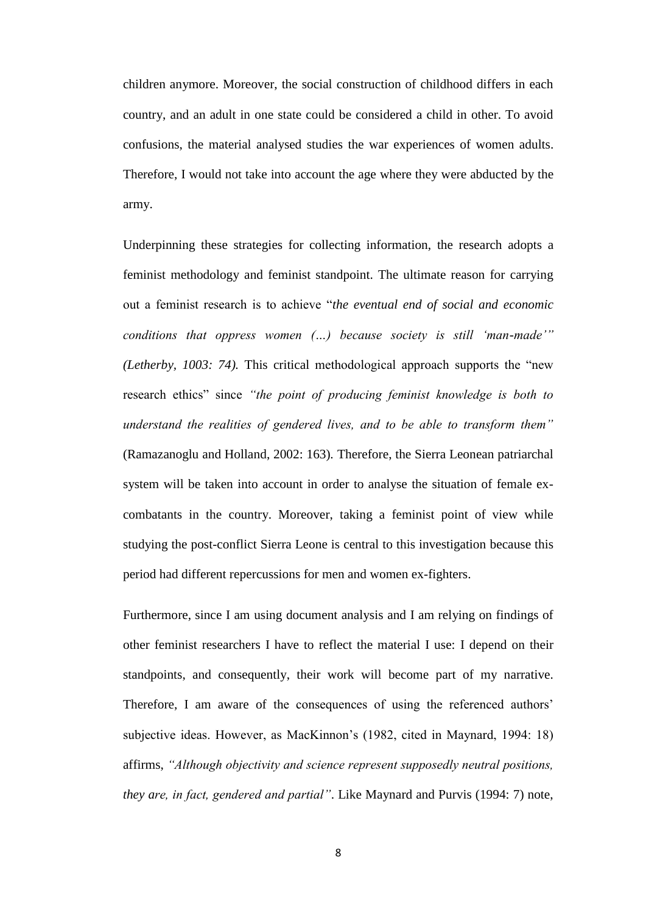children anymore. Moreover, the social construction of childhood differs in each country, and an adult in one state could be considered a child in other. To avoid confusions, the material analysed studies the war experiences of women adults. Therefore, I would not take into account the age where they were abducted by the army.

Underpinning these strategies for collecting information, the research adopts a feminist methodology and feminist standpoint. The ultimate reason for carrying out a feminist research is to achieve "*the eventual end of social and economic conditions that oppress women (…) because society is still 'man-made'" (Letherby, 1003: 74).* This critical methodological approach supports the "new research ethics" since *"the point of producing feminist knowledge is both to understand the realities of gendered lives, and to be able to transform them"* (Ramazanoglu and Holland, 2002: 163). Therefore, the Sierra Leonean patriarchal system will be taken into account in order to analyse the situation of female ex-combatants in the country. Moreover, taking a feminist point of view while studying the post-conflict Sierra Leone is central to this investigation because this period had different repercussions for men and women ex-fighters.

Furthermore, since I am using document analysis and I am relying on findings of other feminist researchers I have to reflect the material I use: I depend on their standpoints, and consequently, their work will become part of my narrative. Therefore, I am aware of the consequences of using the referenced authors' subjective ideas. However, as MacKinnon's (1982, cited in Maynard, 1994: 18) affirms, *"Although objectivity and science represent supposedly neutral positions, they are, in fact, gendered and partial"*. Like Maynard and Purvis (1994: 7) note,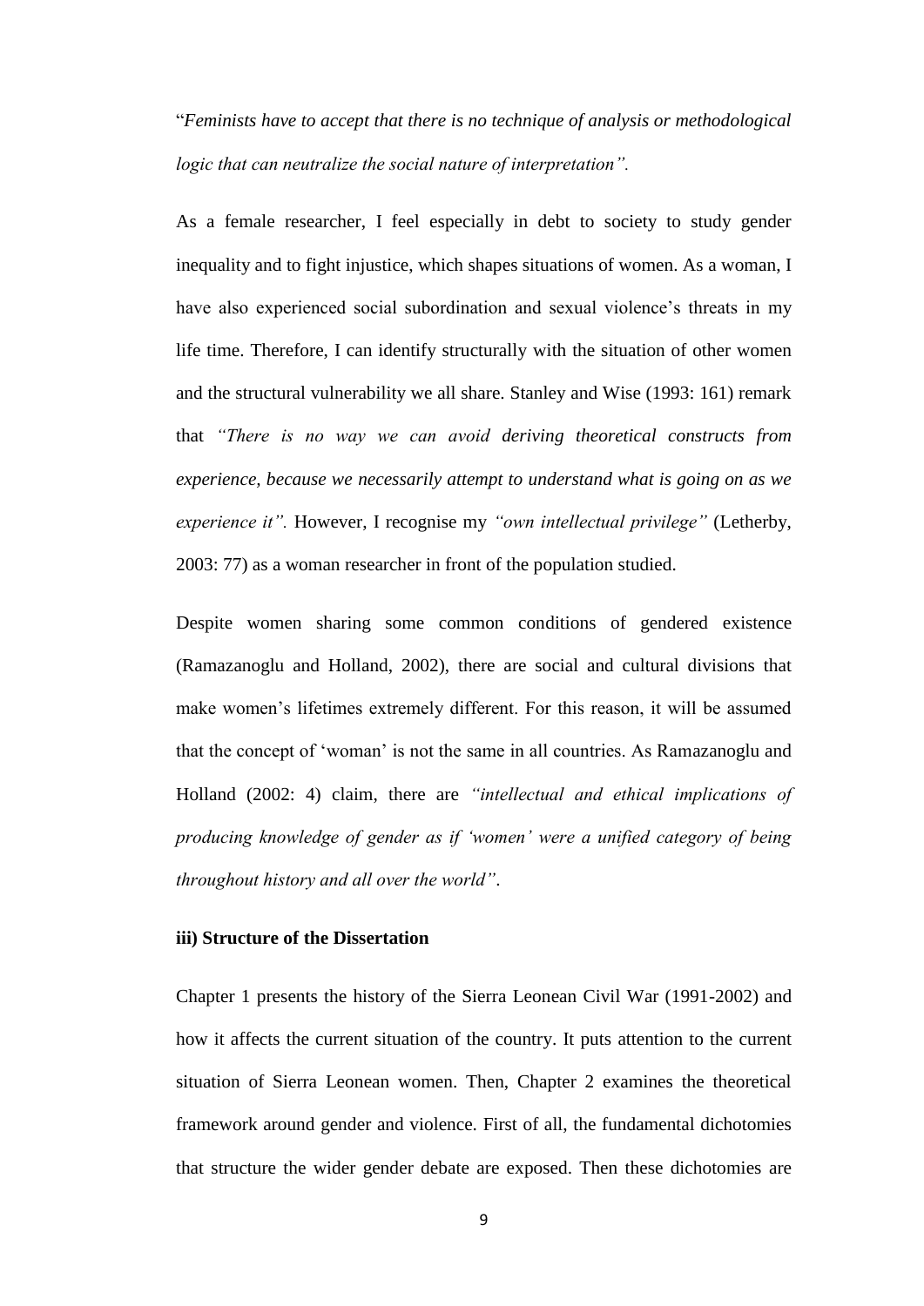"*Feminists have to accept that there is no technique of analysis or methodological logic that can neutralize the social nature of interpretation".*

As a female researcher, I feel especially in debt to society to study gender inequality and to fight injustice, which shapes situations of women. As a woman, I have also experienced social subordination and sexual violence's threats in my life time. Therefore, I can identify structurally with the situation of other women and the structural vulnerability we all share. Stanley and Wise (1993: 161) remark that *"There is no way we can avoid deriving theoretical constructs from experience, because we necessarily attempt to understand what is going on as we experience it".* However, I recognise my *"own intellectual privilege"* (Letherby, 2003: 77) as a woman researcher in front of the population studied.

Despite women sharing some common conditions of gendered existence (Ramazanoglu and Holland, 2002), there are social and cultural divisions that make women's lifetimes extremely different. For this reason, it will be assumed that the concept of 'woman' is not the same in all countries. As Ramazanoglu and Holland (2002: 4) claim, there are *"intellectual and ethical implications of producing knowledge of gender as if 'women' were a unified category of being throughout history and all over the world"*.

**iii) Structure of the Dissertation**

Chapter 1 presents the history of the Sierra Leonean Civil War (1991-2002) and how it affects the current situation of the country. It puts attention to the current situation of Sierra Leonean women. Then, Chapter 2 examines the theoretical framework around gender and violence. First of all, the fundamental dichotomies that structure the wider gender debate are exposed. Then these dichotomies are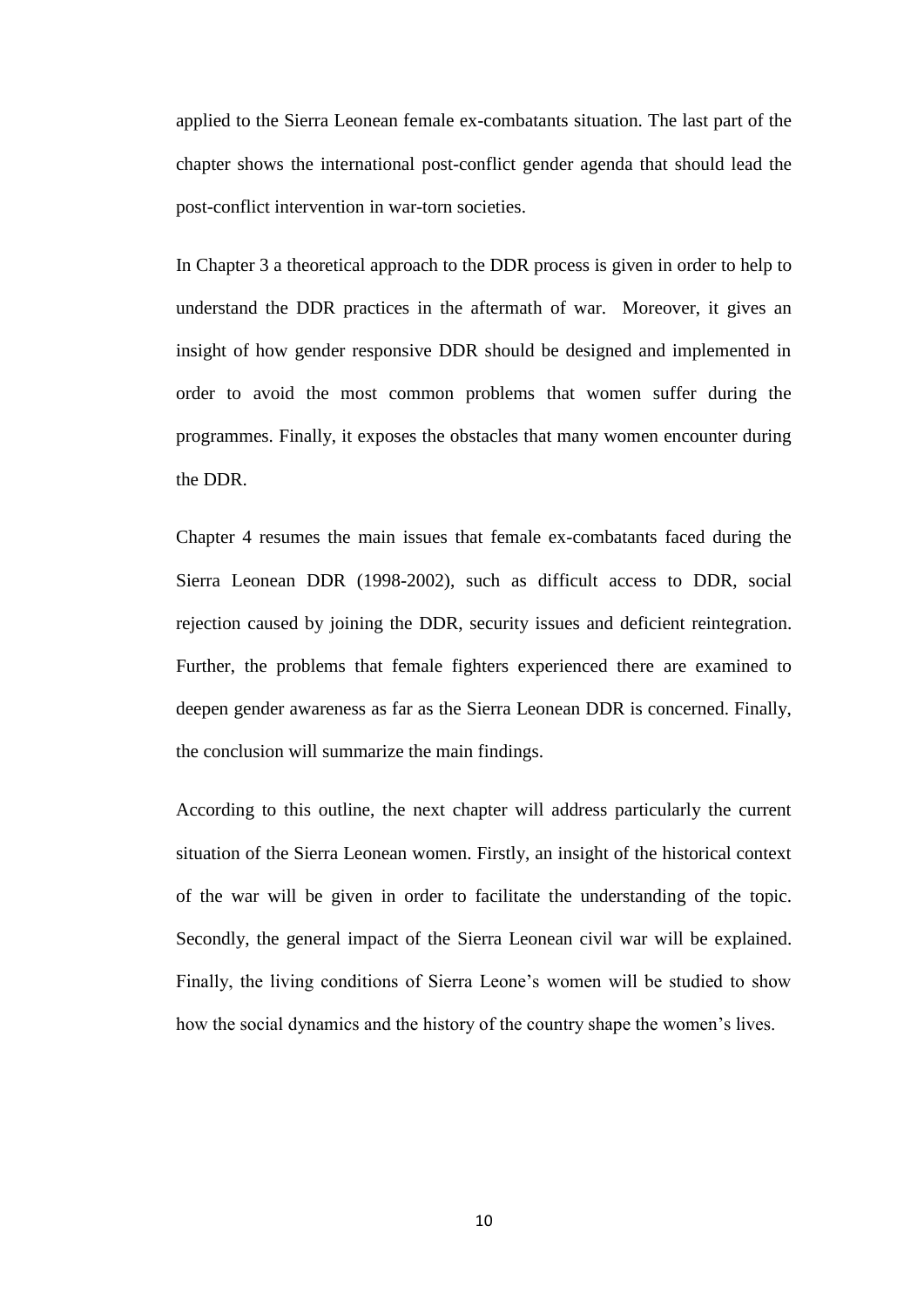applied to the Sierra Leonean female ex-combatants situation. The last part of the chapter shows the international post-conflict gender agenda that should lead the post-conflict intervention in war-torn societies.

In Chapter 3 a theoretical approach to the DDR process is given in order to help to understand the DDR practices in the aftermath of war. Moreover, it gives an insight of how gender responsive DDR should be designed and implemented in order to avoid the most common problems that women suffer during the programmes. Finally, it exposes the obstacles that many women encounter during the DDR.

Chapter 4 resumes the main issues that female ex-combatants faced during the Sierra Leonean DDR (1998-2002), such as difficult access to DDR, social rejection caused by joining the DDR, security issues and deficient reintegration. Further, the problems that female fighters experienced there are examined to deepen gender awareness as far as the Sierra Leonean DDR is concerned. Finally, the conclusion will summarize the main findings.

According to this outline, the next chapter will address particularly the current situation of the Sierra Leonean women. Firstly, an insight of the historical context of the war will be given in order to facilitate the understanding of the topic. Secondly, the general impact of the Sierra Leonean civil war will be explained. Finally, the living conditions of Sierra Leone's women will be studied to show how the social dynamics and the history of the country shape the women's lives.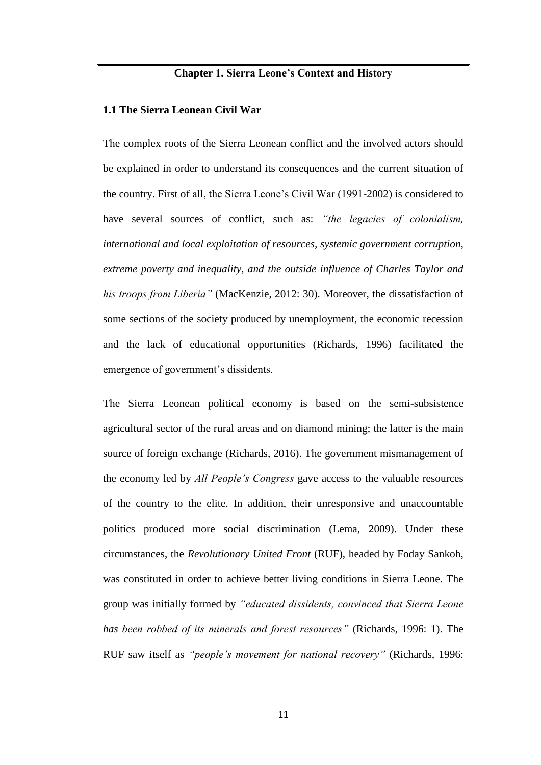# Chapter 1. Sierra Leone's Context and History

## 1.1 The Sierra Leonean Civil War

The complex roots of the Sierra Leonean conflict and the involved actors should be explained in order to understand its consequences and the current situation of the country. First of all, the Sierra Leone's Civil War (1991-2002) is considered to have several sources of conflict, such as: *"the legacies of colonialism, international and local exploitation of resources, systemic government corruption, extreme poverty and inequality, and the outside influence of Charles Taylor and his troops from Liberia"* (MacKenzie, 2012: 30). Moreover, the dissatisfaction of some sections of the society produced by unemployment, the economic recession and the lack of educational opportunities (Richards, 1996) facilitated the emergence of government's dissidents.

The Sierra Leonean political economy is based on the semi-subsistence agricultural sector of the rural areas and on diamond mining; the latter is the main source of foreign exchange (Richards, 2016). The government mismanagement of the economy led by *All People's Congress* gave access to the valuable resources of the country to the elite. In addition, their unresponsive and unaccountable politics produced more social discrimination (Lema, 2009). Under these circumstances, the *Revolutionary United Front* (RUF), headed by Foday Sankoh, was constituted in order to achieve better living conditions in Sierra Leone. The group was initially formed by *"educated dissidents, convinced that Sierra Leone has been robbed of its minerals and forest resources"* (Richards, 1996: 1). The RUF saw itself as *"people's movement for national recovery"* (Richards, 1996: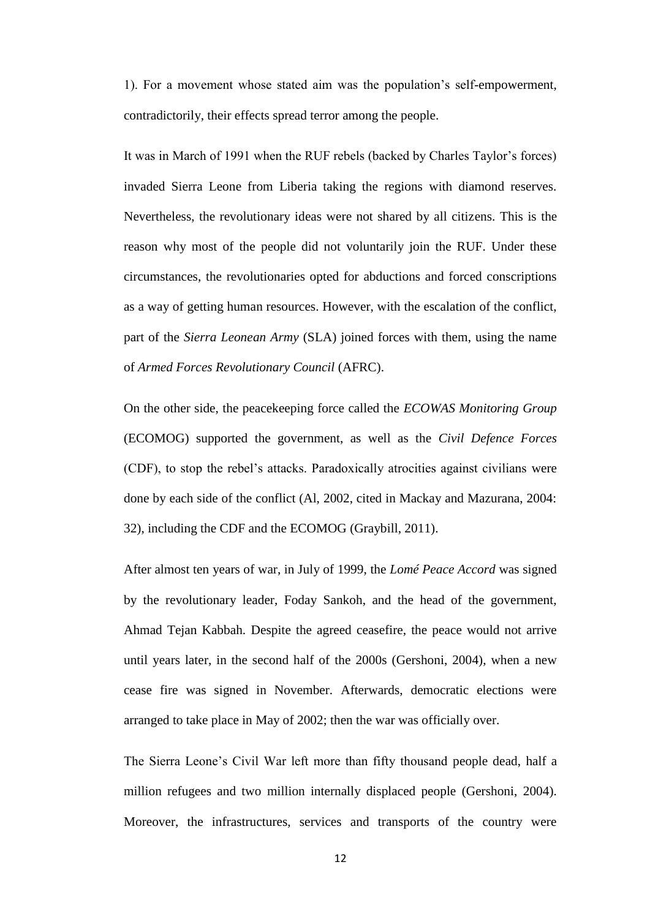1). For a movement whose stated aim was the population's self-empowerment, contradictorily, their effects spread terror among the people.

It was in March of 1991 when the RUF rebels (backed by Charles Taylor's forces) invaded Sierra Leone from Liberia taking the regions with diamond reserves. Nevertheless, the revolutionary ideas were not shared by all citizens. This is the reason why most of the people did not voluntarily join the RUF. Under these circumstances, the revolutionaries opted for abductions and forced conscriptions as a way of getting human resources. However, with the escalation of the conflict, part of the *Sierra Leonean Army* (SLA) joined forces with them, using the name of *Armed Forces Revolutionary Council* (AFRC).

On the other side, the peacekeeping force called the *ECOWAS Monitoring Group* (ECOMOG) supported the government, as well as the *Civil Defence Forces* (CDF), to stop the rebel's attacks. Paradoxically atrocities against civilians were done by each side of the conflict (Al, 2002, cited in Mackay and Mazurana, 2004: 32), including the CDF and the ECOMOG (Graybill, 2011).

After almost ten years of war, in July of 1999, the *Lomé Peace Accord* was signed by the revolutionary leader, Foday Sankoh, and the head of the government, Ahmad Tejan Kabbah. Despite the agreed ceasefire, the peace would not arrive until years later, in the second half of the 2000s (Gershoni, 2004), when a new cease fire was signed in November. Afterwards, democratic elections were arranged to take place in May of 2002; then the war was officially over.

The Sierra Leone's Civil War left more than fifty thousand people dead, half a million refugees and two million internally displaced people (Gershoni, 2004). Moreover, the infrastructures, services and transports of the country were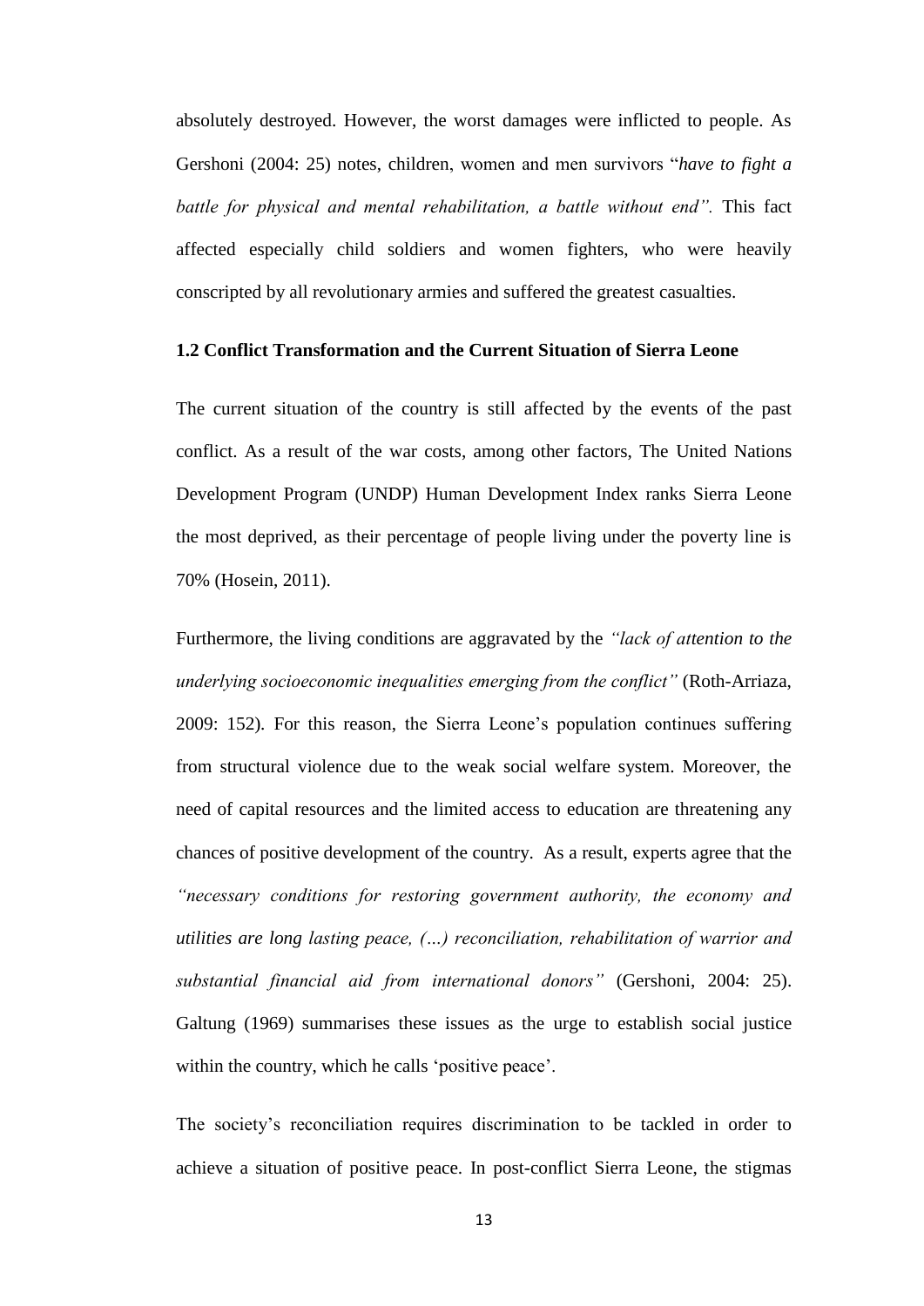absolutely destroyed. However, the worst damages were inflicted to people. As Gershoni (2004: 25) notes, children, women and men survivors "*have to fight a battle for physical and mental rehabilitation, a battle without end".* This fact affected especially child soldiers and women fighters, who were heavily conscripted by all revolutionary armies and suffered the greatest casualties.

### 1.2 Conflict Transformation and the Current Situation of Sierra Leone

The current situation of the country is still affected by the events of the past conflict. As a result of the war costs, among other factors, The United Nations Development Program (UNDP) Human Development Index ranks Sierra Leone the most deprived, as their percentage of people living under the poverty line is 70% (Hosein, 2011).

Furthermore, the living conditions are aggravated by the *"lack of attention to the underlying socioeconomic inequalities emerging from the conflict"* (Roth-Arriaza, 2009: 152). For this reason, the Sierra Leone's population continues suffering from structural violence due to the weak social welfare system. Moreover, the need of capital resources and the limited access to education are threatening any chances of positive development of the country. As a result, experts agree that the *"necessary conditions for restoring government authority, the economy and utilities are long lasting peace, (…) reconciliation, rehabilitation of warrior and substantial financial aid from international donors"* (Gershoni, 2004: 25). Galtung (1969) summarises these issues as the urge to establish social justice within the country, which he calls 'positive peace'.

The society's reconciliation requires discrimination to be tackled in order to achieve a situation of positive peace. In post-conflict Sierra Leone, the stigmas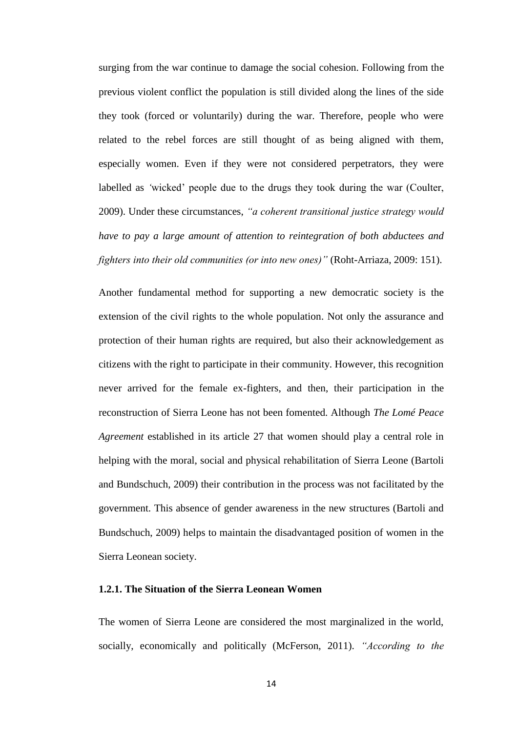surging from the war continue to damage the social cohesion. Following from the previous violent conflict the population is still divided along the lines of the side they took (forced or voluntarily) during the war. Therefore, people who were related to the rebel forces are still thought of as being aligned with them, especially women. Even if they were not considered perpetrators, they were labelled as 'wicked' people due to the drugs they took during the war (Coulter, 2009). Under these circumstances, *"a coherent transitional justice strategy would have to pay a large amount of attention to reintegration of both abductees and fighters into their old communities (or into new ones)"* (Roht-Arriaza, 2009: 151).

Another fundamental method for supporting a new democratic society is the extension of the civil rights to the whole population. Not only the assurance and protection of their human rights are required, but also their acknowledgement as citizens with the right to participate in their community. However, this recognition never arrived for the female ex-fighters, and then, their participation in the reconstruction of Sierra Leone has not been fomented. Although *The Lomé Peace Agreement* established in its article 27 that women should play a central role in helping with the moral, social and physical rehabilitation of Sierra Leone (Bartoli and Bundschuch, 2009) their contribution in the process was not facilitated by the government. This absence of gender awareness in the new structures (Bartoli and Bundschuch, 2009) helps to maintain the disadvantaged position of women in the Sierra Leonean society.

### 1.2.1. The Situation of the Sierra Leonean Women

The women of Sierra Leone are considered the most marginalized in the world, socially, economically and politically (McFerson, 2011). *"According to the*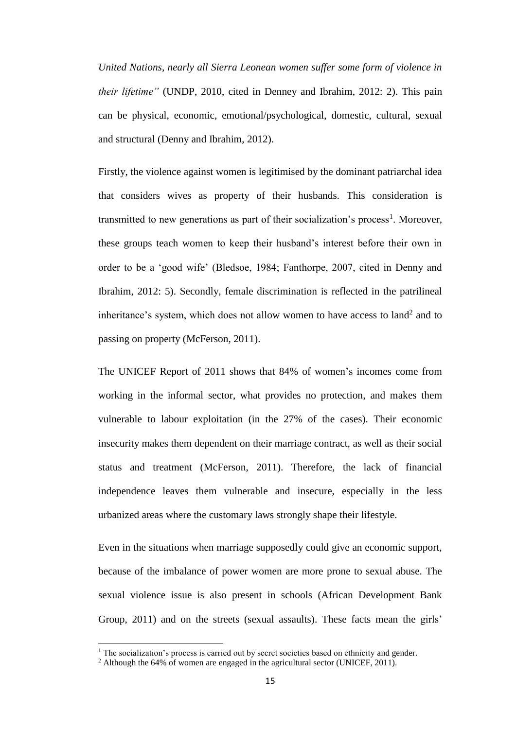*United Nations, nearly all Sierra Leonean women suffer some form of violence in their lifetime"* (UNDP, 2010, cited in Denney and Ibrahim, 2012: 2). This pain can be physical, economic, emotional/psychological, domestic, cultural, sexual and structural (Denny and Ibrahim, 2012).

Firstly, the violence against women is legitimised by the dominant patriarchal idea that considers wives as property of their husbands. This consideration is transmitted to new generations as part of their socialization's process[1]. Moreover, these groups teach women to keep their husband's interest before their own in order to be a 'good wife' (Bledsoe, 1984; Fanthorpe, 2007, cited in Denny and Ibrahim, 2012: 5). Secondly, female discrimination is reflected in the patrilineal inheritance's system, which does not allow women to have access to land[2] and to passing on property (McFerson, 2011).

The UNICEF Report of 2011 shows that 84% of women's incomes come from working in the informal sector, what provides no protection, and makes them vulnerable to labour exploitation (in the 27% of the cases). Their economic insecurity makes them dependent on their marriage contract, as well as their social status and treatment (McFerson, 2011). Therefore, the lack of financial independence leaves them vulnerable and insecure, especially in the less urbanized areas where the customary laws strongly shape their lifestyle.

Even in the situations when marriage supposedly could give an economic support, because of the imbalance of power women are more prone to sexual abuse. The sexual violence issue is also present in schools (African Development Bank Group, 2011) and on the streets (sexual assaults). These facts mean the girls'

---

[1] The socialization's process is carried out by secret societies based on ethnicity and gender.

[2] Although the 64% of women are engaged in the agricultural sector (UNICEF, 2011).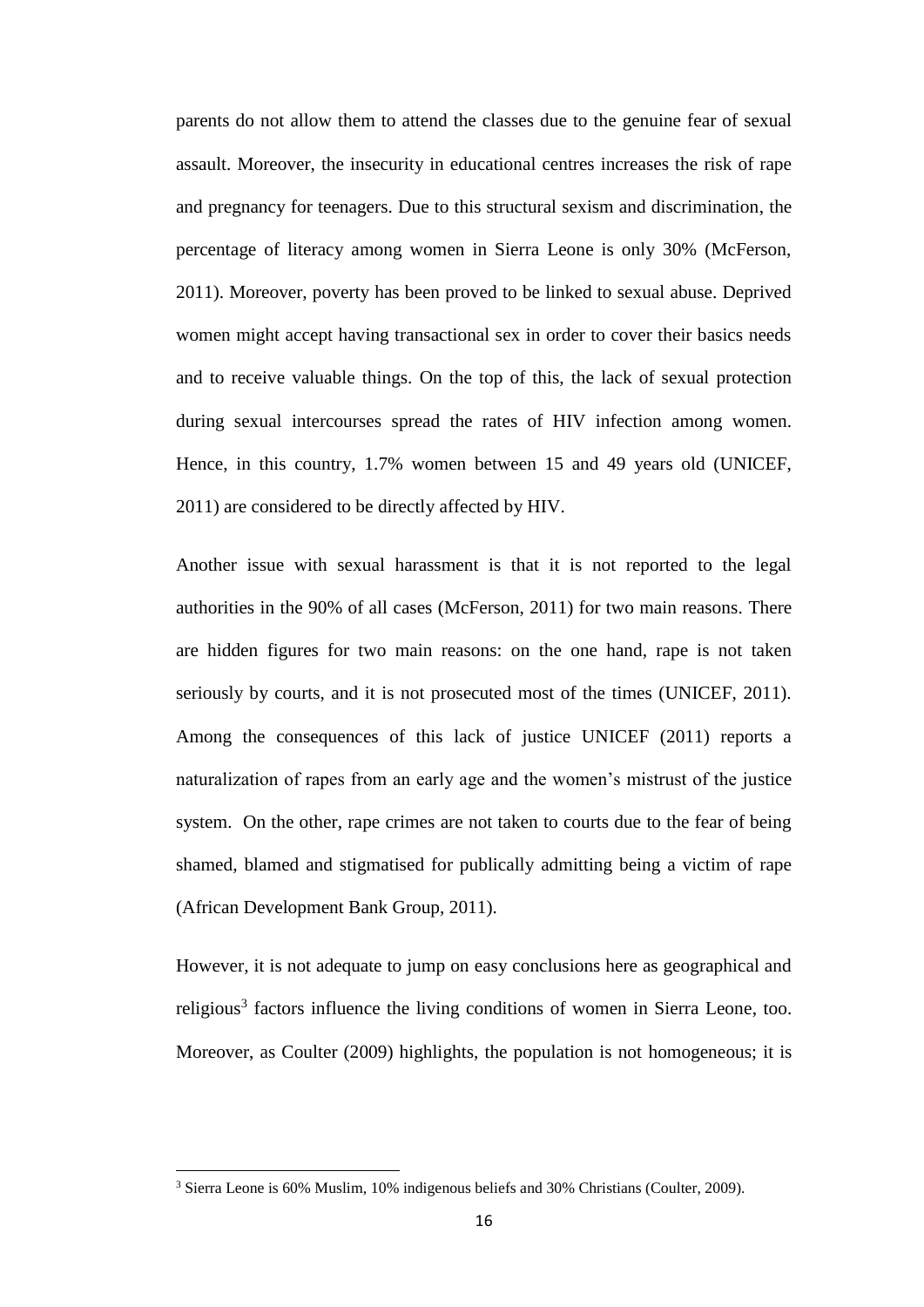parents do not allow them to attend the classes due to the genuine fear of sexual assault. Moreover, the insecurity in educational centres increases the risk of rape and pregnancy for teenagers. Due to this structural sexism and discrimination, the percentage of literacy among women in Sierra Leone is only 30% (McFerson, 2011). Moreover, poverty has been proved to be linked to sexual abuse. Deprived women might accept having transactional sex in order to cover their basics needs and to receive valuable things. On the top of this, the lack of sexual protection during sexual intercourses spread the rates of HIV infection among women. Hence, in this country, 1.7% women between 15 and 49 years old (UNICEF, 2011) are considered to be directly affected by HIV.

Another issue with sexual harassment is that it is not reported to the legal authorities in the 90% of all cases (McFerson, 2011) for two main reasons. There are hidden figures for two main reasons: on the one hand, rape is not taken seriously by courts, and it is not prosecuted most of the times (UNICEF, 2011). Among the consequences of this lack of justice UNICEF (2011) reports a naturalization of rapes from an early age and the women's mistrust of the justice system. On the other, rape crimes are not taken to courts due to the fear of being shamed, blamed and stigmatised for publically admitting being a victim of rape (African Development Bank Group, 2011).

However, it is not adequate to jump on easy conclusions here as geographical and religious[3] factors influence the living conditions of women in Sierra Leone, too. Moreover, as Coulter (2009) highlights, the population is not homogeneous; it is

[3] Sierra Leone is 60% Muslim, 10% indigenous beliefs and 30% Christians (Coulter, 2009).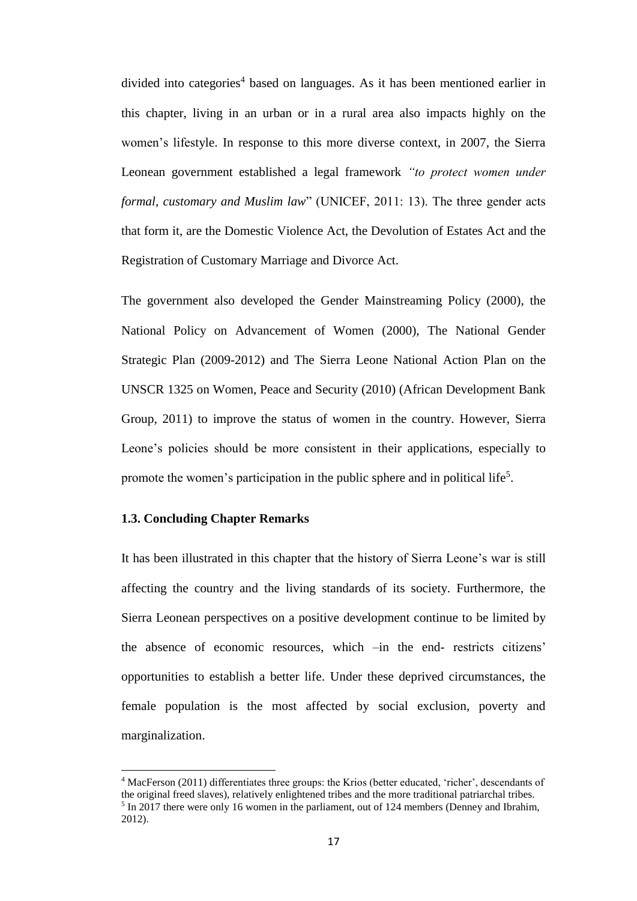divided into categories[4] based on languages. As it has been mentioned earlier in this chapter, living in an urban or in a rural area also impacts highly on the women's lifestyle. In response to this more diverse context, in 2007, the Sierra Leonean government established a legal framework *"to protect women under formal, customary and Muslim law*" (UNICEF, 2011: 13). The three gender acts that form it, are the Domestic Violence Act, the Devolution of Estates Act and the Registration of Customary Marriage and Divorce Act.

The government also developed the Gender Mainstreaming Policy (2000), the National Policy on Advancement of Women (2000), The National Gender Strategic Plan (2009-2012) and The Sierra Leone National Action Plan on the UNSCR 1325 on Women, Peace and Security (2010) (African Development Bank Group, 2011) to improve the status of women in the country. However, Sierra Leone's policies should be more consistent in their applications, especially to promote the women's participation in the public sphere and in political life[5].

### 1.3. Concluding Chapter Remarks

It has been illustrated in this chapter that the history of Sierra Leone's war is still affecting the country and the living standards of its society. Furthermore, the Sierra Leonean perspectives on a positive development continue to be limited by the absence of economic resources, which –in the end- restricts citizens' opportunities to establish a better life. Under these deprived circumstances, the female population is the most affected by social exclusion, poverty and marginalization.

---

[4] MacFerson (2011) differentiates three groups: the Krios (better educated, 'richer', descendants of the original freed slaves), relatively enlightened tribes and the more traditional patriarchal tribes.

[5] In 2017 there were only 16 women in the parliament, out of 124 members (Denney and Ibrahim, 2012).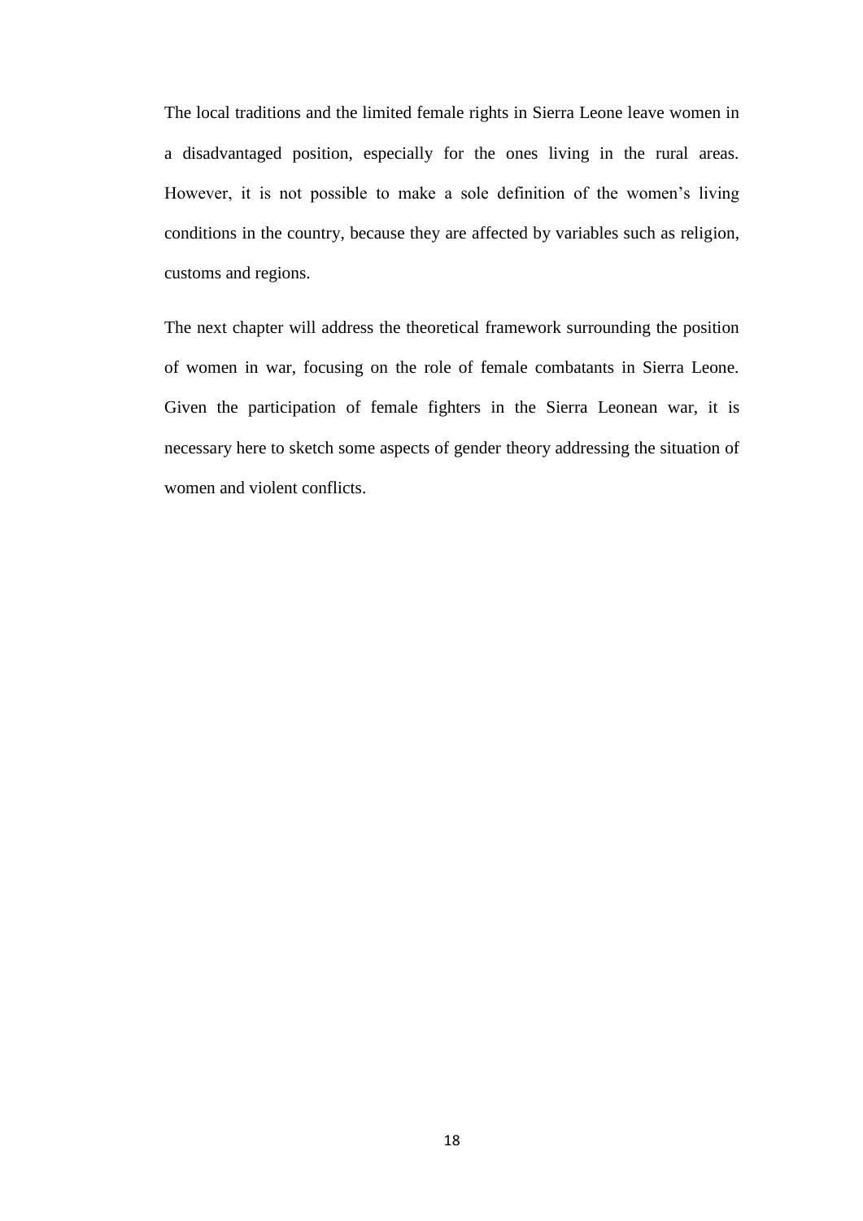The local traditions and the limited female rights in Sierra Leone leave women in a disadvantaged position, especially for the ones living in the rural areas. However, it is not possible to make a sole definition of the women's living conditions in the country, because they are affected by variables such as religion, customs and regions.

The next chapter will address the theoretical framework surrounding the position of women in war, focusing on the role of female combatants in Sierra Leone. Given the participation of female fighters in the Sierra Leonean war, it is necessary here to sketch some aspects of gender theory addressing the situation of women and violent conflicts.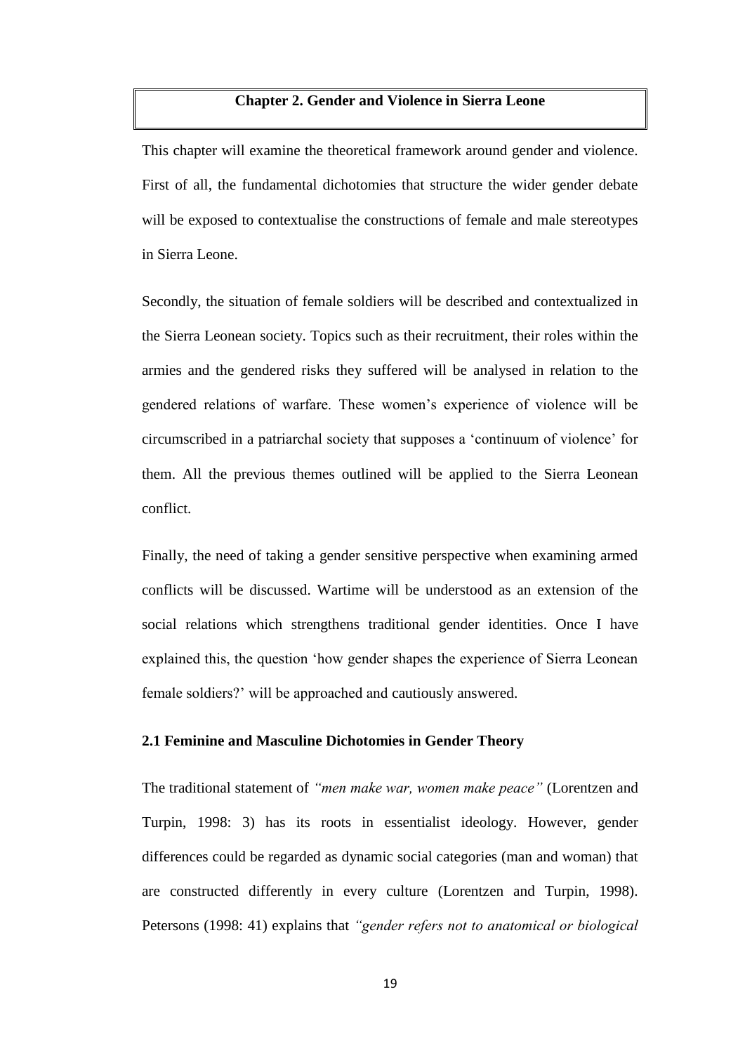# Chapter 2. Gender and Violence in Sierra Leone

This chapter will examine the theoretical framework around gender and violence. First of all, the fundamental dichotomies that structure the wider gender debate will be exposed to contextualise the constructions of female and male stereotypes in Sierra Leone.

Secondly, the situation of female soldiers will be described and contextualized in the Sierra Leonean society. Topics such as their recruitment, their roles within the armies and the gendered risks they suffered will be analysed in relation to the gendered relations of warfare. These women's experience of violence will be circumscribed in a patriarchal society that supposes a 'continuum of violence' for them. All the previous themes outlined will be applied to the Sierra Leonean conflict.

Finally, the need of taking a gender sensitive perspective when examining armed conflicts will be discussed. Wartime will be understood as an extension of the social relations which strengthens traditional gender identities. Once I have explained this, the question 'how gender shapes the experience of Sierra Leonean female soldiers?' will be approached and cautiously answered.

## 2.1 Feminine and Masculine Dichotomies in Gender Theory

The traditional statement of *"men make war, women make peace"* (Lorentzen and Turpin, 1998: 3) has its roots in essentialist ideology. However, gender differences could be regarded as dynamic social categories (man and woman) that are constructed differently in every culture (Lorentzen and Turpin, 1998). Petersons (1998: 41) explains that *"gender refers not to anatomical or biological*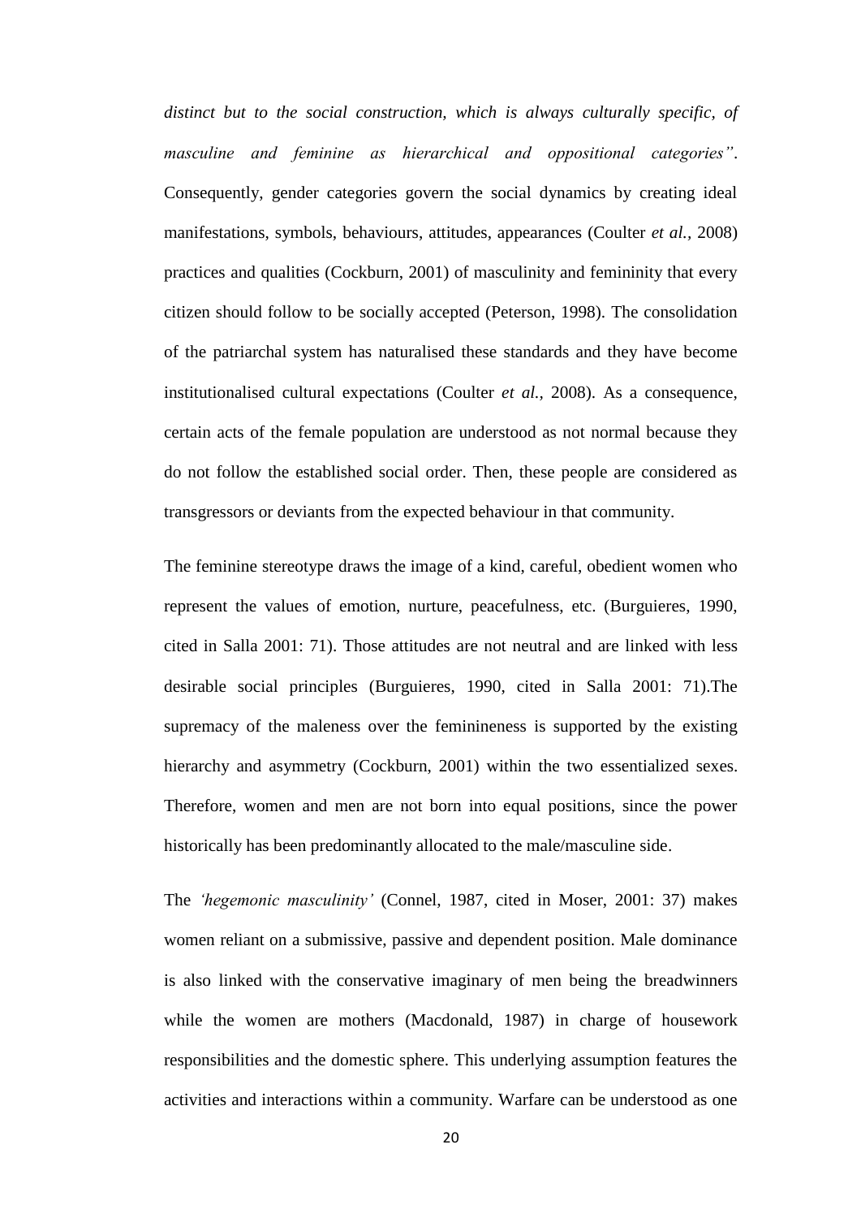*distinct but to the social construction, which is always culturally specific, of masculine and feminine as hierarchical and oppositional categories"*. Consequently, gender categories govern the social dynamics by creating ideal manifestations, symbols, behaviours, attitudes, appearances (Coulter *et al.,* 2008) practices and qualities (Cockburn, 2001) of masculinity and femininity that every citizen should follow to be socially accepted (Peterson, 1998). The consolidation of the patriarchal system has naturalised these standards and they have become institutionalised cultural expectations (Coulter *et al.,* 2008). As a consequence, certain acts of the female population are understood as not normal because they do not follow the established social order. Then, these people are considered as transgressors or deviants from the expected behaviour in that community.

The feminine stereotype draws the image of a kind, careful, obedient women who represent the values of emotion, nurture, peacefulness, etc. (Burguieres, 1990, cited in Salla 2001: 71). Those attitudes are not neutral and are linked with less desirable social principles (Burguieres, 1990, cited in Salla 2001: 71).The supremacy of the maleness over the feminineness is supported by the existing hierarchy and asymmetry (Cockburn, 2001) within the two essentialized sexes. Therefore, women and men are not born into equal positions, since the power historically has been predominantly allocated to the male/masculine side.

The *'hegemonic masculinity'* (Connel, 1987, cited in Moser, 2001: 37) makes women reliant on a submissive, passive and dependent position. Male dominance is also linked with the conservative imaginary of men being the breadwinners while the women are mothers (Macdonald, 1987) in charge of housework responsibilities and the domestic sphere. This underlying assumption features the activities and interactions within a community. Warfare can be understood as one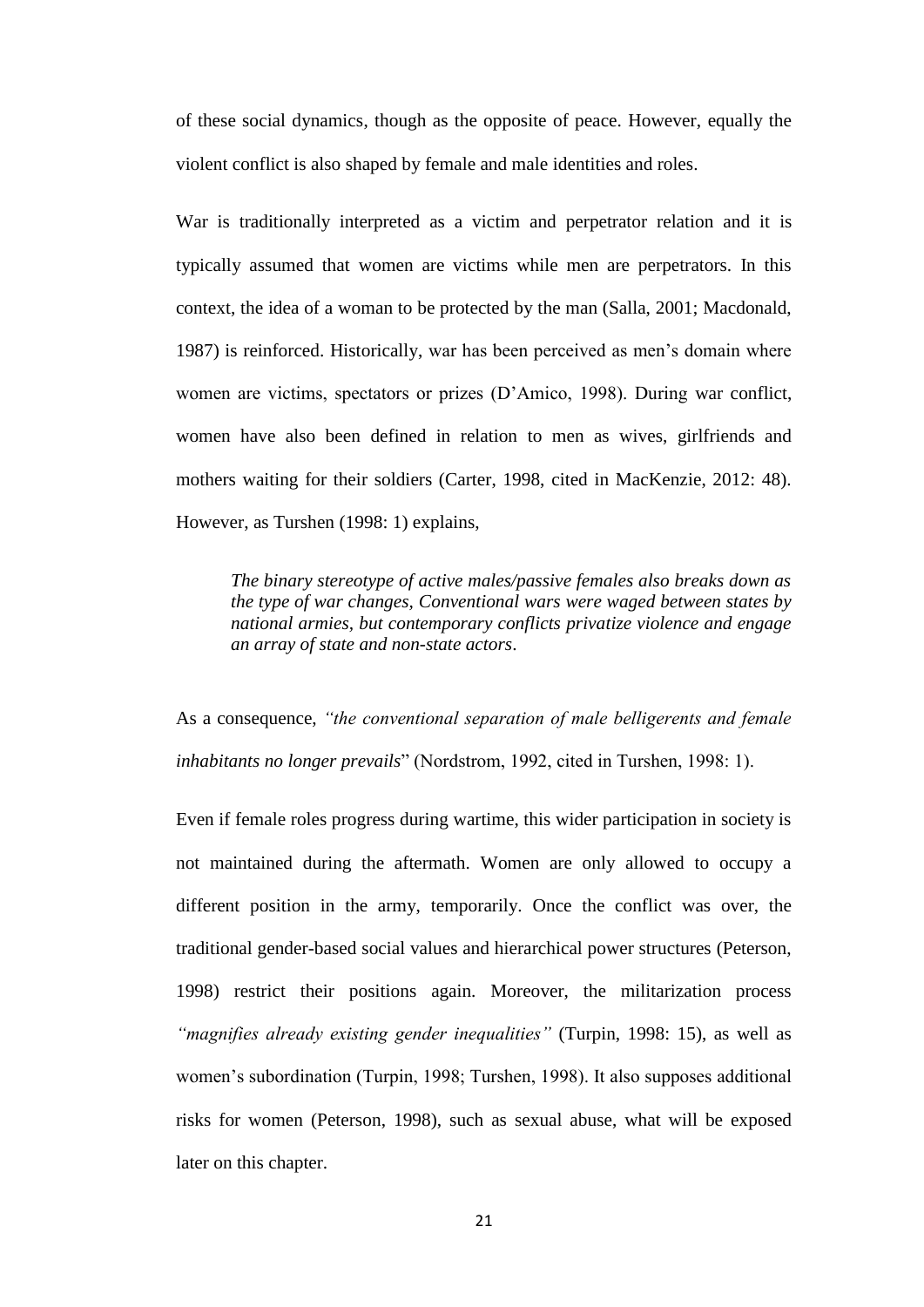of these social dynamics, though as the opposite of peace. However, equally the violent conflict is also shaped by female and male identities and roles.

War is traditionally interpreted as a victim and perpetrator relation and it is typically assumed that women are victims while men are perpetrators. In this context, the idea of a woman to be protected by the man (Salla, 2001; Macdonald, 1987) is reinforced. Historically, war has been perceived as men's domain where women are victims, spectators or prizes (D'Amico, 1998). During war conflict, women have also been defined in relation to men as wives, girlfriends and mothers waiting for their soldiers (Carter, 1998, cited in MacKenzie, 2012: 48). However, as Turshen (1998: 1) explains,

> *The binary stereotype of active males/passive females also breaks down as the type of war changes, Conventional wars were waged between states by national armies, but contemporary conflicts privatize violence and engage an array of state and non-state actors*.

As a consequence, *"the conventional separation of male belligerents and female inhabitants no longer prevails*" (Nordstrom, 1992, cited in Turshen, 1998: 1).

Even if female roles progress during wartime, this wider participation in society is not maintained during the aftermath. Women are only allowed to occupy a different position in the army, temporarily. Once the conflict was over, the traditional gender-based social values and hierarchical power structures (Peterson, 1998) restrict their positions again. Moreover, the militarization process *"magnifies already existing gender inequalities"* (Turpin, 1998: 15), as well as women's subordination (Turpin, 1998; Turshen, 1998). It also supposes additional risks for women (Peterson, 1998), such as sexual abuse, what will be exposed later on this chapter.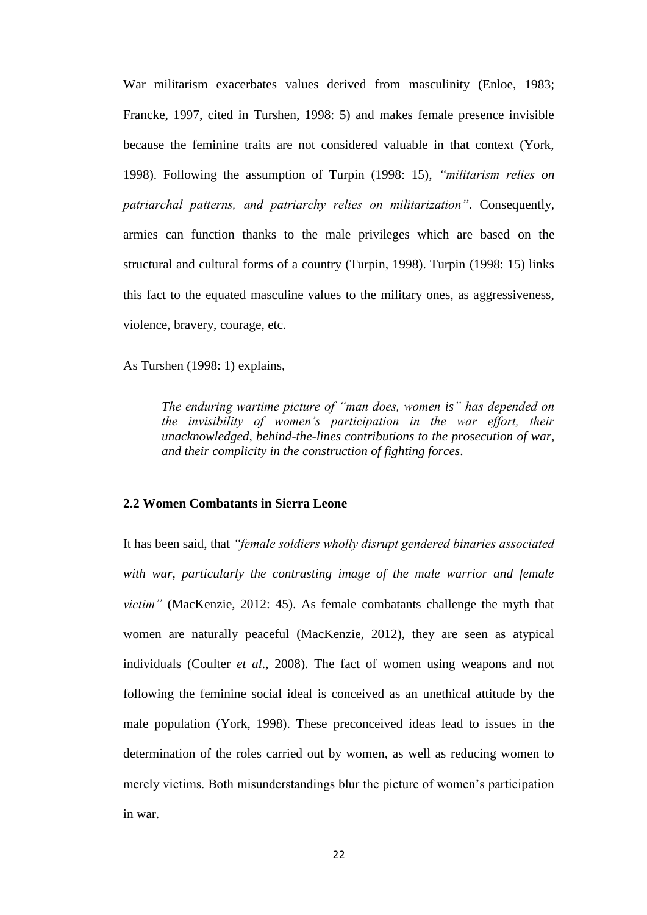War militarism exacerbates values derived from masculinity (Enloe, 1983; Francke, 1997, cited in Turshen, 1998: 5) and makes female presence invisible because the feminine traits are not considered valuable in that context (York, 1998). Following the assumption of Turpin (1998: 15), *"militarism relies on patriarchal patterns, and patriarchy relies on militarization"*. Consequently, armies can function thanks to the male privileges which are based on the structural and cultural forms of a country (Turpin, 1998). Turpin (1998: 15) links this fact to the equated masculine values to the military ones, as aggressiveness, violence, bravery, courage, etc.

As Turshen (1998: 1) explains,

> *The enduring wartime picture of "man does, women is" has depended on the invisibility of women's participation in the war effort, their unacknowledged, behind-the-lines contributions to the prosecution of war, and their complicity in the construction of fighting forces.*

### 2.2 Women Combatants in Sierra Leone

It has been said, that *"female soldiers wholly disrupt gendered binaries associated with war, particularly the contrasting image of the male warrior and female victim"* (MacKenzie, 2012: 45). As female combatants challenge the myth that women are naturally peaceful (MacKenzie, 2012), they are seen as atypical individuals (Coulter *et al*., 2008). The fact of women using weapons and not following the feminine social ideal is conceived as an unethical attitude by the male population (York, 1998). These preconceived ideas lead to issues in the determination of the roles carried out by women, as well as reducing women to merely victims. Both misunderstandings blur the picture of women's participation in war.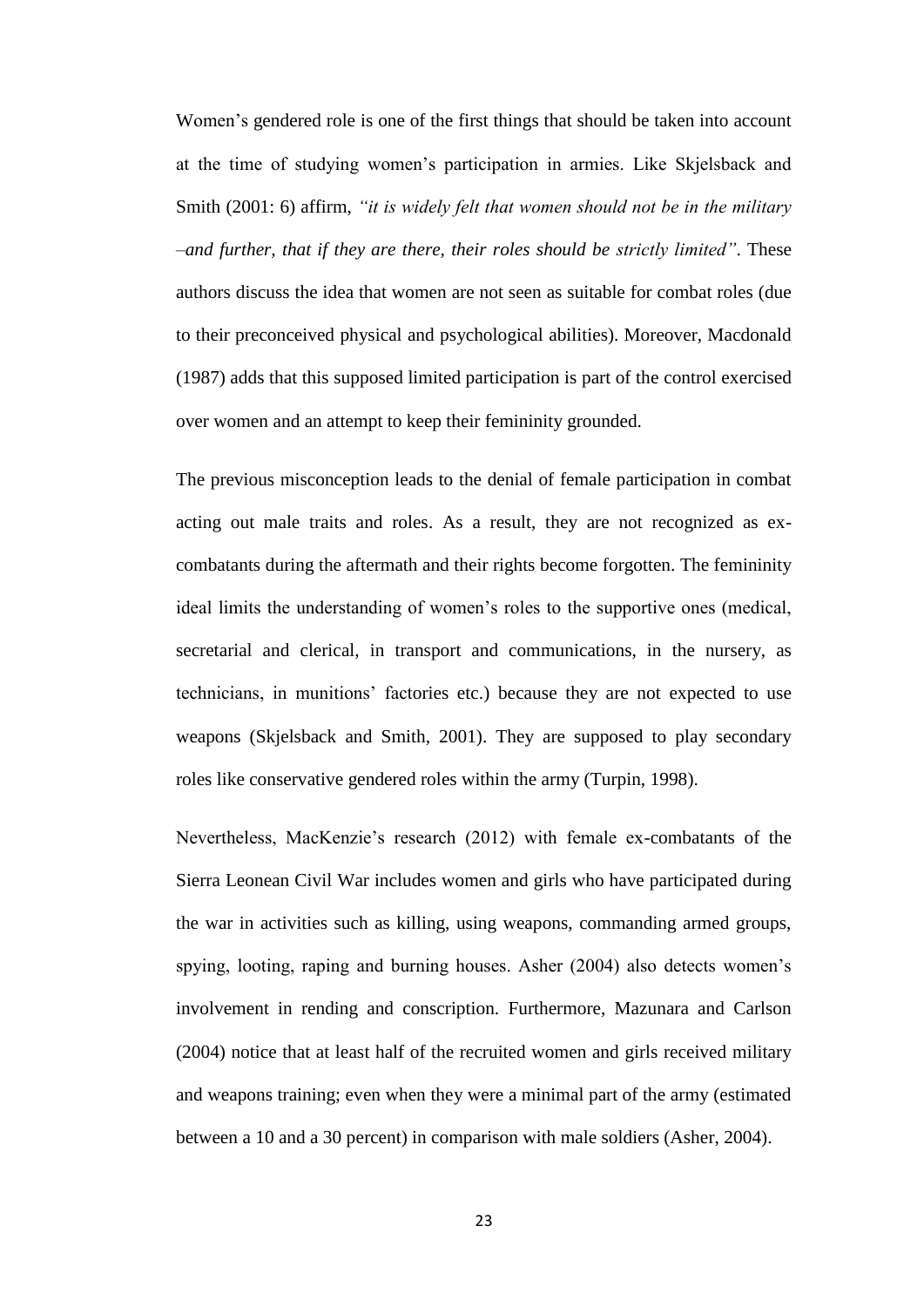Women's gendered role is one of the first things that should be taken into account at the time of studying women's participation in armies. Like Skjelsback and Smith (2001: 6) affirm, *"it is widely felt that women should not be in the military –and further, that if they are there, their roles should be strictly limited"*. These authors discuss the idea that women are not seen as suitable for combat roles (due to their preconceived physical and psychological abilities). Moreover, Macdonald (1987) adds that this supposed limited participation is part of the control exercised over women and an attempt to keep their femininity grounded.

The previous misconception leads to the denial of female participation in combat acting out male traits and roles. As a result, they are not recognized as ex-combatants during the aftermath and their rights become forgotten. The femininity ideal limits the understanding of women's roles to the supportive ones (medical, secretarial and clerical, in transport and communications, in the nursery, as technicians, in munitions' factories etc.) because they are not expected to use weapons (Skjelsback and Smith, 2001). They are supposed to play secondary roles like conservative gendered roles within the army (Turpin, 1998).

Nevertheless, MacKenzie's research (2012) with female ex-combatants of the Sierra Leonean Civil War includes women and girls who have participated during the war in activities such as killing, using weapons, commanding armed groups, spying, looting, raping and burning houses. Asher (2004) also detects women's involvement in rending and conscription. Furthermore, Mazunara and Carlson (2004) notice that at least half of the recruited women and girls received military and weapons training; even when they were a minimal part of the army (estimated between a 10 and a 30 percent) in comparison with male soldiers (Asher, 2004).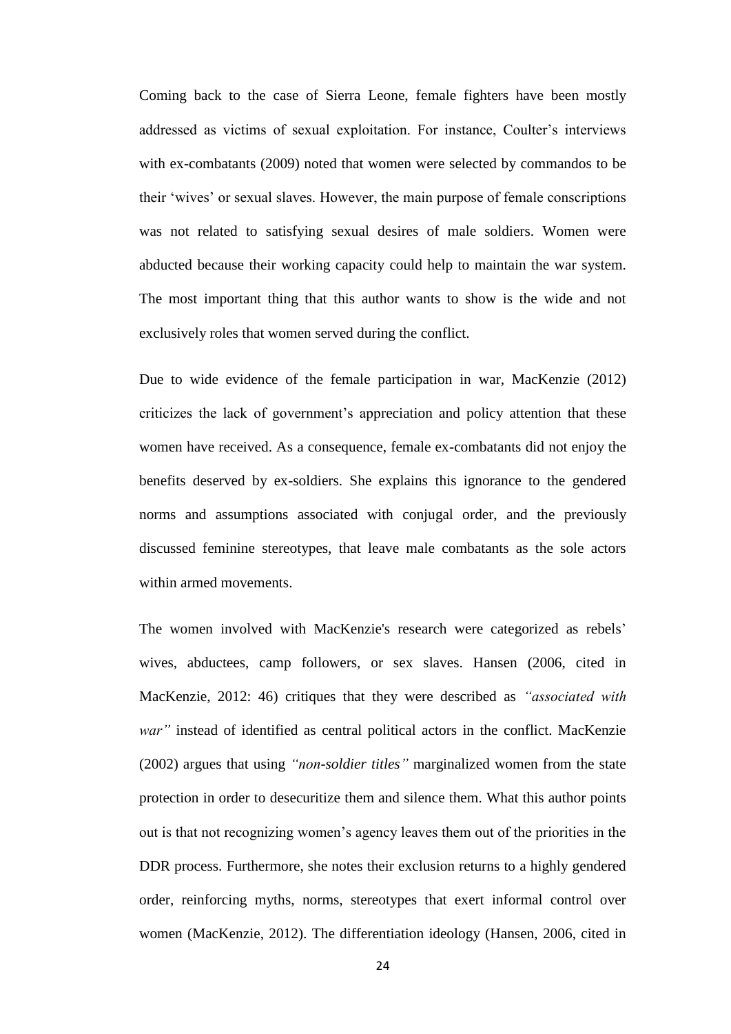Coming back to the case of Sierra Leone, female fighters have been mostly addressed as victims of sexual exploitation. For instance, Coulter's interviews with ex-combatants (2009) noted that women were selected by commandos to be their 'wives' or sexual slaves. However, the main purpose of female conscriptions was not related to satisfying sexual desires of male soldiers. Women were abducted because their working capacity could help to maintain the war system. The most important thing that this author wants to show is the wide and not exclusively roles that women served during the conflict.

Due to wide evidence of the female participation in war, MacKenzie (2012) criticizes the lack of government's appreciation and policy attention that these women have received. As a consequence, female ex-combatants did not enjoy the benefits deserved by ex-soldiers. She explains this ignorance to the gendered norms and assumptions associated with conjugal order, and the previously discussed feminine stereotypes, that leave male combatants as the sole actors within armed movements.

The women involved with MacKenzie's research were categorized as rebels' wives, abductees, camp followers, or sex slaves. Hansen (2006, cited in MacKenzie, 2012: 46) critiques that they were described as *"associated with war"* instead of identified as central political actors in the conflict. MacKenzie (2002) argues that using *"non-soldier titles"* marginalized women from the state protection in order to desecuritize them and silence them. What this author points out is that not recognizing women's agency leaves them out of the priorities in the DDR process. Furthermore, she notes their exclusion returns to a highly gendered order, reinforcing myths, norms, stereotypes that exert informal control over women (MacKenzie, 2012). The differentiation ideology (Hansen, 2006, cited in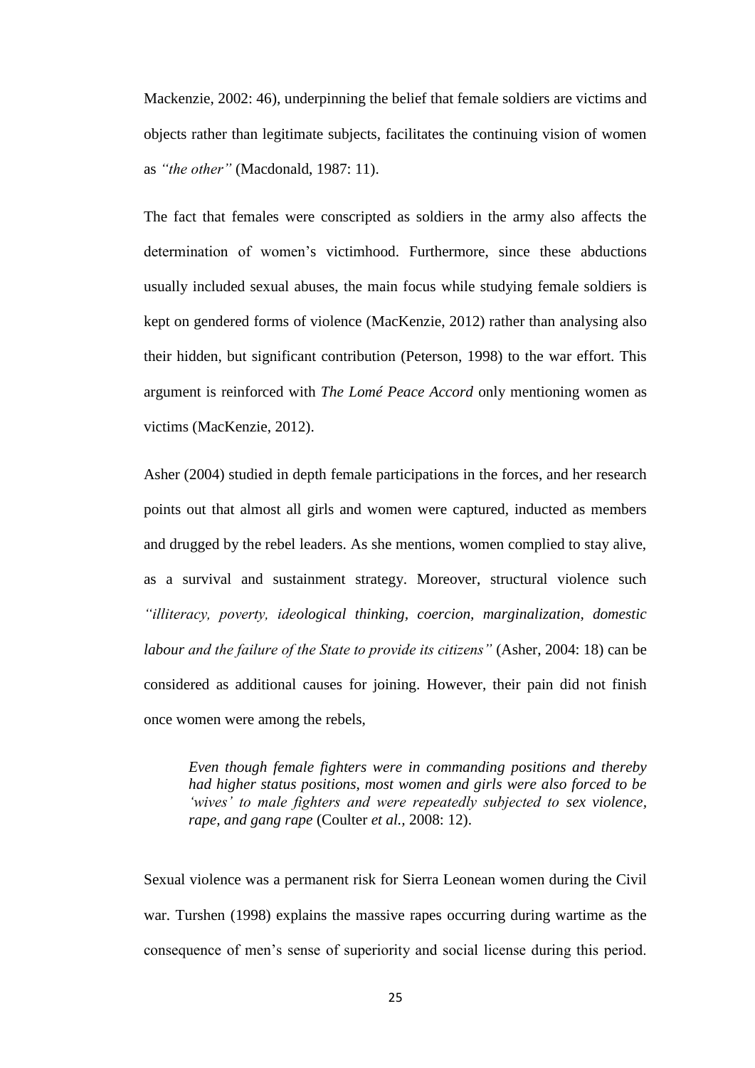Mackenzie, 2002: 46), underpinning the belief that female soldiers are victims and objects rather than legitimate subjects, facilitates the continuing vision of women as *"the other"* (Macdonald, 1987: 11).

The fact that females were conscripted as soldiers in the army also affects the determination of women's victimhood. Furthermore, since these abductions usually included sexual abuses, the main focus while studying female soldiers is kept on gendered forms of violence (MacKenzie, 2012) rather than analysing also their hidden, but significant contribution (Peterson, 1998) to the war effort. This argument is reinforced with *The Lomé Peace Accord* only mentioning women as victims (MacKenzie, 2012).

Asher (2004) studied in depth female participations in the forces, and her research points out that almost all girls and women were captured, inducted as members and drugged by the rebel leaders. As she mentions, women complied to stay alive, as a survival and sustainment strategy. Moreover, structural violence such *"illiteracy, poverty, ideological thinking, coercion, marginalization, domestic labour and the failure of the State to provide its citizens"* (Asher, 2004: 18) can be considered as additional causes for joining. However, their pain did not finish once women were among the rebels,

> *Even though female fighters were in commanding positions and thereby had higher status positions, most women and girls were also forced to be 'wives' to male fighters and were repeatedly subjected to sex violence, rape, and gang rape* (Coulter *et al.,* 2008: 12).

Sexual violence was a permanent risk for Sierra Leonean women during the Civil war. Turshen (1998) explains the massive rapes occurring during wartime as the consequence of men's sense of superiority and social license during this period.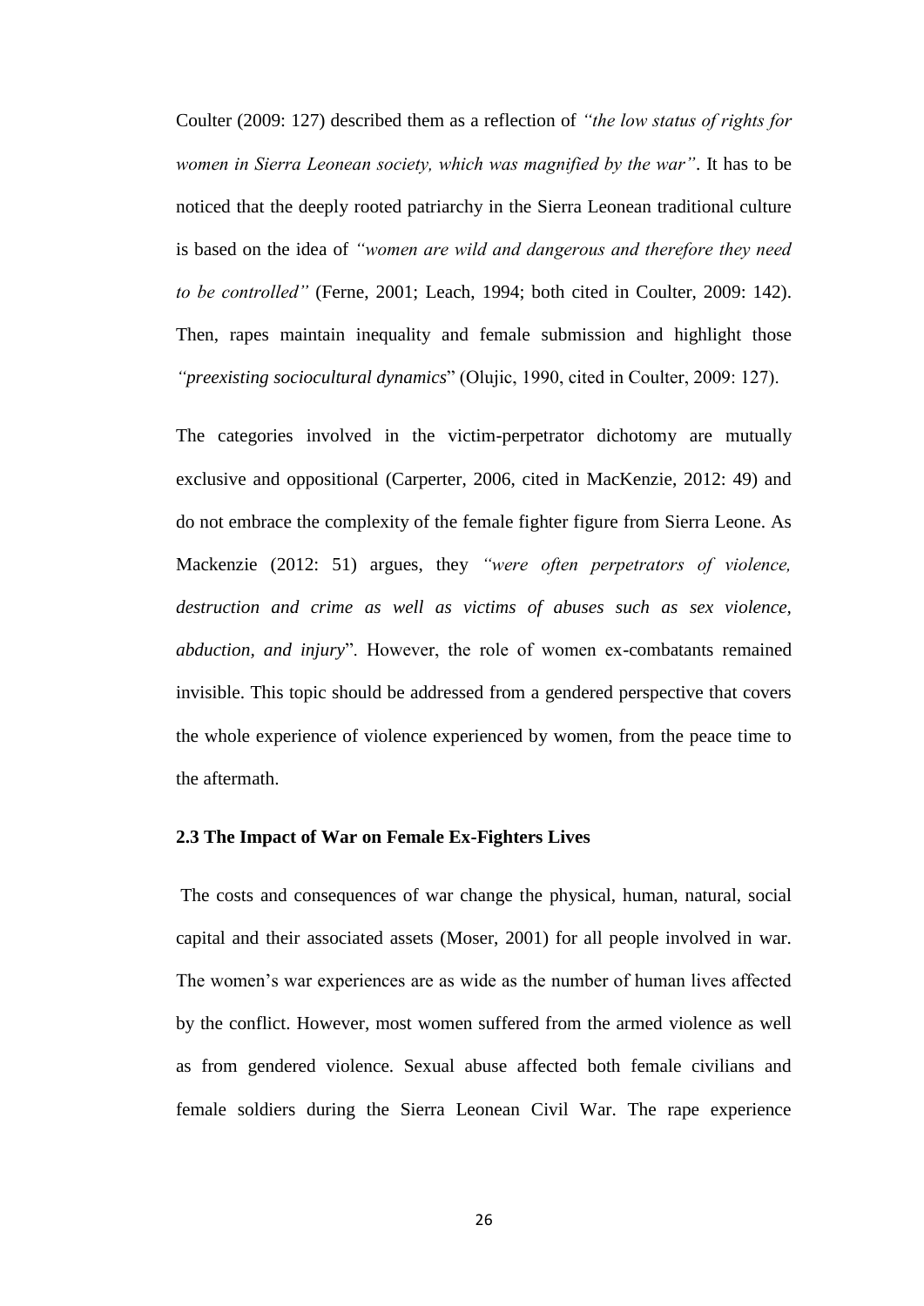Coulter (2009: 127) described them as a reflection of *"the low status of rights for women in Sierra Leonean society, which was magnified by the war"*. It has to be noticed that the deeply rooted patriarchy in the Sierra Leonean traditional culture is based on the idea of *"women are wild and dangerous and therefore they need to be controlled"* (Ferne, 2001; Leach, 1994; both cited in Coulter, 2009: 142). Then, rapes maintain inequality and female submission and highlight those *"preexisting sociocultural dynamics*" (Olujic, 1990, cited in Coulter, 2009: 127).

The categories involved in the victim-perpetrator dichotomy are mutually exclusive and oppositional (Carperter, 2006, cited in MacKenzie, 2012: 49) and do not embrace the complexity of the female fighter figure from Sierra Leone. As Mackenzie (2012: 51) argues, they *"were often perpetrators of violence, destruction and crime as well as victims of abuses such as sex violence, abduction, and injury*". However, the role of women ex-combatants remained invisible. This topic should be addressed from a gendered perspective that covers the whole experience of violence experienced by women, from the peace time to the aftermath.

### 2.3 The Impact of War on Female Ex-Fighters Lives

The costs and consequences of war change the physical, human, natural, social capital and their associated assets (Moser, 2001) for all people involved in war. The women's war experiences are as wide as the number of human lives affected by the conflict. However, most women suffered from the armed violence as well as from gendered violence. Sexual abuse affected both female civilians and female soldiers during the Sierra Leonean Civil War. The rape experience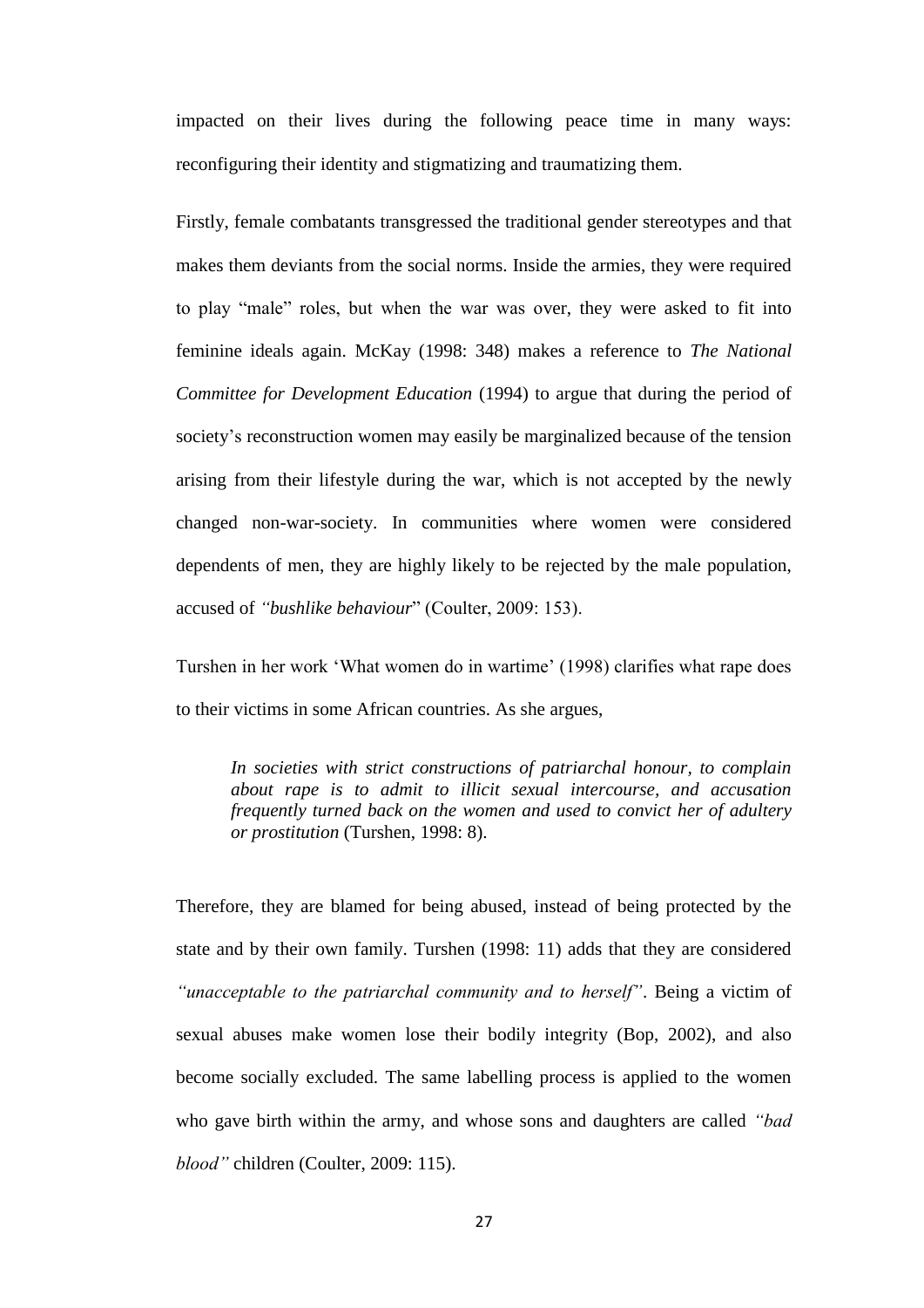impacted on their lives during the following peace time in many ways: reconfiguring their identity and stigmatizing and traumatizing them.

Firstly, female combatants transgressed the traditional gender stereotypes and that makes them deviants from the social norms. Inside the armies, they were required to play "male" roles, but when the war was over, they were asked to fit into feminine ideals again. McKay (1998: 348) makes a reference to *The National Committee for Development Education* (1994) to argue that during the period of society's reconstruction women may easily be marginalized because of the tension arising from their lifestyle during the war, which is not accepted by the newly changed non-war-society. In communities where women were considered dependents of men, they are highly likely to be rejected by the male population, accused of *"bushlike behaviour*" (Coulter, 2009: 153).

Turshen in her work 'What women do in wartime' (1998) clarifies what rape does to their victims in some African countries. As she argues,

> *In societies with strict constructions of patriarchal honour, to complain about rape is to admit to illicit sexual intercourse, and accusation frequently turned back on the women and used to convict her of adultery or prostitution* (Turshen, 1998: 8).

Therefore, they are blamed for being abused, instead of being protected by the state and by their own family. Turshen (1998: 11) adds that they are considered *"unacceptable to the patriarchal community and to herself"*. Being a victim of sexual abuses make women lose their bodily integrity (Bop, 2002), and also become socially excluded. The same labelling process is applied to the women who gave birth within the army, and whose sons and daughters are called *"bad blood"* children (Coulter, 2009: 115).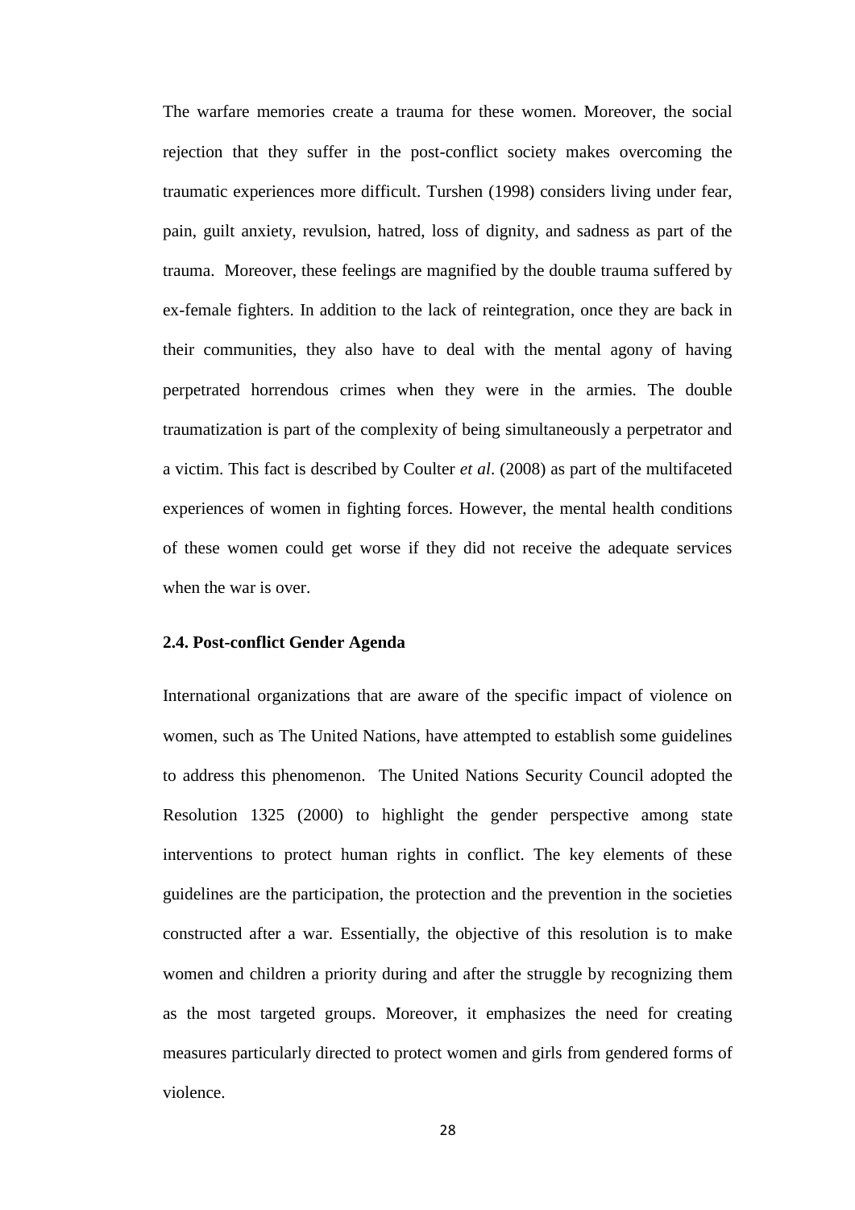The warfare memories create a trauma for these women. Moreover, the social rejection that they suffer in the post-conflict society makes overcoming the traumatic experiences more difficult. Turshen (1998) considers living under fear, pain, guilt anxiety, revulsion, hatred, loss of dignity, and sadness as part of the trauma. Moreover, these feelings are magnified by the double trauma suffered by ex-female fighters. In addition to the lack of reintegration, once they are back in their communities, they also have to deal with the mental agony of having perpetrated horrendous crimes when they were in the armies. The double traumatization is part of the complexity of being simultaneously a perpetrator and a victim. This fact is described by Coulter *et al*. (2008) as part of the multifaceted experiences of women in fighting forces. However, the mental health conditions of these women could get worse if they did not receive the adequate services when the war is over.

### 2.4. Post-conflict Gender Agenda

International organizations that are aware of the specific impact of violence on women, such as The United Nations, have attempted to establish some guidelines to address this phenomenon. The United Nations Security Council adopted the Resolution 1325 (2000) to highlight the gender perspective among state interventions to protect human rights in conflict. The key elements of these guidelines are the participation, the protection and the prevention in the societies constructed after a war. Essentially, the objective of this resolution is to make women and children a priority during and after the struggle by recognizing them as the most targeted groups. Moreover, it emphasizes the need for creating measures particularly directed to protect women and girls from gendered forms of violence.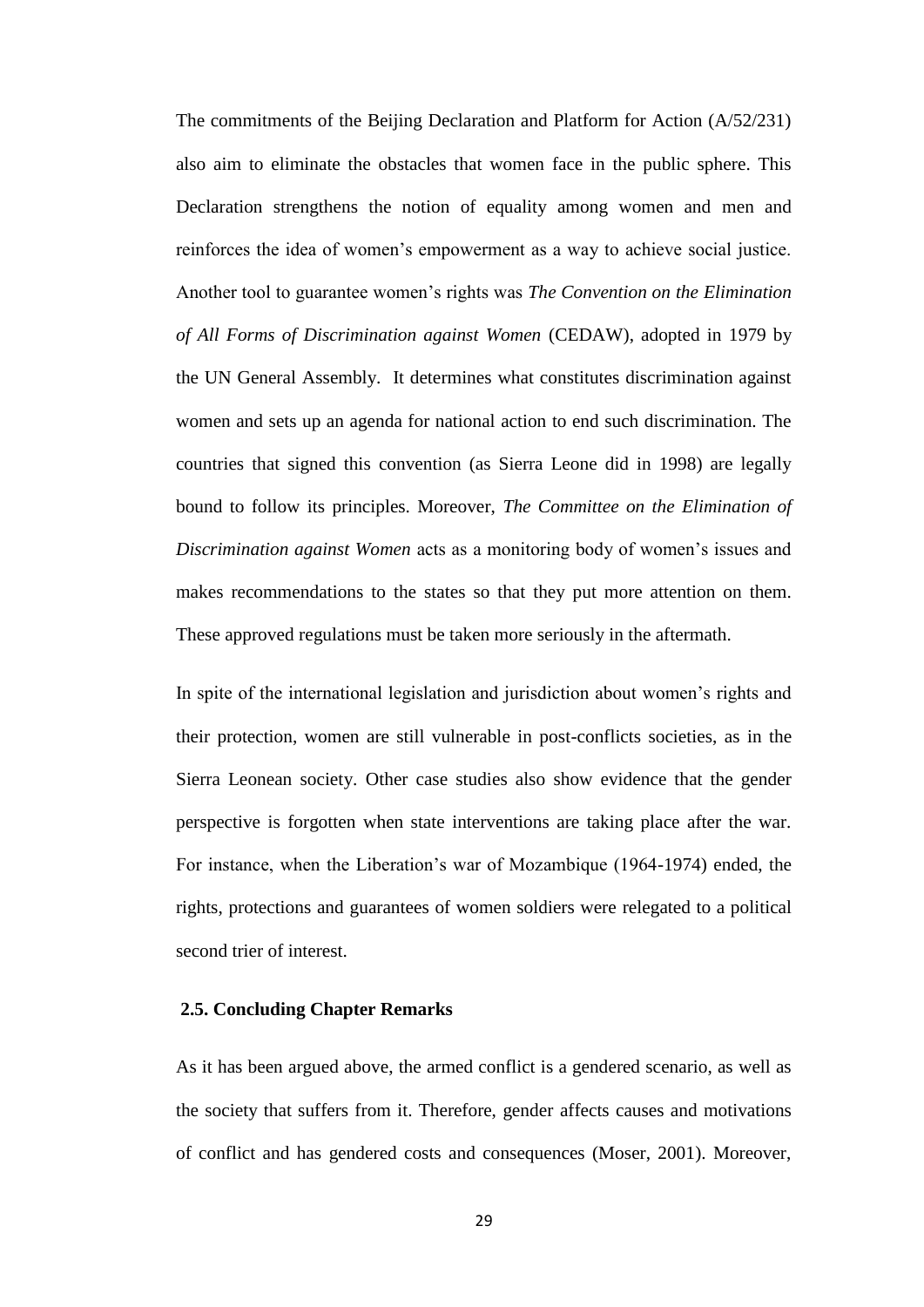The commitments of the Beijing Declaration and Platform for Action (A/52/231) also aim to eliminate the obstacles that women face in the public sphere. This Declaration strengthens the notion of equality among women and men and reinforces the idea of women's empowerment as a way to achieve social justice. Another tool to guarantee women's rights was *The Convention on the Elimination of All Forms of Discrimination against Women* (CEDAW), adopted in 1979 by the UN General Assembly. It determines what constitutes discrimination against women and sets up an agenda for national action to end such discrimination. The countries that signed this convention (as Sierra Leone did in 1998) are legally bound to follow its principles. Moreover, *The Committee on the Elimination of Discrimination against Women* acts as a monitoring body of women's issues and makes recommendations to the states so that they put more attention on them. These approved regulations must be taken more seriously in the aftermath.

In spite of the international legislation and jurisdiction about women's rights and their protection, women are still vulnerable in post-conflicts societies, as in the Sierra Leonean society. Other case studies also show evidence that the gender perspective is forgotten when state interventions are taking place after the war. For instance, when the Liberation's war of Mozambique (1964-1974) ended, the rights, protections and guarantees of women soldiers were relegated to a political second trier of interest.

### 2.5. Concluding Chapter Remarks

As it has been argued above, the armed conflict is a gendered scenario, as well as the society that suffers from it. Therefore, gender affects causes and motivations of conflict and has gendered costs and consequences (Moser, 2001). Moreover,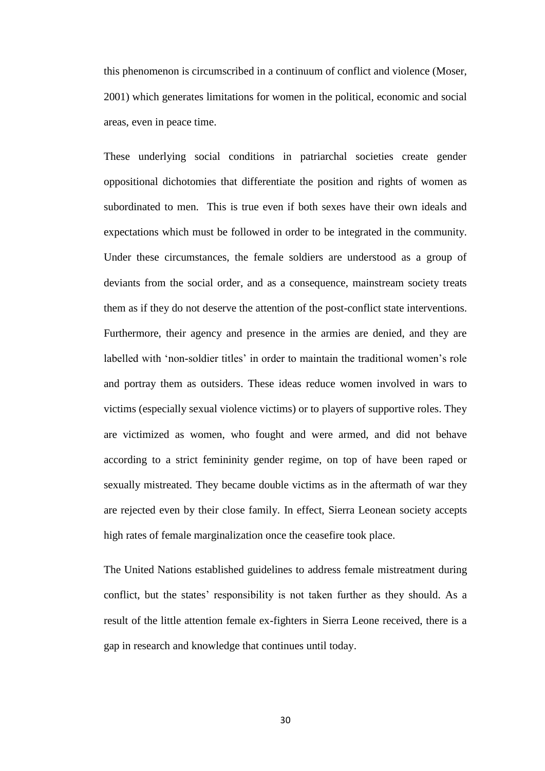this phenomenon is circumscribed in a continuum of conflict and violence (Moser, 2001) which generates limitations for women in the political, economic and social areas, even in peace time.

These underlying social conditions in patriarchal societies create gender oppositional dichotomies that differentiate the position and rights of women as subordinated to men. This is true even if both sexes have their own ideals and expectations which must be followed in order to be integrated in the community. Under these circumstances, the female soldiers are understood as a group of deviants from the social order, and as a consequence, mainstream society treats them as if they do not deserve the attention of the post-conflict state interventions. Furthermore, their agency and presence in the armies are denied, and they are labelled with 'non-soldier titles' in order to maintain the traditional women's role and portray them as outsiders. These ideas reduce women involved in wars to victims (especially sexual violence victims) or to players of supportive roles. They are victimized as women, who fought and were armed, and did not behave according to a strict femininity gender regime, on top of have been raped or sexually mistreated. They became double victims as in the aftermath of war they are rejected even by their close family. In effect, Sierra Leonean society accepts high rates of female marginalization once the ceasefire took place.

The United Nations established guidelines to address female mistreatment during conflict, but the states' responsibility is not taken further as they should. As a result of the little attention female ex-fighters in Sierra Leone received, there is a gap in research and knowledge that continues until today.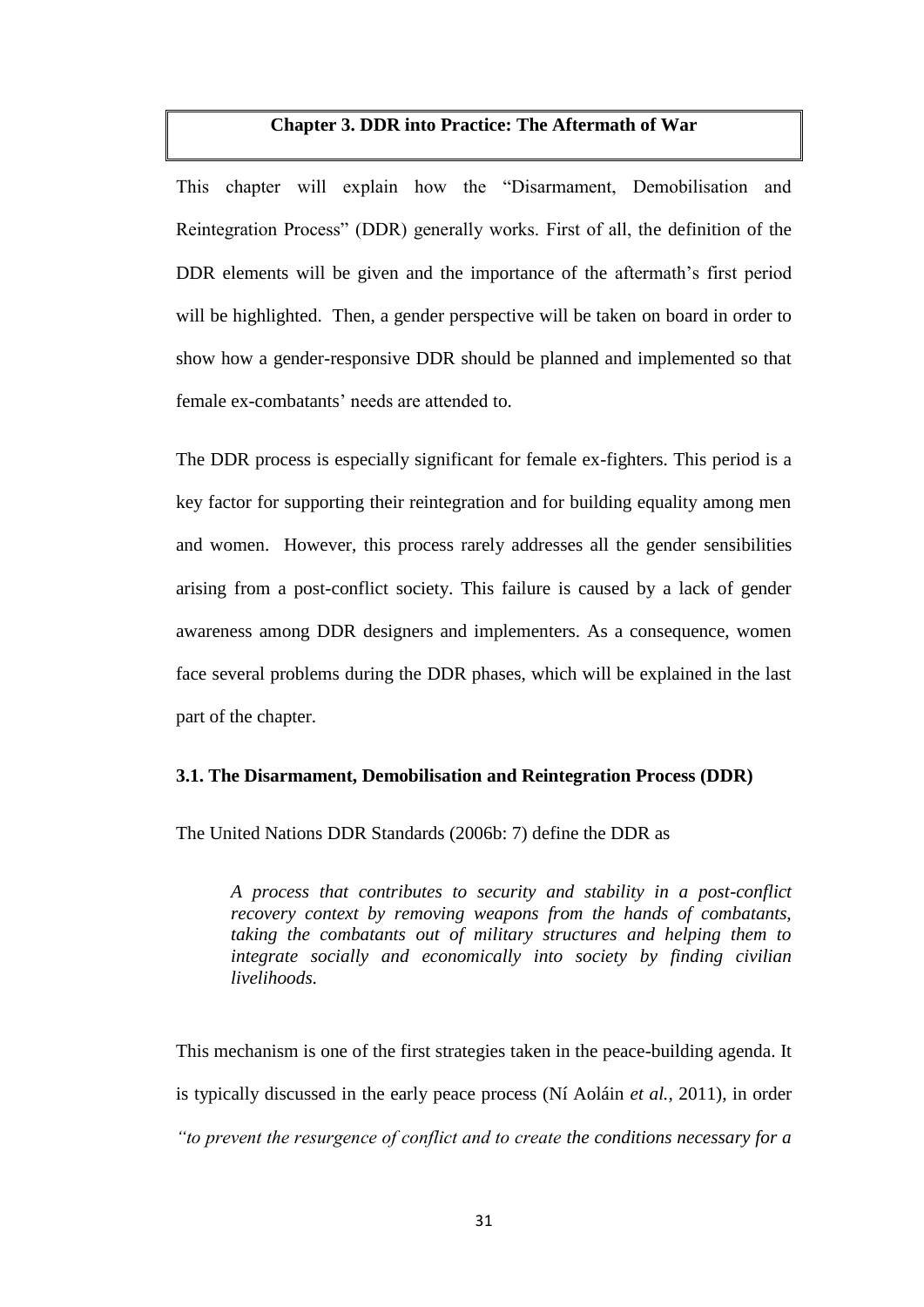## Chapter 3. DDR into Practice: The Aftermath of War

This chapter will explain how the "Disarmament, Demobilisation and Reintegration Process" (DDR) generally works. First of all, the definition of the DDR elements will be given and the importance of the aftermath's first period will be highlighted. Then, a gender perspective will be taken on board in order to show how a gender-responsive DDR should be planned and implemented so that female ex-combatants' needs are attended to.

The DDR process is especially significant for female ex-fighters. This period is a key factor for supporting their reintegration and for building equality among men and women. However, this process rarely addresses all the gender sensibilities arising from a post-conflict society. This failure is caused by a lack of gender awareness among DDR designers and implementers. As a consequence, women face several problems during the DDR phases, which will be explained in the last part of the chapter.

### 3.1. The Disarmament, Demobilisation and Reintegration Process (DDR)

The United Nations DDR Standards (2006b: 7) define the DDR as

> *A process that contributes to security and stability in a post-conflict recovery context by removing weapons from the hands of combatants, taking the combatants out of military structures and helping them to integrate socially and economically into society by finding civilian livelihoods.*

This mechanism is one of the first strategies taken in the peace-building agenda. It is typically discussed in the early peace process (Ní Aoláin *et al.*, 2011), in order *"to prevent the resurgence of conflict and to create the conditions necessary for a*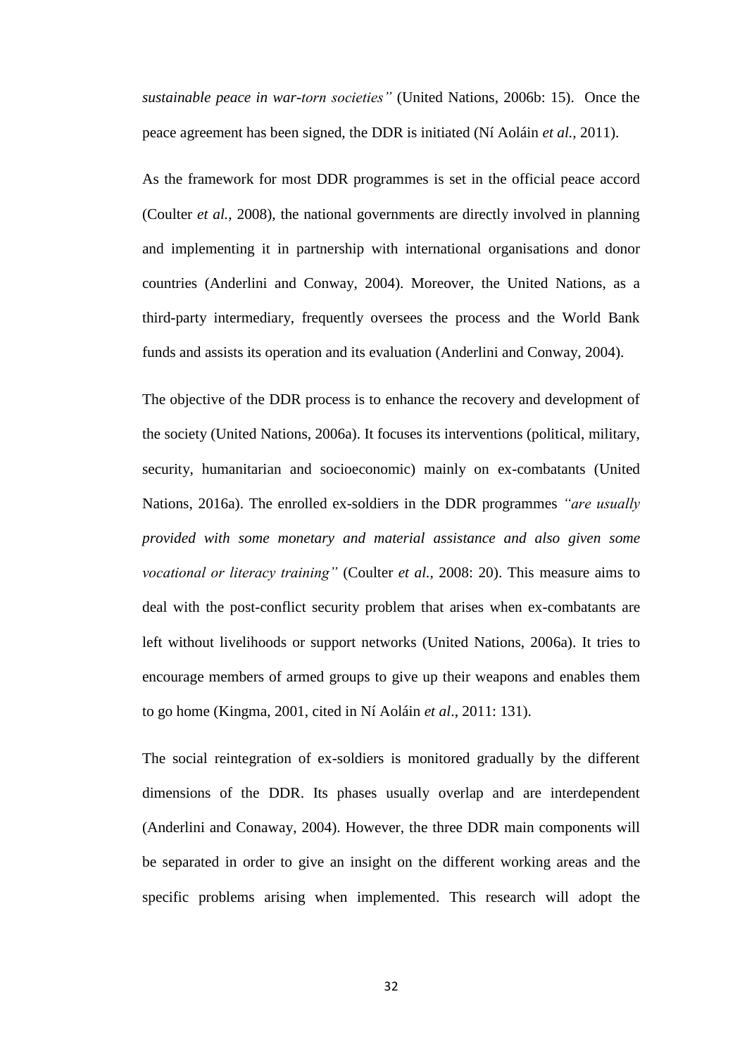*sustainable peace in war-torn societies"* (United Nations, 2006b: 15). Once the peace agreement has been signed, the DDR is initiated (Ní Aoláin *et al.,* 2011).

As the framework for most DDR programmes is set in the official peace accord (Coulter *et al.,* 2008), the national governments are directly involved in planning and implementing it in partnership with international organisations and donor countries (Anderlini and Conway, 2004). Moreover, the United Nations, as a third-party intermediary, frequently oversees the process and the World Bank funds and assists its operation and its evaluation (Anderlini and Conway, 2004).

The objective of the DDR process is to enhance the recovery and development of the society (United Nations, 2006a). It focuses its interventions (political, military, security, humanitarian and socioeconomic) mainly on ex-combatants (United Nations, 2016a). The enrolled ex-soldiers in the DDR programmes *"are usually provided with some monetary and material assistance and also given some vocational or literacy training"* (Coulter *et al.,* 2008: 20). This measure aims to deal with the post-conflict security problem that arises when ex-combatants are left without livelihoods or support networks (United Nations, 2006a). It tries to encourage members of armed groups to give up their weapons and enables them to go home (Kingma, 2001, cited in Ní Aoláin *et al*., 2011: 131).

The social reintegration of ex-soldiers is monitored gradually by the different dimensions of the DDR. Its phases usually overlap and are interdependent (Anderlini and Conaway, 2004). However, the three DDR main components will be separated in order to give an insight on the different working areas and the specific problems arising when implemented. This research will adopt the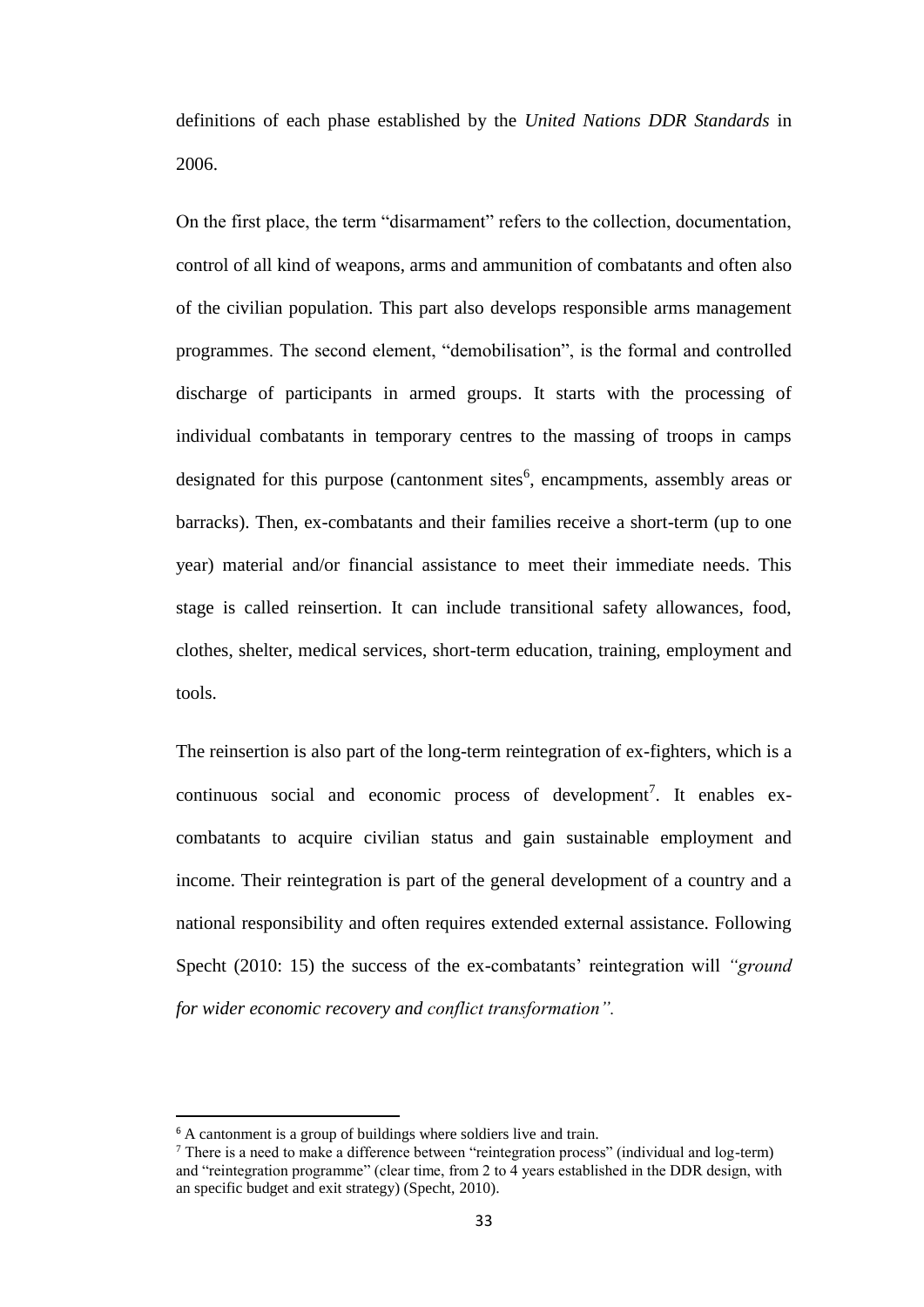definitions of each phase established by the *United Nations DDR Standards* in 2006.

On the first place, the term "disarmament" refers to the collection, documentation, control of all kind of weapons, arms and ammunition of combatants and often also of the civilian population. This part also develops responsible arms management programmes. The second element, "demobilisation", is the formal and controlled discharge of participants in armed groups. It starts with the processing of individual combatants in temporary centres to the massing of troops in camps designated for this purpose (cantonment sites[6], encampments, assembly areas or barracks). Then, ex-combatants and their families receive a short-term (up to one year) material and/or financial assistance to meet their immediate needs. This stage is called reinsertion. It can include transitional safety allowances, food, clothes, shelter, medical services, short-term education, training, employment and tools.

The reinsertion is also part of the long-term reintegration of ex-fighters, which is a continuous social and economic process of development[7]. It enables ex-combatants to acquire civilian status and gain sustainable employment and income. Their reintegration is part of the general development of a country and a national responsibility and often requires extended external assistance. Following Specht (2010: 15) the success of the ex-combatants' reintegration will *"ground for wider economic recovery and conflict transformation".*

---

[6] A cantonment is a group of buildings where soldiers live and train.

[7] There is a need to make a difference between "reintegration process" (individual and log-term) and "reintegration programme" (clear time, from 2 to 4 years established in the DDR design, with an specific budget and exit strategy) (Specht, 2010).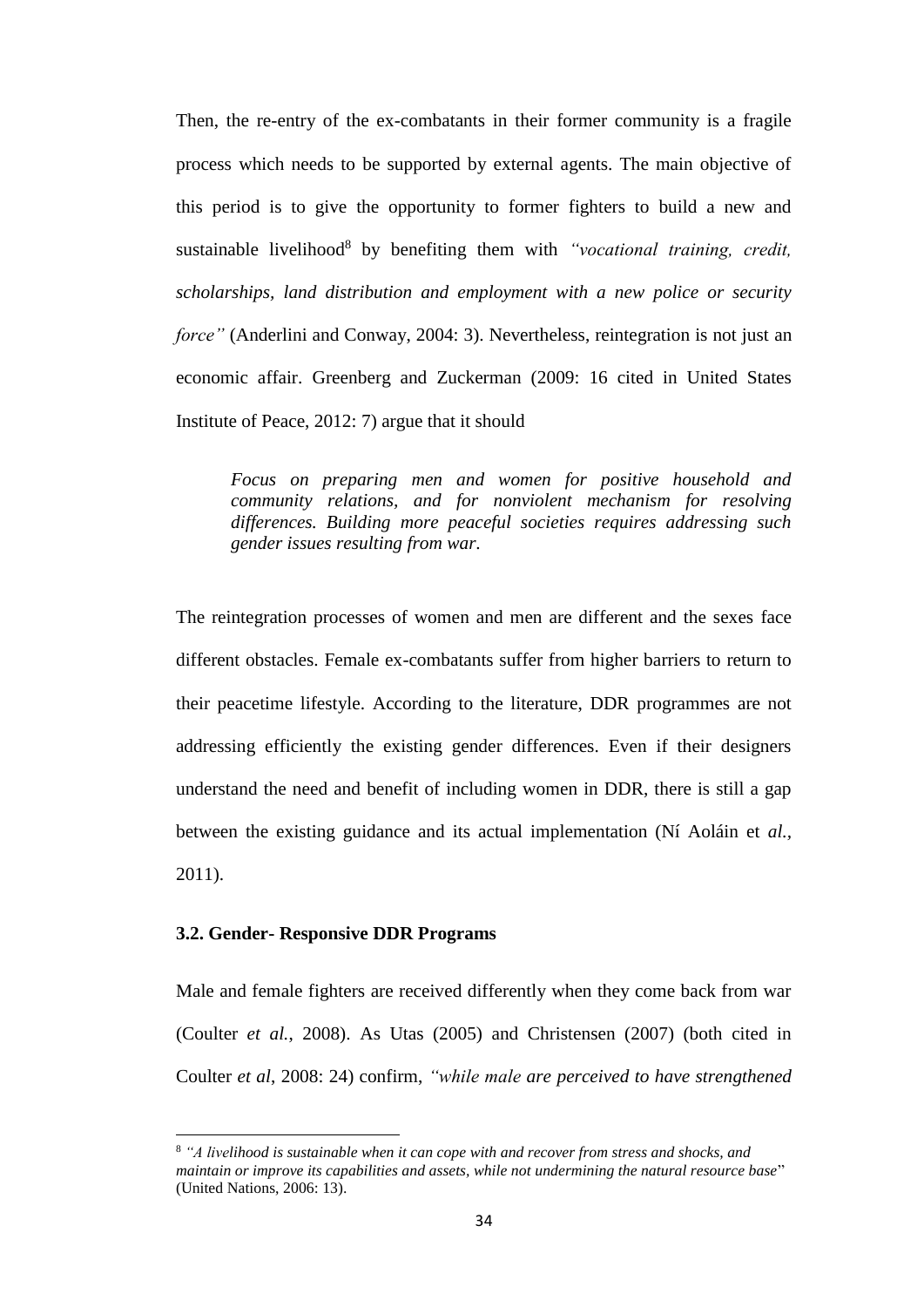Then, the re-entry of the ex-combatants in their former community is a fragile process which needs to be supported by external agents. The main objective of this period is to give the opportunity to former fighters to build a new and sustainable livelihood[8] by benefiting them with *"vocational training, credit, scholarships, land distribution and employment with a new police or security force"* (Anderlini and Conway, 2004: 3). Nevertheless, reintegration is not just an economic affair. Greenberg and Zuckerman (2009: 16 cited in United States Institute of Peace, 2012: 7) argue that it should

> *Focus on preparing men and women for positive household and community relations, and for nonviolent mechanism for resolving differences. Building more peaceful societies requires addressing such gender issues resulting from war.*

The reintegration processes of women and men are different and the sexes face different obstacles. Female ex-combatants suffer from higher barriers to return to their peacetime lifestyle. According to the literature, DDR programmes are not addressing efficiently the existing gender differences. Even if their designers understand the need and benefit of including women in DDR, there is still a gap between the existing guidance and its actual implementation (Ní Aoláin et *al.*, 2011).

### 3.2. Gender- Responsive DDR Programs

Male and female fighters are received differently when they come back from war (Coulter *et al.*, 2008). As Utas (2005) and Christensen (2007) (both cited in Coulter *et al*, 2008: 24) confirm, *"while male are perceived to have strengthened*

---

[8] *"A livelihood is sustainable when it can cope with and recover from stress and shocks, and maintain or improve its capabilities and assets, while not undermining the natural resource base*" (United Nations, 2006: 13).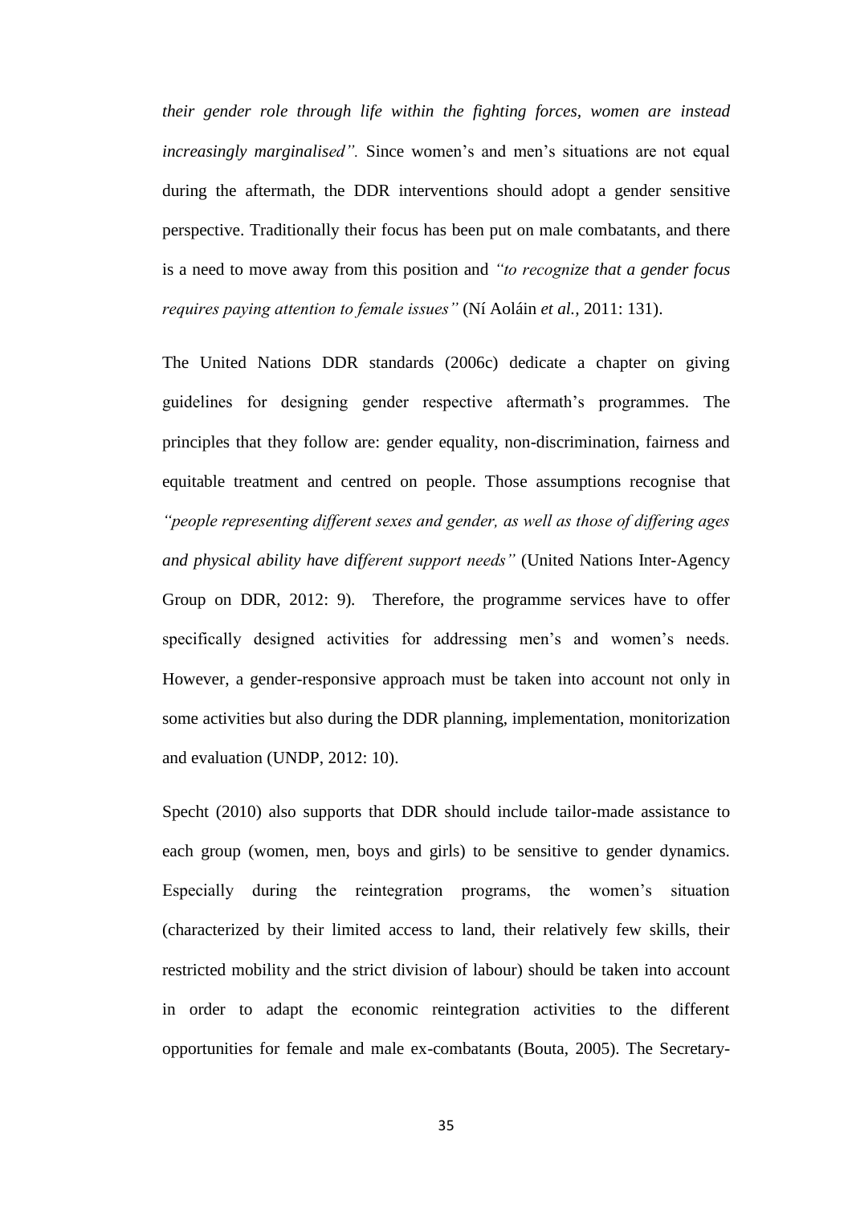*their gender role through life within the fighting forces, women are instead increasingly marginalised".* Since women's and men's situations are not equal during the aftermath, the DDR interventions should adopt a gender sensitive perspective. Traditionally their focus has been put on male combatants, and there is a need to move away from this position and *"to recognize that a gender focus requires paying attention to female issues"* (Ní Aoláin *et al.,* 2011: 131).

The United Nations DDR standards (2006c) dedicate a chapter on giving guidelines for designing gender respective aftermath's programmes. The principles that they follow are: gender equality, non-discrimination, fairness and equitable treatment and centred on people. Those assumptions recognise that *"people representing different sexes and gender, as well as those of differing ages and physical ability have different support needs"* (United Nations Inter-Agency Group on DDR, 2012: 9). Therefore, the programme services have to offer specifically designed activities for addressing men's and women's needs. However, a gender-responsive approach must be taken into account not only in some activities but also during the DDR planning, implementation, monitorization and evaluation (UNDP, 2012: 10).

Specht (2010) also supports that DDR should include tailor-made assistance to each group (women, men, boys and girls) to be sensitive to gender dynamics. Especially during the reintegration programs, the women's situation (characterized by their limited access to land, their relatively few skills, their restricted mobility and the strict division of labour) should be taken into account in order to adapt the economic reintegration activities to the different opportunities for female and male ex-combatants (Bouta, 2005). The Secretary-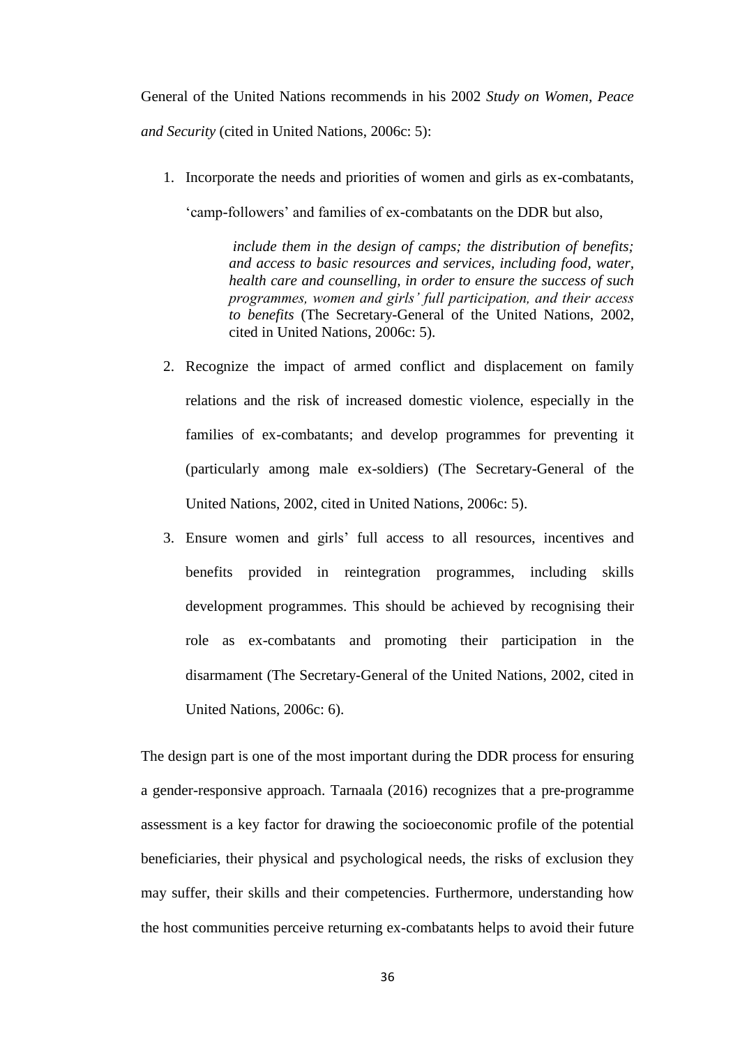General of the United Nations recommends in his 2002 *Study on Women, Peace and Security* (cited in United Nations, 2006c: 5):

1. Incorporate the needs and priorities of women and girls as ex-combatants, 'camp-followers' and families of ex-combatants on the DDR but also,

   > *include them in the design of camps; the distribution of benefits; and access to basic resources and services, including food, water, health care and counselling, in order to ensure the success of such programmes, women and girls' full participation, and their access to benefits* (The Secretary-General of the United Nations, 2002, cited in United Nations, 2006c: 5).

2. Recognize the impact of armed conflict and displacement on family relations and the risk of increased domestic violence, especially in the families of ex-combatants; and develop programmes for preventing it (particularly among male ex-soldiers) (The Secretary-General of the United Nations, 2002, cited in United Nations, 2006c: 5).

3. Ensure women and girls' full access to all resources, incentives and benefits provided in reintegration programmes, including skills development programmes. This should be achieved by recognising their role as ex-combatants and promoting their participation in the disarmament (The Secretary-General of the United Nations, 2002, cited in United Nations, 2006c: 6).

The design part is one of the most important during the DDR process for ensuring a gender-responsive approach. Tarnaala (2016) recognizes that a pre-programme assessment is a key factor for drawing the socioeconomic profile of the potential beneficiaries, their physical and psychological needs, the risks of exclusion they may suffer, their skills and their competencies. Furthermore, understanding how the host communities perceive returning ex-combatants helps to avoid their future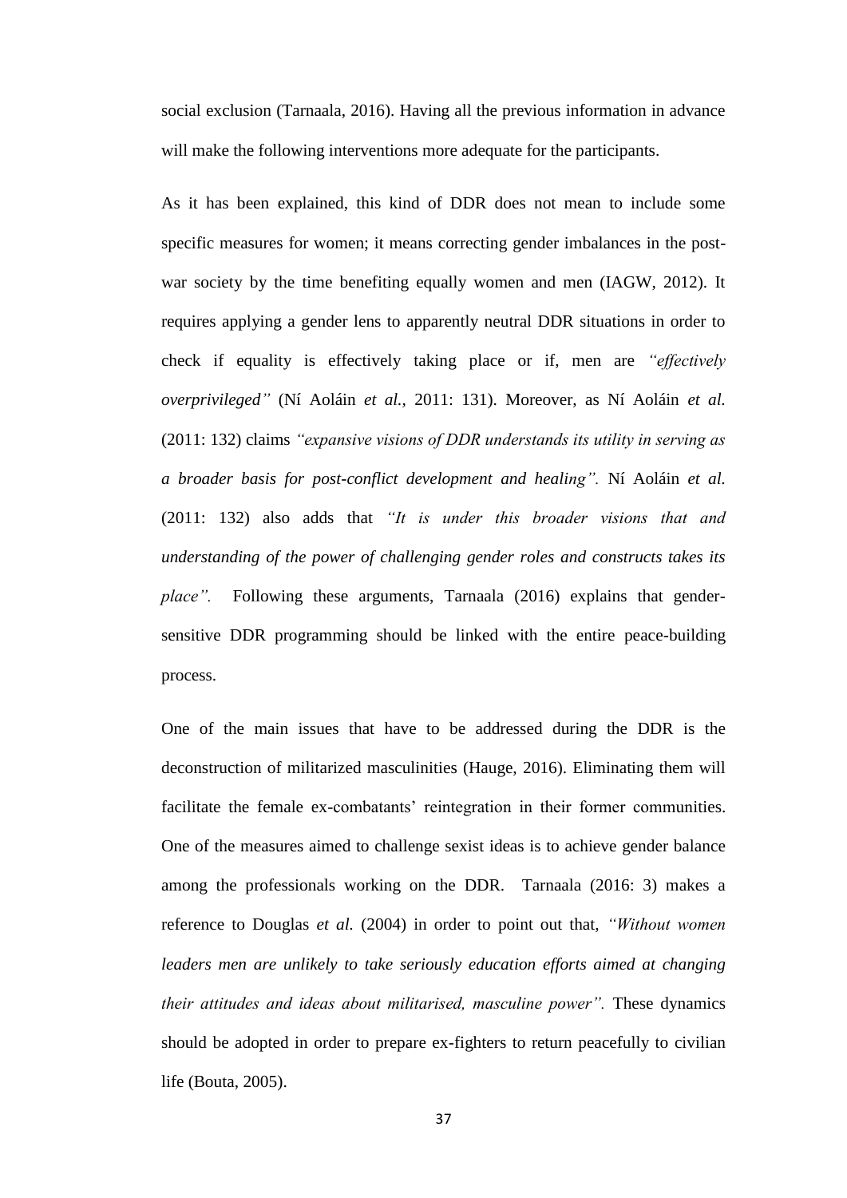social exclusion (Tarnaala, 2016). Having all the previous information in advance will make the following interventions more adequate for the participants.

As it has been explained, this kind of DDR does not mean to include some specific measures for women; it means correcting gender imbalances in the post-war society by the time benefiting equally women and men (IAGW, 2012). It requires applying a gender lens to apparently neutral DDR situations in order to check if equality is effectively taking place or if, men are *"effectively overprivileged"* (Ní Aoláin *et al.*, 2011: 131). Moreover, as Ní Aoláin *et al.* (2011: 132) claims *"expansive visions of DDR understands its utility in serving as a broader basis for post-conflict development and healing".* Ní Aoláin *et al.* (2011: 132) also adds that *"It is under this broader visions that and understanding of the power of challenging gender roles and constructs takes its place".* Following these arguments, Tarnaala (2016) explains that gender-sensitive DDR programming should be linked with the entire peace-building process.

One of the main issues that have to be addressed during the DDR is the deconstruction of militarized masculinities (Hauge, 2016). Eliminating them will facilitate the female ex-combatants' reintegration in their former communities. One of the measures aimed to challenge sexist ideas is to achieve gender balance among the professionals working on the DDR. Tarnaala (2016: 3) makes a reference to Douglas *et al.* (2004) in order to point out that, *"Without women leaders men are unlikely to take seriously education efforts aimed at changing their attitudes and ideas about militarised, masculine power".* These dynamics should be adopted in order to prepare ex-fighters to return peacefully to civilian life (Bouta, 2005).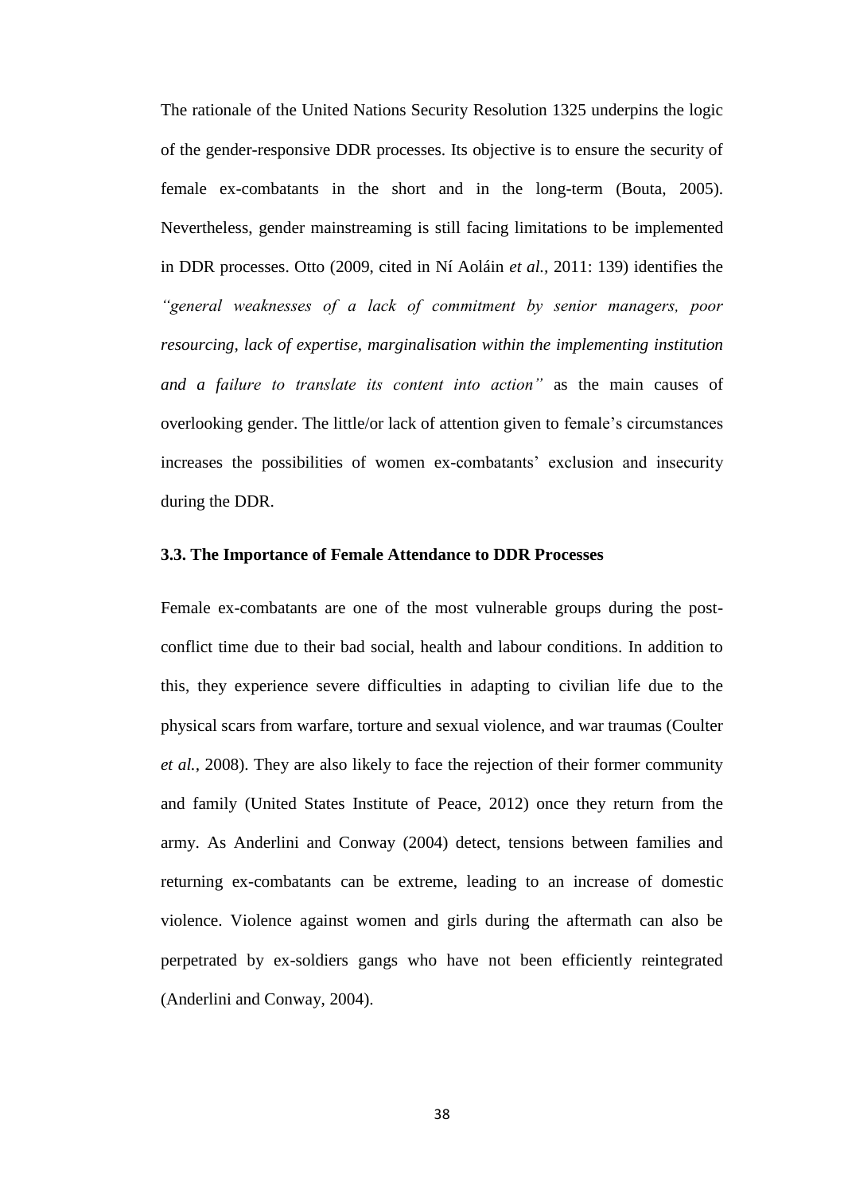The rationale of the United Nations Security Resolution 1325 underpins the logic of the gender-responsive DDR processes. Its objective is to ensure the security of female ex-combatants in the short and in the long-term (Bouta, 2005). Nevertheless, gender mainstreaming is still facing limitations to be implemented in DDR processes. Otto (2009, cited in Ní Aoláin *et al.,* 2011: 139) identifies the *"general weaknesses of a lack of commitment by senior managers, poor resourcing, lack of expertise, marginalisation within the implementing institution and a failure to translate its content into action"* as the main causes of overlooking gender. The little/or lack of attention given to female's circumstances increases the possibilities of women ex-combatants' exclusion and insecurity during the DDR.

### 3.3. The Importance of Female Attendance to DDR Processes

Female ex-combatants are one of the most vulnerable groups during the post-conflict time due to their bad social, health and labour conditions. In addition to this, they experience severe difficulties in adapting to civilian life due to the physical scars from warfare, torture and sexual violence, and war traumas (Coulter *et al.,* 2008). They are also likely to face the rejection of their former community and family (United States Institute of Peace, 2012) once they return from the army. As Anderlini and Conway (2004) detect, tensions between families and returning ex-combatants can be extreme, leading to an increase of domestic violence. Violence against women and girls during the aftermath can also be perpetrated by ex-soldiers gangs who have not been efficiently reintegrated (Anderlini and Conway, 2004).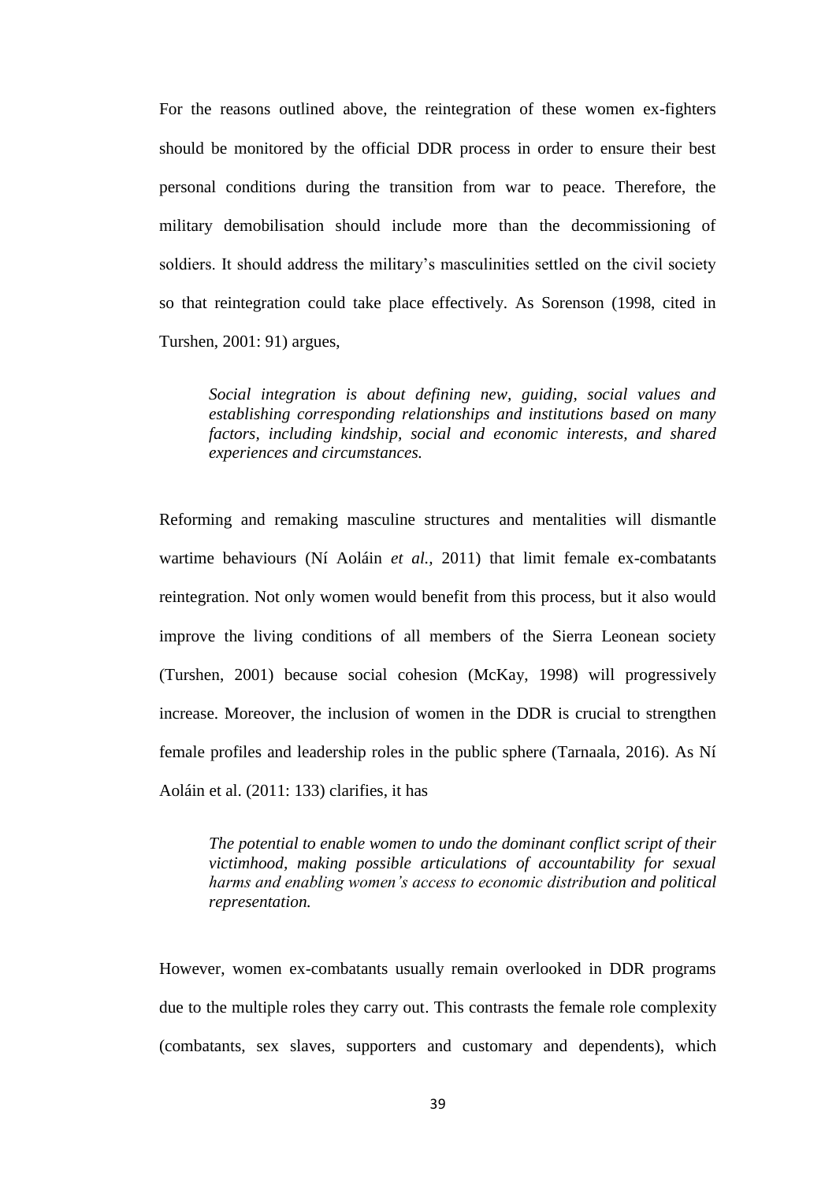For the reasons outlined above, the reintegration of these women ex-fighters should be monitored by the official DDR process in order to ensure their best personal conditions during the transition from war to peace. Therefore, the military demobilisation should include more than the decommissioning of soldiers. It should address the military's masculinities settled on the civil society so that reintegration could take place effectively. As Sorenson (1998, cited in Turshen, 2001: 91) argues,

> *Social integration is about defining new, guiding, social values and establishing corresponding relationships and institutions based on many factors, including kindship, social and economic interests, and shared experiences and circumstances.*

Reforming and remaking masculine structures and mentalities will dismantle wartime behaviours (Ní Aoláin *et al.*, 2011) that limit female ex-combatants reintegration. Not only women would benefit from this process, but it also would improve the living conditions of all members of the Sierra Leonean society (Turshen, 2001) because social cohesion (McKay, 1998) will progressively increase. Moreover, the inclusion of women in the DDR is crucial to strengthen female profiles and leadership roles in the public sphere (Tarnaala, 2016). As Ní Aoláin et al. (2011: 133) clarifies, it has

> *The potential to enable women to undo the dominant conflict script of their victimhood, making possible articulations of accountability for sexual harms and enabling women's access to economic distribution and political representation.*

However, women ex-combatants usually remain overlooked in DDR programs due to the multiple roles they carry out. This contrasts the female role complexity (combatants, sex slaves, supporters and customary and dependents), which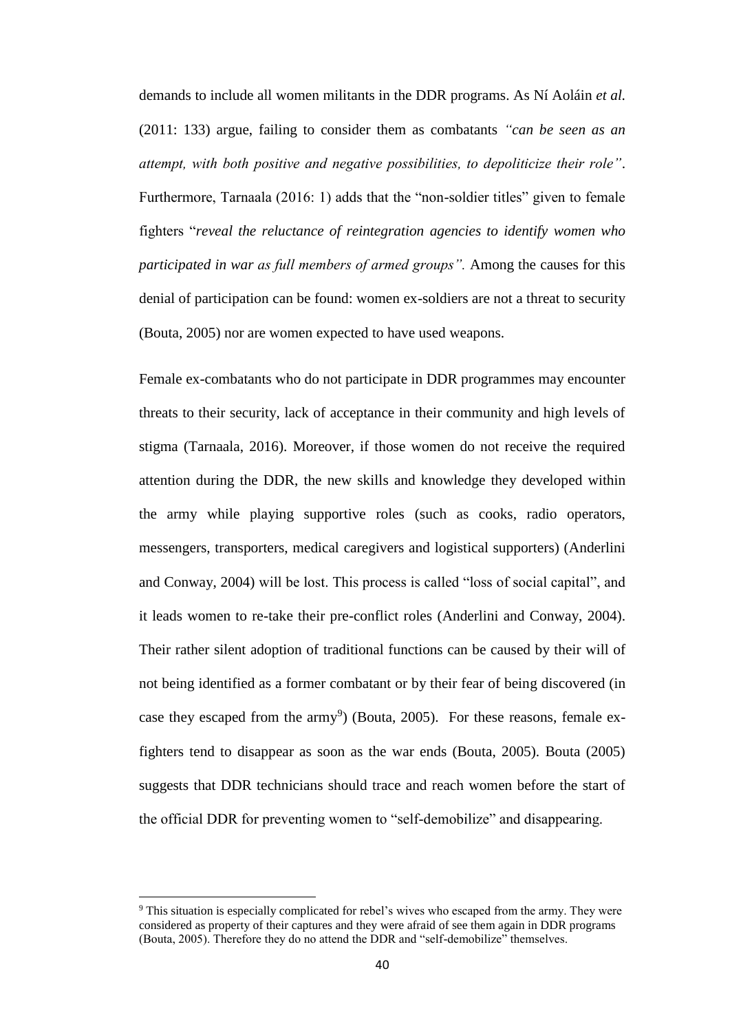demands to include all women militants in the DDR programs. As Ní Aoláin *et al.* (2011: 133) argue, failing to consider them as combatants *"can be seen as an attempt, with both positive and negative possibilities, to depoliticize their role"*. Furthermore, Tarnaala (2016: 1) adds that the "non-soldier titles" given to female fighters "*reveal the reluctance of reintegration agencies to identify women who participated in war as full members of armed groups".* Among the causes for this denial of participation can be found: women ex-soldiers are not a threat to security (Bouta, 2005) nor are women expected to have used weapons.

Female ex-combatants who do not participate in DDR programmes may encounter threats to their security, lack of acceptance in their community and high levels of stigma (Tarnaala, 2016). Moreover, if those women do not receive the required attention during the DDR, the new skills and knowledge they developed within the army while playing supportive roles (such as cooks, radio operators, messengers, transporters, medical caregivers and logistical supporters) (Anderlini and Conway, 2004) will be lost. This process is called "loss of social capital", and it leads women to re-take their pre-conflict roles (Anderlini and Conway, 2004). Their rather silent adoption of traditional functions can be caused by their will of not being identified as a former combatant or by their fear of being discovered (in case they escaped from the army[9]) (Bouta, 2005). For these reasons, female ex-fighters tend to disappear as soon as the war ends (Bouta, 2005). Bouta (2005) suggests that DDR technicians should trace and reach women before the start of the official DDR for preventing women to "self-demobilize" and disappearing.

[9] This situation is especially complicated for rebel's wives who escaped from the army. They were considered as property of their captures and they were afraid of see them again in DDR programs (Bouta, 2005). Therefore they do no attend the DDR and "self-demobilize" themselves.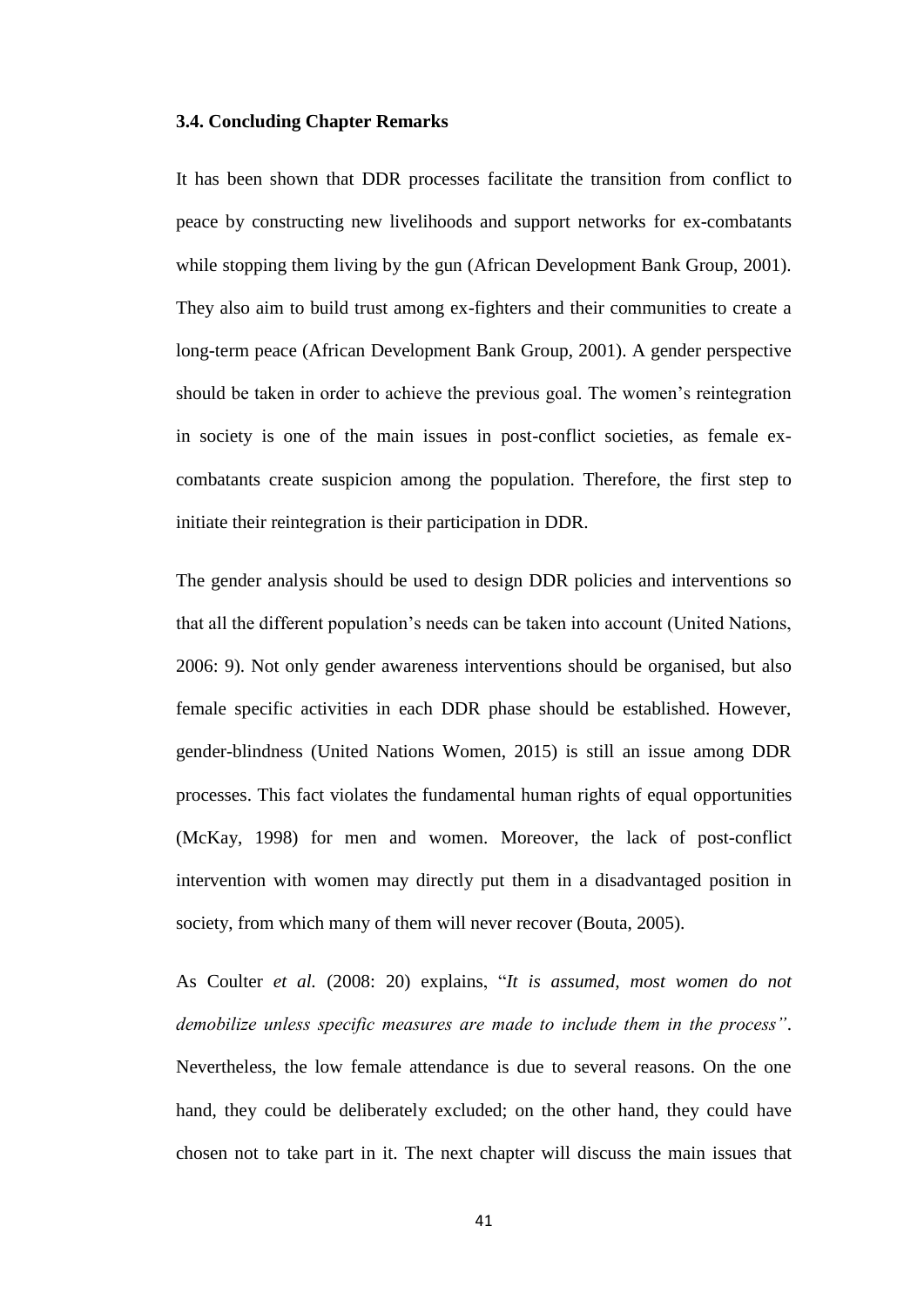### 3.4. Concluding Chapter Remarks

It has been shown that DDR processes facilitate the transition from conflict to peace by constructing new livelihoods and support networks for ex-combatants while stopping them living by the gun (African Development Bank Group, 2001). They also aim to build trust among ex-fighters and their communities to create a long-term peace (African Development Bank Group, 2001). A gender perspective should be taken in order to achieve the previous goal. The women's reintegration in society is one of the main issues in post-conflict societies, as female ex-combatants create suspicion among the population. Therefore, the first step to initiate their reintegration is their participation in DDR.

The gender analysis should be used to design DDR policies and interventions so that all the different population's needs can be taken into account (United Nations, 2006: 9). Not only gender awareness interventions should be organised, but also female specific activities in each DDR phase should be established. However, gender-blindness (United Nations Women, 2015) is still an issue among DDR processes. This fact violates the fundamental human rights of equal opportunities (McKay, 1998) for men and women. Moreover, the lack of post-conflict intervention with women may directly put them in a disadvantaged position in society, from which many of them will never recover (Bouta, 2005).

As Coulter *et al.* (2008: 20) explains, "*It is assumed, most women do not demobilize unless specific measures are made to include them in the process"*. Nevertheless, the low female attendance is due to several reasons. On the one hand, they could be deliberately excluded; on the other hand, they could have chosen not to take part in it. The next chapter will discuss the main issues that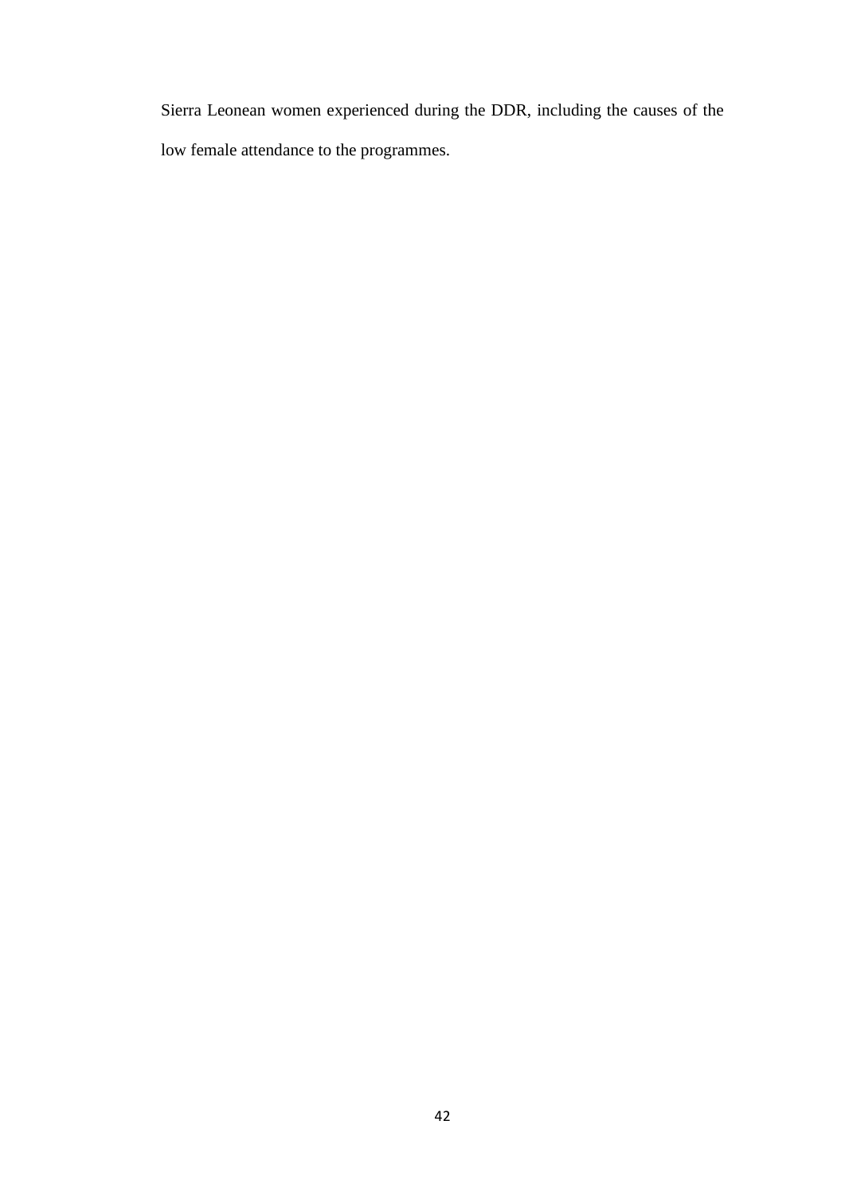Sierra Leonean women experienced during the DDR, including the causes of the low female attendance to the programmes.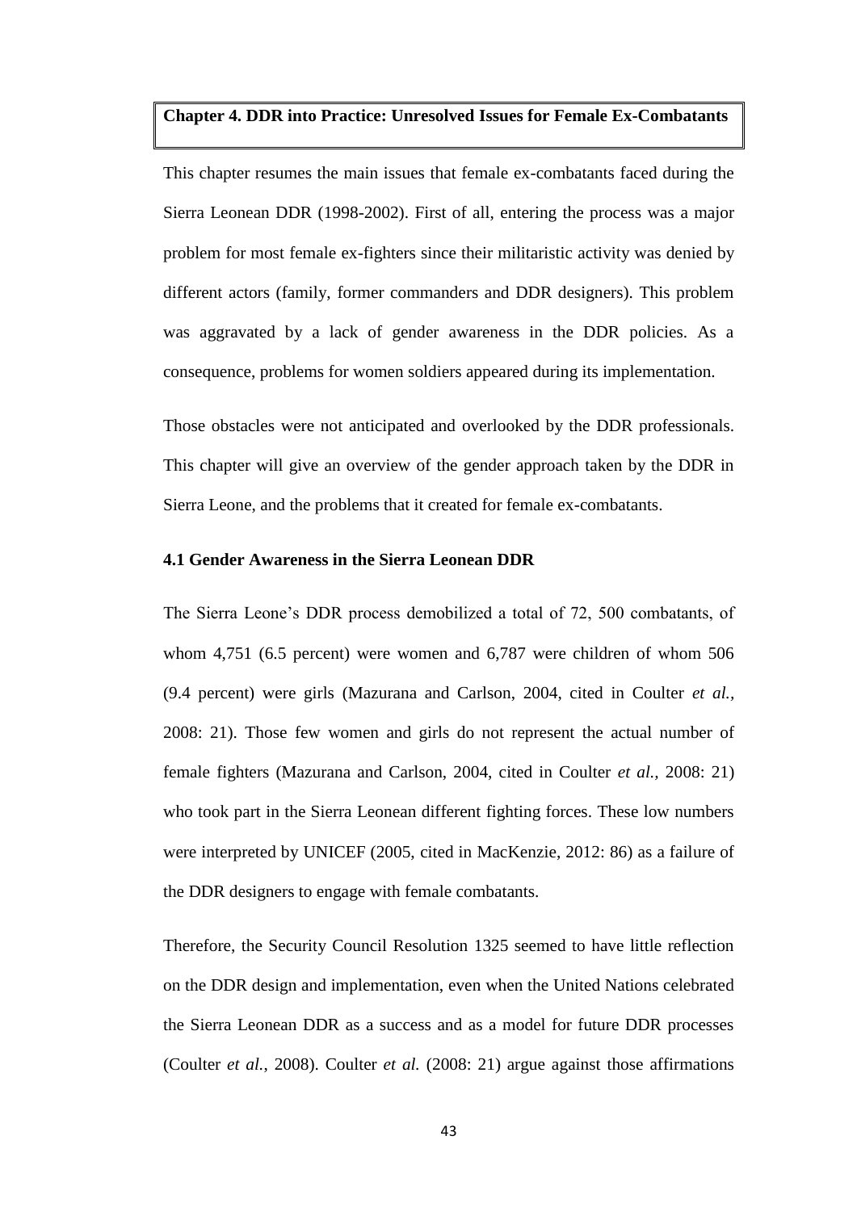## Chapter 4. DDR into Practice: Unresolved Issues for Female Ex-Combatants

This chapter resumes the main issues that female ex-combatants faced during the Sierra Leonean DDR (1998-2002). First of all, entering the process was a major problem for most female ex-fighters since their militaristic activity was denied by different actors (family, former commanders and DDR designers). This problem was aggravated by a lack of gender awareness in the DDR policies. As a consequence, problems for women soldiers appeared during its implementation.

Those obstacles were not anticipated and overlooked by the DDR professionals. This chapter will give an overview of the gender approach taken by the DDR in Sierra Leone, and the problems that it created for female ex-combatants.

### 4.1 Gender Awareness in the Sierra Leonean DDR

The Sierra Leone's DDR process demobilized a total of 72, 500 combatants, of whom 4,751 (6.5 percent) were women and 6,787 were children of whom 506 (9.4 percent) were girls (Mazurana and Carlson, 2004, cited in Coulter *et al.,* 2008: 21). Those few women and girls do not represent the actual number of female fighters (Mazurana and Carlson, 2004, cited in Coulter *et al.,* 2008: 21) who took part in the Sierra Leonean different fighting forces. These low numbers were interpreted by UNICEF (2005, cited in MacKenzie, 2012: 86) as a failure of the DDR designers to engage with female combatants.

Therefore, the Security Council Resolution 1325 seemed to have little reflection on the DDR design and implementation, even when the United Nations celebrated the Sierra Leonean DDR as a success and as a model for future DDR processes (Coulter *et al.*, 2008). Coulter *et al.* (2008: 21) argue against those affirmations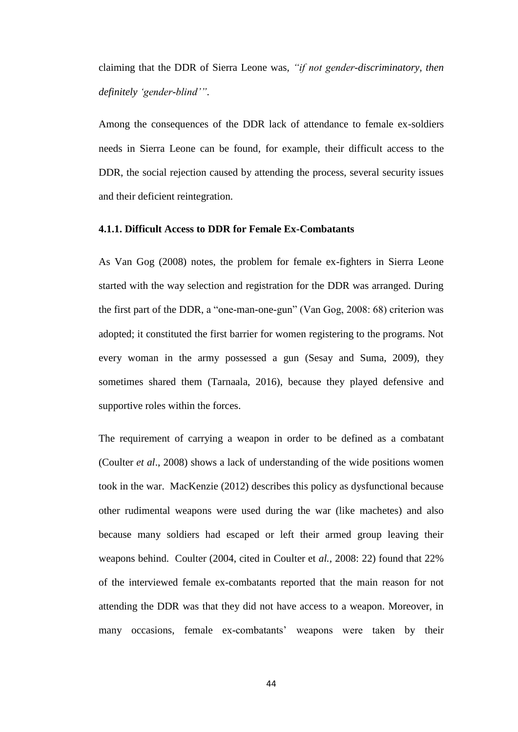claiming that the DDR of Sierra Leone was, *"if not gender-discriminatory, then definitely 'gender-blind'"*.

Among the consequences of the DDR lack of attendance to female ex-soldiers needs in Sierra Leone can be found, for example, their difficult access to the DDR, the social rejection caused by attending the process, several security issues and their deficient reintegration.

### 4.1.1. Difficult Access to DDR for Female Ex-Combatants

As Van Gog (2008) notes, the problem for female ex-fighters in Sierra Leone started with the way selection and registration for the DDR was arranged. During the first part of the DDR, a "one-man-one-gun" (Van Gog, 2008: 68) criterion was adopted; it constituted the first barrier for women registering to the programs. Not every woman in the army possessed a gun (Sesay and Suma, 2009), they sometimes shared them (Tarnaala, 2016), because they played defensive and supportive roles within the forces.

The requirement of carrying a weapon in order to be defined as a combatant (Coulter *et al*., 2008) shows a lack of understanding of the wide positions women took in the war. MacKenzie (2012) describes this policy as dysfunctional because other rudimental weapons were used during the war (like machetes) and also because many soldiers had escaped or left their armed group leaving their weapons behind. Coulter (2004, cited in Coulter et *al.*, 2008: 22) found that 22% of the interviewed female ex-combatants reported that the main reason for not attending the DDR was that they did not have access to a weapon. Moreover, in many occasions, female ex-combatants' weapons were taken by their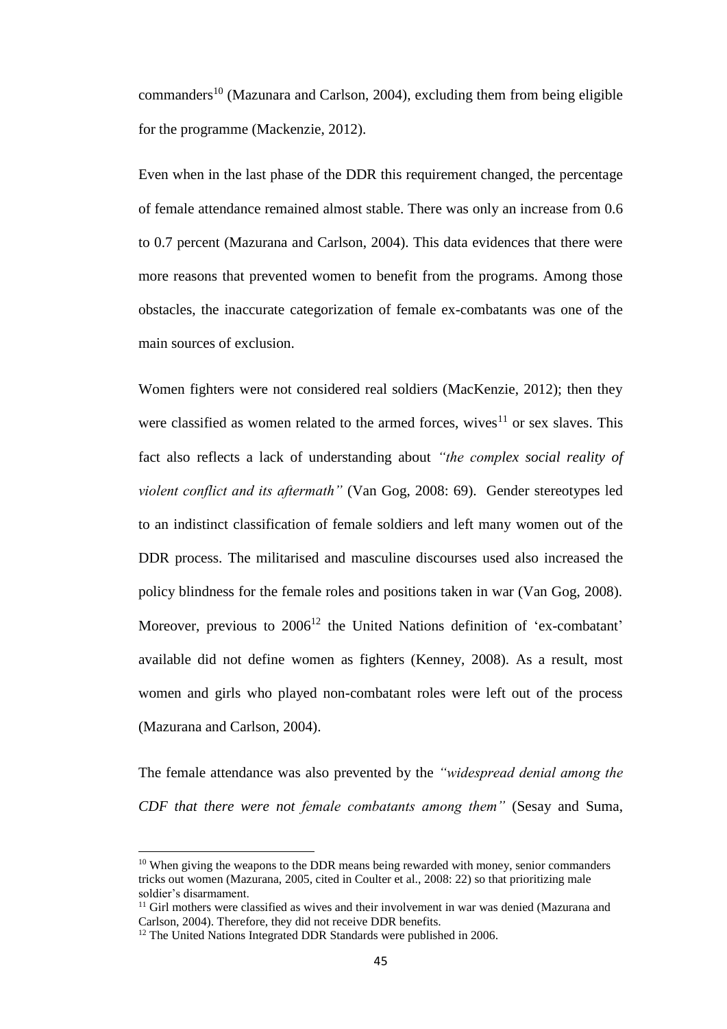commanders[10] (Mazunara and Carlson, 2004), excluding them from being eligible for the programme (Mackenzie, 2012).

Even when in the last phase of the DDR this requirement changed, the percentage of female attendance remained almost stable. There was only an increase from 0.6 to 0.7 percent (Mazurana and Carlson, 2004). This data evidences that there were more reasons that prevented women to benefit from the programs. Among those obstacles, the inaccurate categorization of female ex-combatants was one of the main sources of exclusion.

Women fighters were not considered real soldiers (MacKenzie, 2012); then they were classified as women related to the armed forces, wives[11] or sex slaves. This fact also reflects a lack of understanding about *"the complex social reality of violent conflict and its aftermath"* (Van Gog, 2008: 69). Gender stereotypes led to an indistinct classification of female soldiers and left many women out of the DDR process. The militarised and masculine discourses used also increased the policy blindness for the female roles and positions taken in war (Van Gog, 2008). Moreover, previous to 2006[12] the United Nations definition of 'ex-combatant' available did not define women as fighters (Kenney, 2008). As a result, most women and girls who played non-combatant roles were left out of the process (Mazurana and Carlson, 2004).

The female attendance was also prevented by the *"widespread denial among the CDF that there were not female combatants among them"* (Sesay and Suma,

---

[10] When giving the weapons to the DDR means being rewarded with money, senior commanders tricks out women (Mazurana, 2005, cited in Coulter et al., 2008: 22) so that prioritizing male soldier's disarmament.

[11] Girl mothers were classified as wives and their involvement in war was denied (Mazurana and Carlson, 2004). Therefore, they did not receive DDR benefits.

[12] The United Nations Integrated DDR Standards were published in 2006.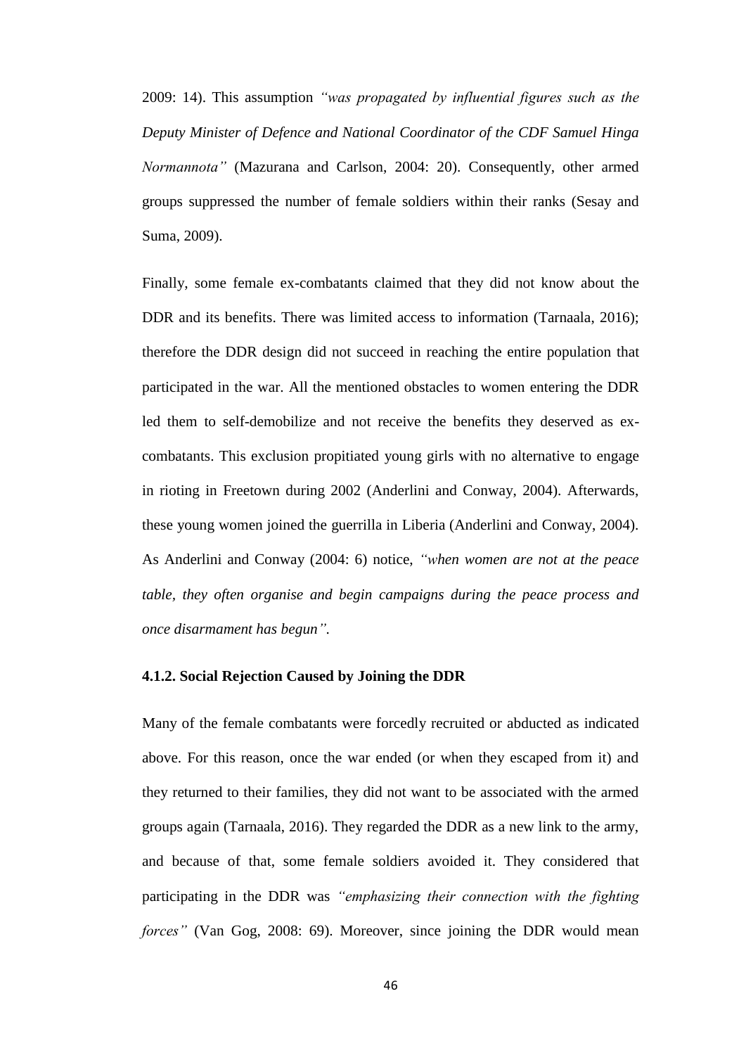2009: 14). This assumption *"was propagated by influential figures such as the Deputy Minister of Defence and National Coordinator of the CDF Samuel Hinga Normannota"* (Mazurana and Carlson, 2004: 20). Consequently, other armed groups suppressed the number of female soldiers within their ranks (Sesay and Suma, 2009).

Finally, some female ex-combatants claimed that they did not know about the DDR and its benefits. There was limited access to information (Tarnaala, 2016); therefore the DDR design did not succeed in reaching the entire population that participated in the war. All the mentioned obstacles to women entering the DDR led them to self-demobilize and not receive the benefits they deserved as ex-combatants. This exclusion propitiated young girls with no alternative to engage in rioting in Freetown during 2002 (Anderlini and Conway, 2004). Afterwards, these young women joined the guerrilla in Liberia (Anderlini and Conway, 2004). As Anderlini and Conway (2004: 6) notice, *"when women are not at the peace table, they often organise and begin campaigns during the peace process and once disarmament has begun"*.

#### 4.1.2. Social Rejection Caused by Joining the DDR

Many of the female combatants were forcedly recruited or abducted as indicated above. For this reason, once the war ended (or when they escaped from it) and they returned to their families, they did not want to be associated with the armed groups again (Tarnaala, 2016). They regarded the DDR as a new link to the army, and because of that, some female soldiers avoided it. They considered that participating in the DDR was *"emphasizing their connection with the fighting forces"* (Van Gog, 2008: 69). Moreover, since joining the DDR would mean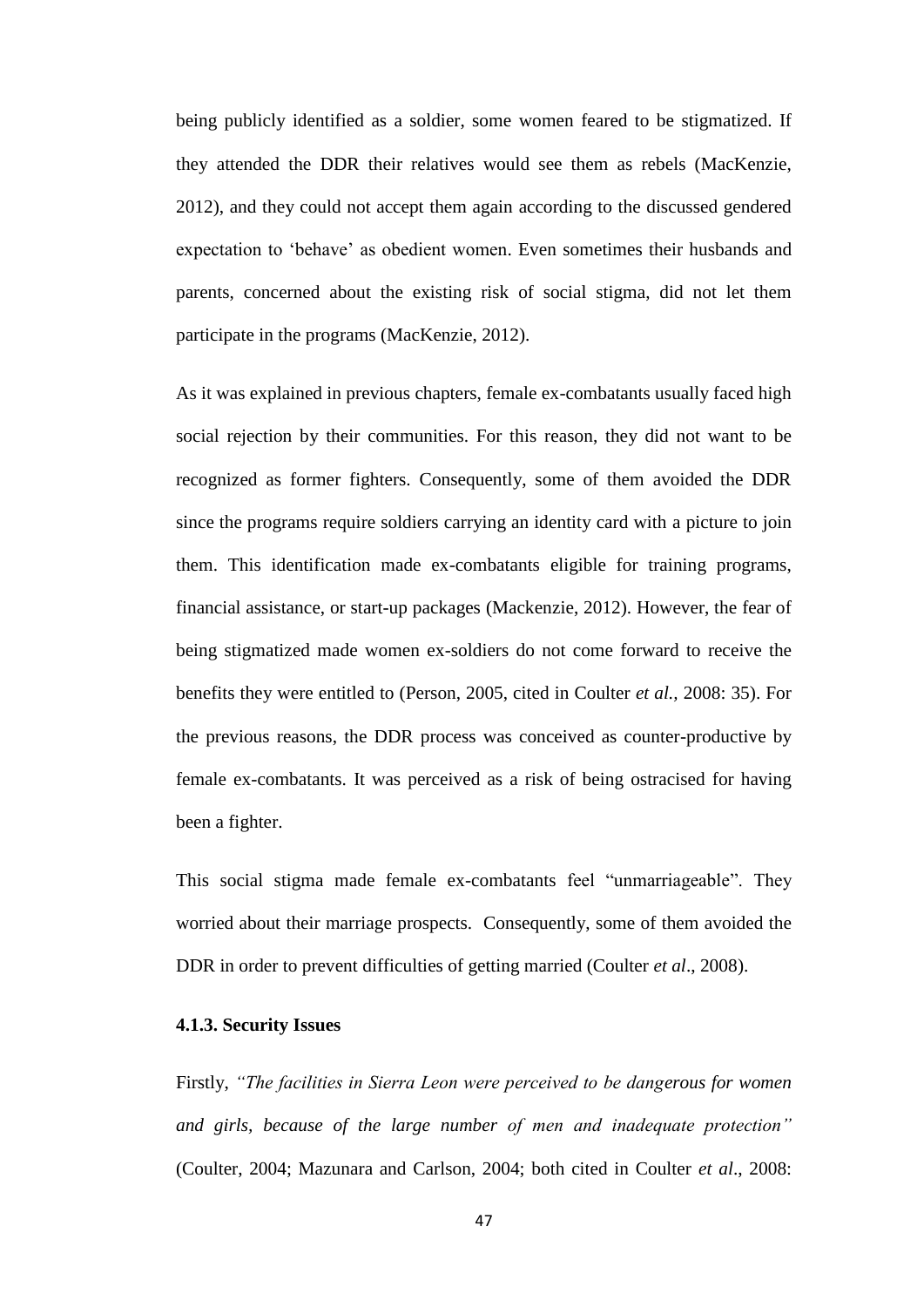being publicly identified as a soldier, some women feared to be stigmatized. If they attended the DDR their relatives would see them as rebels (MacKenzie, 2012), and they could not accept them again according to the discussed gendered expectation to 'behave' as obedient women. Even sometimes their husbands and parents, concerned about the existing risk of social stigma, did not let them participate in the programs (MacKenzie, 2012).

As it was explained in previous chapters, female ex-combatants usually faced high social rejection by their communities. For this reason, they did not want to be recognized as former fighters. Consequently, some of them avoided the DDR since the programs require soldiers carrying an identity card with a picture to join them. This identification made ex-combatants eligible for training programs, financial assistance, or start-up packages (Mackenzie, 2012). However, the fear of being stigmatized made women ex-soldiers do not come forward to receive the benefits they were entitled to (Person, 2005, cited in Coulter *et al.*, 2008: 35). For the previous reasons, the DDR process was conceived as counter-productive by female ex-combatants. It was perceived as a risk of being ostracised for having been a fighter.

This social stigma made female ex-combatants feel "unmarriageable". They worried about their marriage prospects. Consequently, some of them avoided the DDR in order to prevent difficulties of getting married (Coulter *et al*., 2008).

### 4.1.3. Security Issues

Firstly, *"The facilities in Sierra Leon were perceived to be dangerous for women and girls, because of the large number of men and inadequate protection"* (Coulter, 2004; Mazunara and Carlson, 2004; both cited in Coulter *et al*., 2008: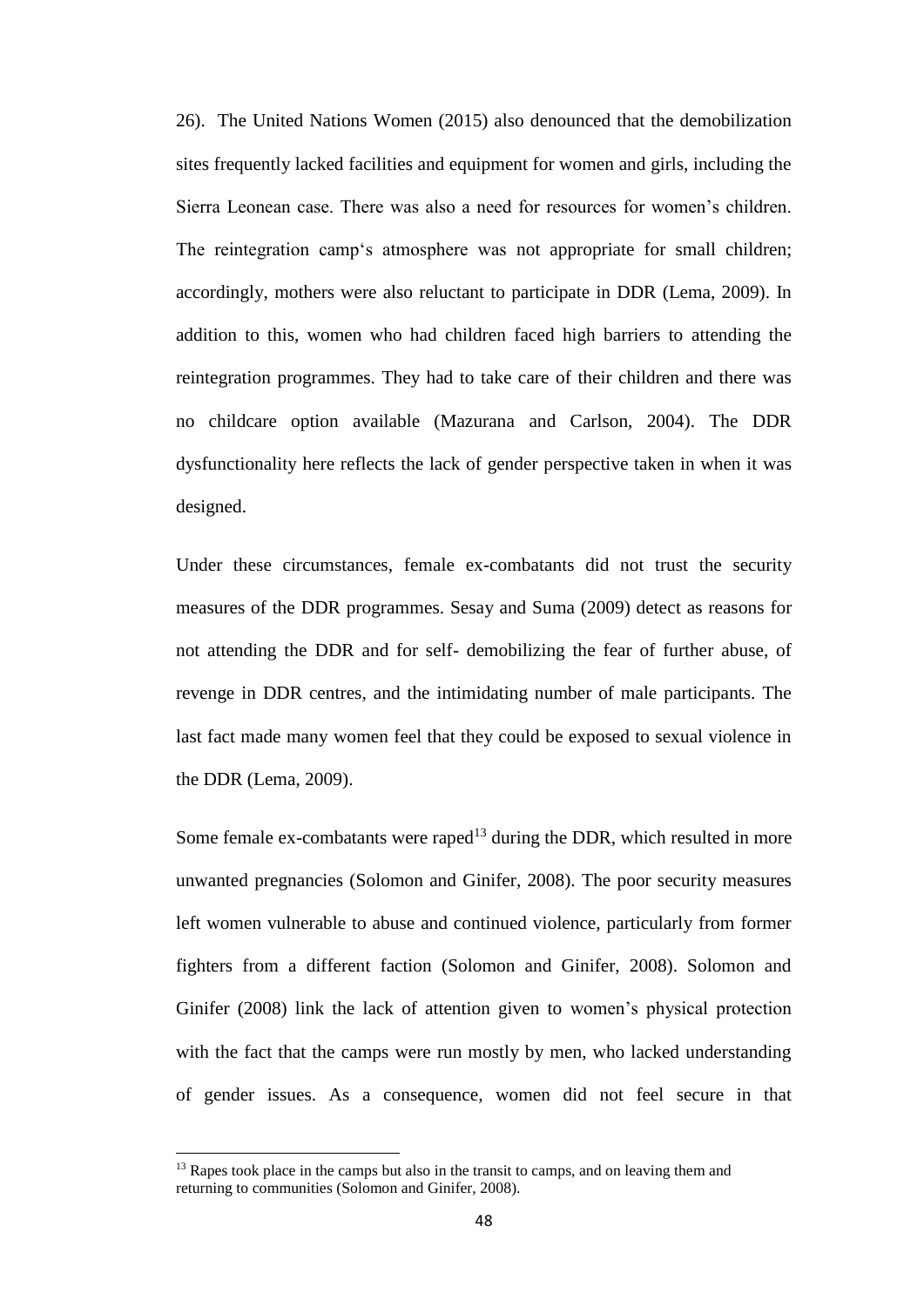26). The United Nations Women (2015) also denounced that the demobilization sites frequently lacked facilities and equipment for women and girls, including the Sierra Leonean case. There was also a need for resources for women's children. The reintegration camp's atmosphere was not appropriate for small children; accordingly, mothers were also reluctant to participate in DDR (Lema, 2009). In addition to this, women who had children faced high barriers to attending the reintegration programmes. They had to take care of their children and there was no childcare option available (Mazurana and Carlson, 2004). The DDR dysfunctionality here reflects the lack of gender perspective taken in when it was designed.

Under these circumstances, female ex-combatants did not trust the security measures of the DDR programmes. Sesay and Suma (2009) detect as reasons for not attending the DDR and for self- demobilizing the fear of further abuse, of revenge in DDR centres, and the intimidating number of male participants. The last fact made many women feel that they could be exposed to sexual violence in the DDR (Lema, 2009).

Some female ex-combatants were raped[13] during the DDR, which resulted in more unwanted pregnancies (Solomon and Ginifer, 2008). The poor security measures left women vulnerable to abuse and continued violence, particularly from former fighters from a different faction (Solomon and Ginifer, 2008). Solomon and Ginifer (2008) link the lack of attention given to women's physical protection with the fact that the camps were run mostly by men, who lacked understanding of gender issues. As a consequence, women did not feel secure in that

[13] Rapes took place in the camps but also in the transit to camps, and on leaving them and returning to communities (Solomon and Ginifer, 2008).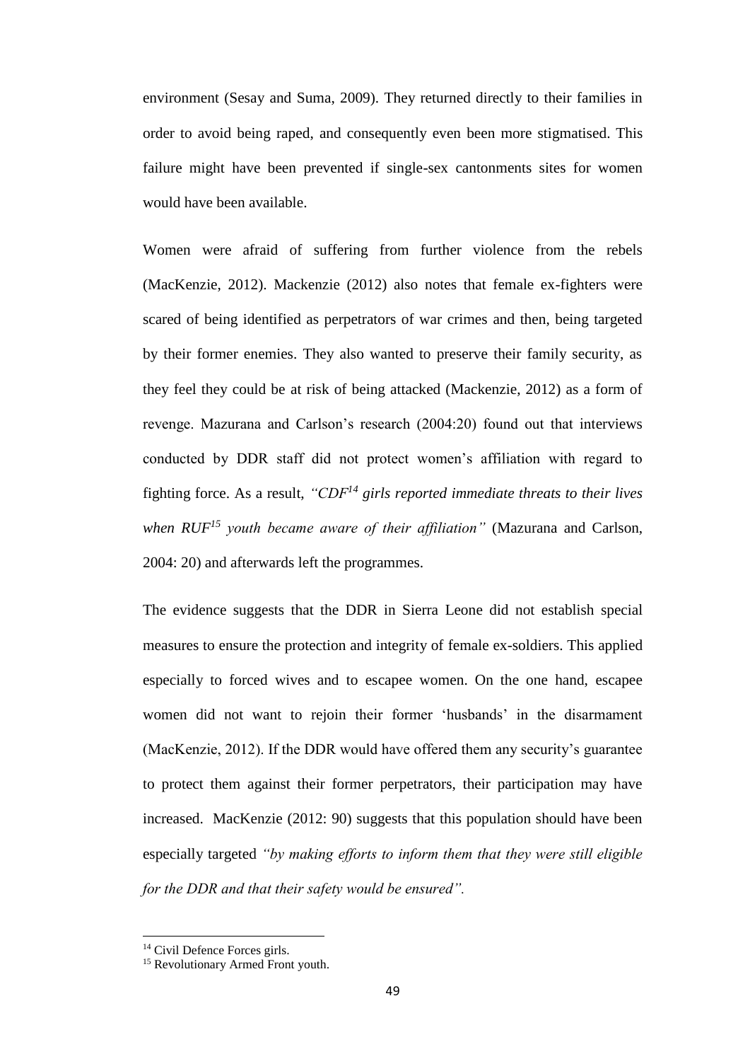environment (Sesay and Suma, 2009). They returned directly to their families in order to avoid being raped, and consequently even been more stigmatised. This failure might have been prevented if single-sex cantonments sites for women would have been available.

Women were afraid of suffering from further violence from the rebels (MacKenzie, 2012). Mackenzie (2012) also notes that female ex-fighters were scared of being identified as perpetrators of war crimes and then, being targeted by their former enemies. They also wanted to preserve their family security, as they feel they could be at risk of being attacked (Mackenzie, 2012) as a form of revenge. Mazurana and Carlson's research (2004:20) found out that interviews conducted by DDR staff did not protect women's affiliation with regard to fighting force. As a result, *"CDF[14] girls reported immediate threats to their lives when RUF[15] youth became aware of their affiliation"* (Mazurana and Carlson, 2004: 20) and afterwards left the programmes.

The evidence suggests that the DDR in Sierra Leone did not establish special measures to ensure the protection and integrity of female ex-soldiers. This applied especially to forced wives and to escapee women. On the one hand, escapee women did not want to rejoin their former 'husbands' in the disarmament (MacKenzie, 2012). If the DDR would have offered them any security's guarantee to protect them against their former perpetrators, their participation may have increased. MacKenzie (2012: 90) suggests that this population should have been especially targeted *"by making efforts to inform them that they were still eligible for the DDR and that their safety would be ensured".*

[14] Civil Defence Forces girls.

[15] Revolutionary Armed Front youth.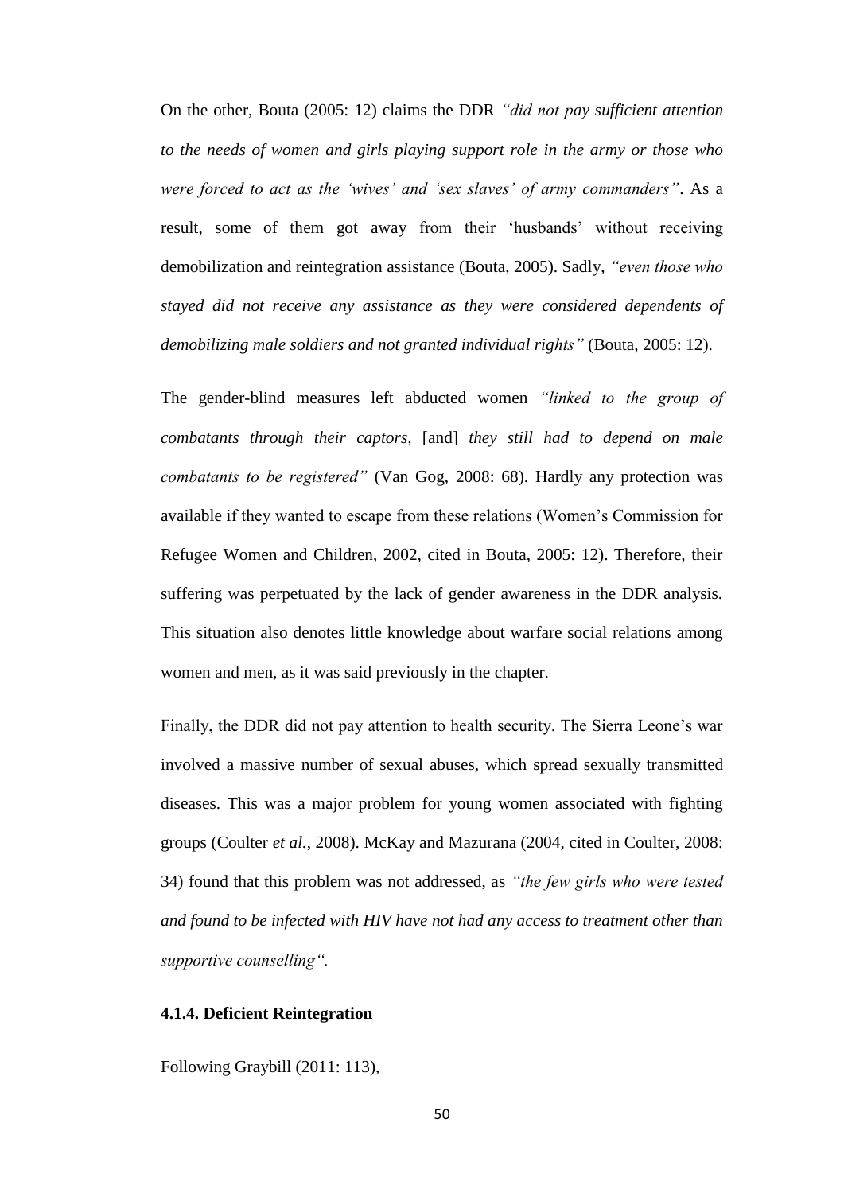On the other, Bouta (2005: 12) claims the DDR *"did not pay sufficient attention to the needs of women and girls playing support role in the army or those who were forced to act as the 'wives' and 'sex slaves' of army commanders"*. As a result, some of them got away from their 'husbands' without receiving demobilization and reintegration assistance (Bouta, 2005). Sadly, *"even those who stayed did not receive any assistance as they were considered dependents of demobilizing male soldiers and not granted individual rights"* (Bouta, 2005: 12).

The gender-blind measures left abducted women *"linked to the group of combatants through their captors,* [and] *they still had to depend on male combatants to be registered"* (Van Gog, 2008: 68). Hardly any protection was available if they wanted to escape from these relations (Women's Commission for Refugee Women and Children, 2002, cited in Bouta, 2005: 12). Therefore, their suffering was perpetuated by the lack of gender awareness in the DDR analysis. This situation also denotes little knowledge about warfare social relations among women and men, as it was said previously in the chapter.

Finally, the DDR did not pay attention to health security. The Sierra Leone's war involved a massive number of sexual abuses, which spread sexually transmitted diseases. This was a major problem for young women associated with fighting groups (Coulter *et al.*, 2008). McKay and Mazurana (2004, cited in Coulter, 2008: 34) found that this problem was not addressed, as *"the few girls who were tested and found to be infected with HIV have not had any access to treatment other than supportive counselling".*

#### 4.1.4. Deficient Reintegration

Following Graybill (2011: 113),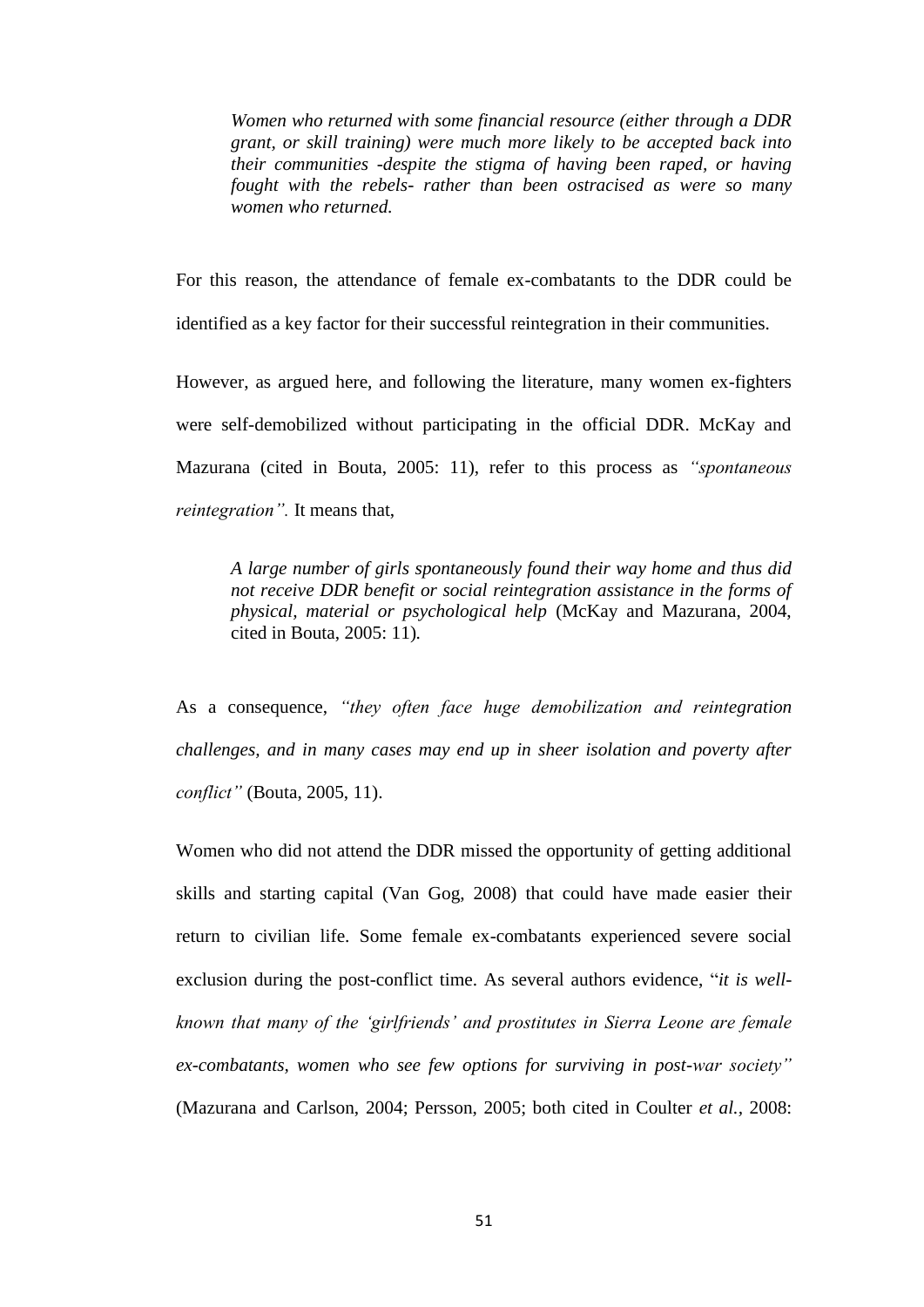> *Women who returned with some financial resource (either through a DDR grant, or skill training) were much more likely to be accepted back into their communities -despite the stigma of having been raped, or having fought with the rebels- rather than been ostracised as were so many women who returned.*

For this reason, the attendance of female ex-combatants to the DDR could be identified as a key factor for their successful reintegration in their communities.

However, as argued here, and following the literature, many women ex-fighters were self-demobilized without participating in the official DDR. McKay and Mazurana (cited in Bouta, 2005: 11), refer to this process as *"spontaneous reintegration".* It means that,

> *A large number of girls spontaneously found their way home and thus did not receive DDR benefit or social reintegration assistance in the forms of physical, material or psychological help* (McKay and Mazurana, 2004, cited in Bouta, 2005: 11).

As a consequence, *"they often face huge demobilization and reintegration challenges, and in many cases may end up in sheer isolation and poverty after conflict"* (Bouta, 2005, 11).

Women who did not attend the DDR missed the opportunity of getting additional skills and starting capital (Van Gog, 2008) that could have made easier their return to civilian life. Some female ex-combatants experienced severe social exclusion during the post-conflict time. As several authors evidence, "*it is well-known that many of the 'girlfriends' and prostitutes in Sierra Leone are female ex-combatants, women who see few options for surviving in post-war society"* (Mazurana and Carlson, 2004; Persson, 2005; both cited in Coulter *et al.*, 2008: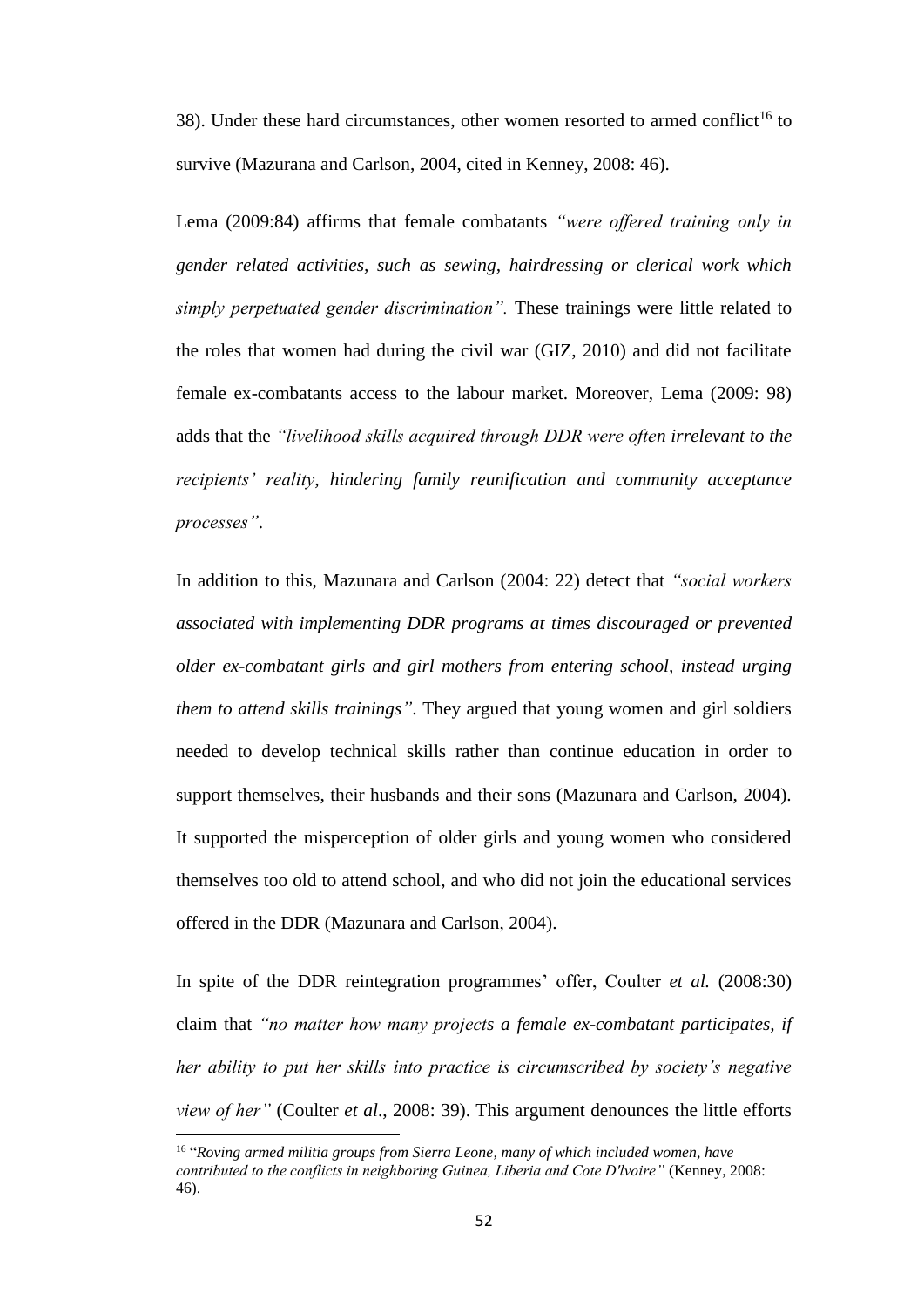38). Under these hard circumstances, other women resorted to armed conflict[16] to survive (Mazurana and Carlson, 2004, cited in Kenney, 2008: 46).

Lema (2009:84) affirms that female combatants *"were offered training only in gender related activities, such as sewing, hairdressing or clerical work which simply perpetuated gender discrimination".* These trainings were little related to the roles that women had during the civil war (GIZ, 2010) and did not facilitate female ex-combatants access to the labour market. Moreover, Lema (2009: 98) adds that the *"livelihood skills acquired through DDR were often irrelevant to the recipients' reality, hindering family reunification and community acceptance processes"*.

In addition to this, Mazunara and Carlson (2004: 22) detect that *"social workers associated with implementing DDR programs at times discouraged or prevented older ex-combatant girls and girl mothers from entering school, instead urging them to attend skills trainings"*. They argued that young women and girl soldiers needed to develop technical skills rather than continue education in order to support themselves, their husbands and their sons (Mazunara and Carlson, 2004). It supported the misperception of older girls and young women who considered themselves too old to attend school, and who did not join the educational services offered in the DDR (Mazunara and Carlson, 2004).

In spite of the DDR reintegration programmes' offer, Coulter *et al.* (2008:30) claim that *"no matter how many projects a female ex-combatant participates, if her ability to put her skills into practice is circumscribed by society's negative view of her"* (Coulter *et al*., 2008: 39). This argument denounces the little efforts

[16] "*Roving armed militia groups from Sierra Leone, many of which included women, have contributed to the conflicts in neighboring Guinea, Liberia and Cote D'lvoire"* (Kenney, 2008: 46).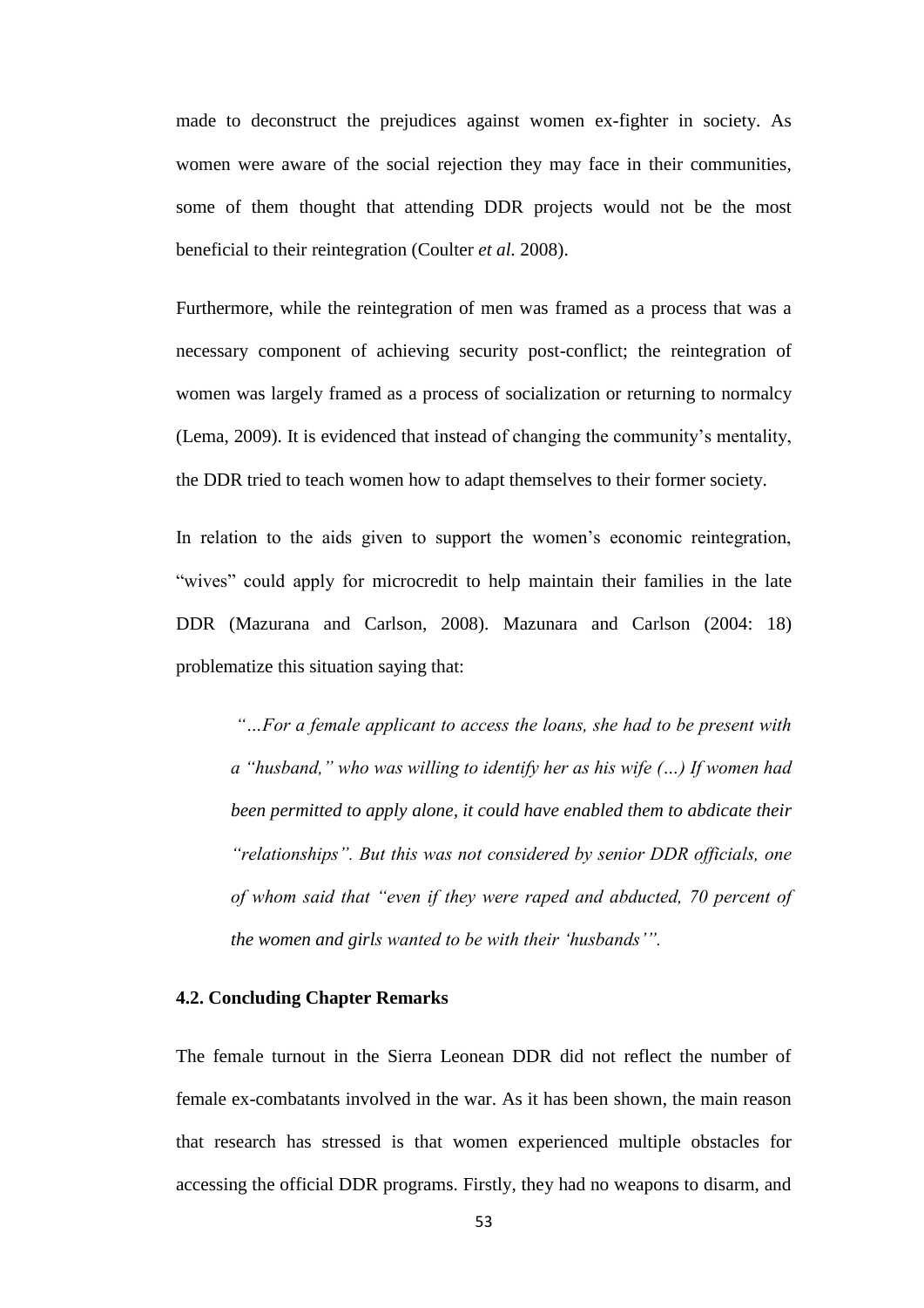made to deconstruct the prejudices against women ex-fighter in society. As women were aware of the social rejection they may face in their communities, some of them thought that attending DDR projects would not be the most beneficial to their reintegration (Coulter *et al.* 2008).

Furthermore, while the reintegration of men was framed as a process that was a necessary component of achieving security post-conflict; the reintegration of women was largely framed as a process of socialization or returning to normalcy (Lema, 2009). It is evidenced that instead of changing the community's mentality, the DDR tried to teach women how to adapt themselves to their former society.

In relation to the aids given to support the women's economic reintegration, "wives" could apply for microcredit to help maintain their families in the late DDR (Mazurana and Carlson, 2008). Mazunara and Carlson (2004: 18) problematize this situation saying that:

> *"…For a female applicant to access the loans, she had to be present with a "husband," who was willing to identify her as his wife (…) If women had been permitted to apply alone, it could have enabled them to abdicate their "relationships". But this was not considered by senior DDR officials, one of whom said that "even if they were raped and abducted, 70 percent of the women and girls wanted to be with their 'husbands'".*

### 4.2. Concluding Chapter Remarks

The female turnout in the Sierra Leonean DDR did not reflect the number of female ex-combatants involved in the war. As it has been shown, the main reason that research has stressed is that women experienced multiple obstacles for accessing the official DDR programs. Firstly, they had no weapons to disarm, and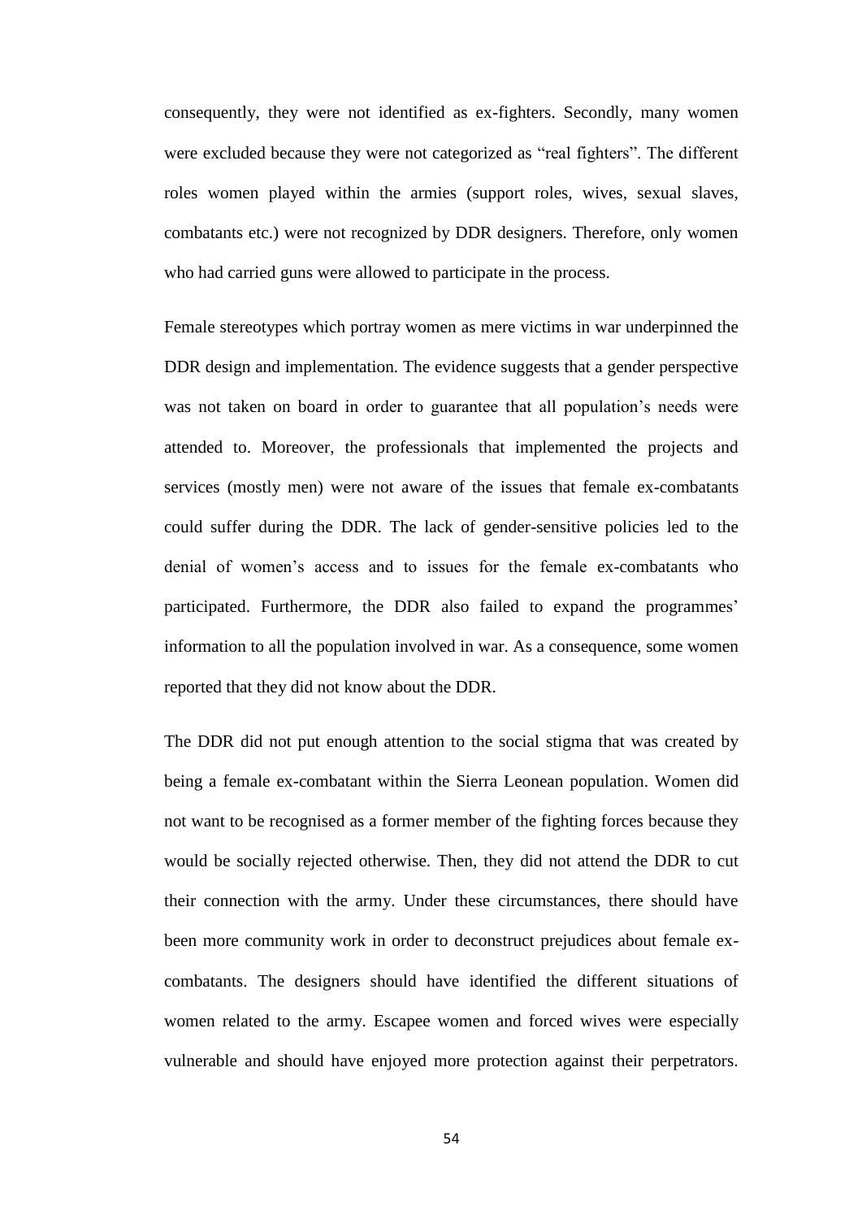consequently, they were not identified as ex-fighters. Secondly, many women were excluded because they were not categorized as "real fighters". The different roles women played within the armies (support roles, wives, sexual slaves, combatants etc.) were not recognized by DDR designers. Therefore, only women who had carried guns were allowed to participate in the process.

Female stereotypes which portray women as mere victims in war underpinned the DDR design and implementation. The evidence suggests that a gender perspective was not taken on board in order to guarantee that all population's needs were attended to. Moreover, the professionals that implemented the projects and services (mostly men) were not aware of the issues that female ex-combatants could suffer during the DDR. The lack of gender-sensitive policies led to the denial of women's access and to issues for the female ex-combatants who participated. Furthermore, the DDR also failed to expand the programmes' information to all the population involved in war. As a consequence, some women reported that they did not know about the DDR.

The DDR did not put enough attention to the social stigma that was created by being a female ex-combatant within the Sierra Leonean population. Women did not want to be recognised as a former member of the fighting forces because they would be socially rejected otherwise. Then, they did not attend the DDR to cut their connection with the army. Under these circumstances, there should have been more community work in order to deconstruct prejudices about female ex-combatants. The designers should have identified the different situations of women related to the army. Escapee women and forced wives were especially vulnerable and should have enjoyed more protection against their perpetrators.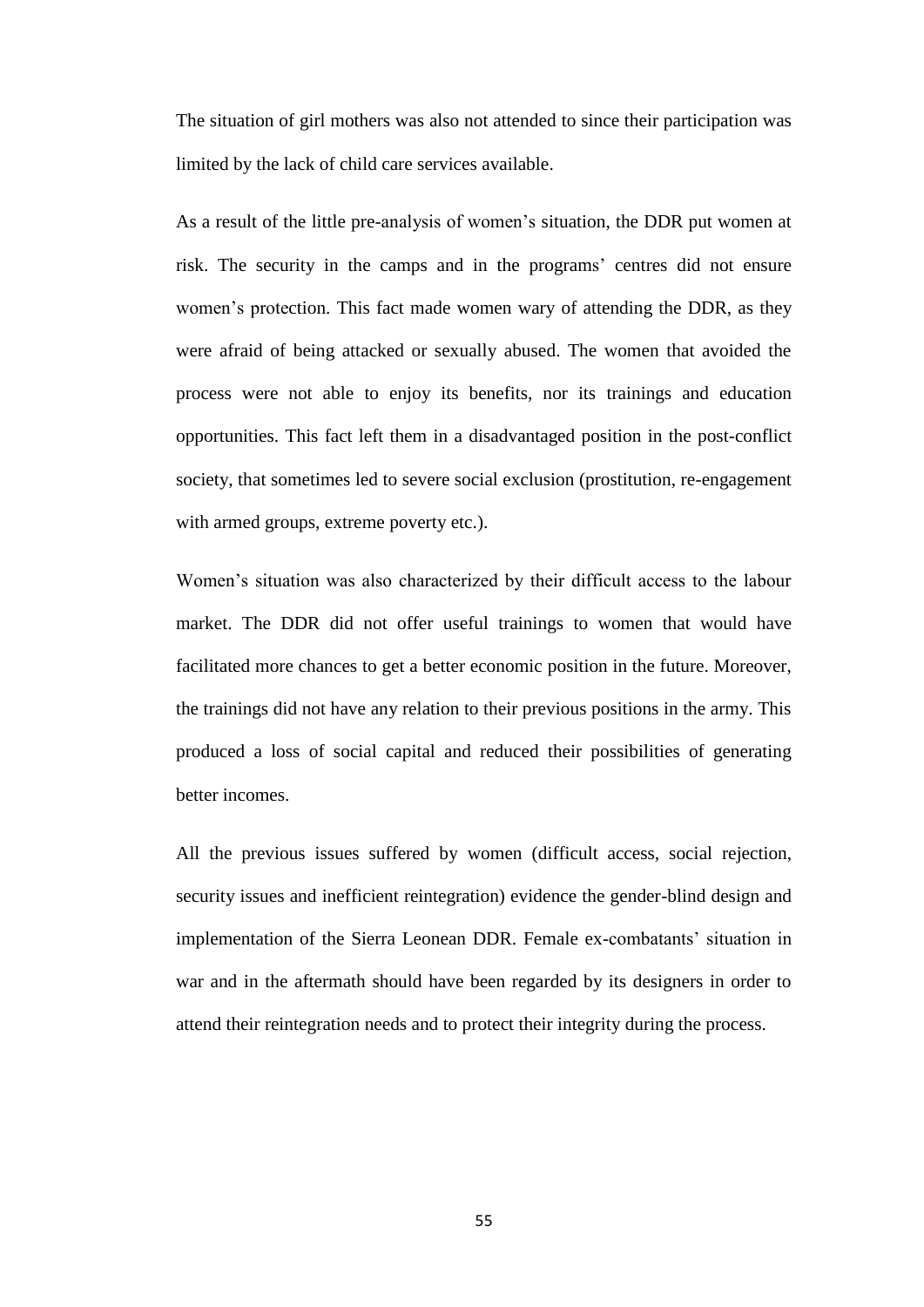The situation of girl mothers was also not attended to since their participation was limited by the lack of child care services available.

As a result of the little pre-analysis of women's situation, the DDR put women at risk. The security in the camps and in the programs' centres did not ensure women's protection. This fact made women wary of attending the DDR, as they were afraid of being attacked or sexually abused. The women that avoided the process were not able to enjoy its benefits, nor its trainings and education opportunities. This fact left them in a disadvantaged position in the post-conflict society, that sometimes led to severe social exclusion (prostitution, re-engagement with armed groups, extreme poverty etc.).

Women's situation was also characterized by their difficult access to the labour market. The DDR did not offer useful trainings to women that would have facilitated more chances to get a better economic position in the future. Moreover, the trainings did not have any relation to their previous positions in the army. This produced a loss of social capital and reduced their possibilities of generating better incomes.

All the previous issues suffered by women (difficult access, social rejection, security issues and inefficient reintegration) evidence the gender-blind design and implementation of the Sierra Leonean DDR. Female ex-combatants' situation in war and in the aftermath should have been regarded by its designers in order to attend their reintegration needs and to protect their integrity during the process.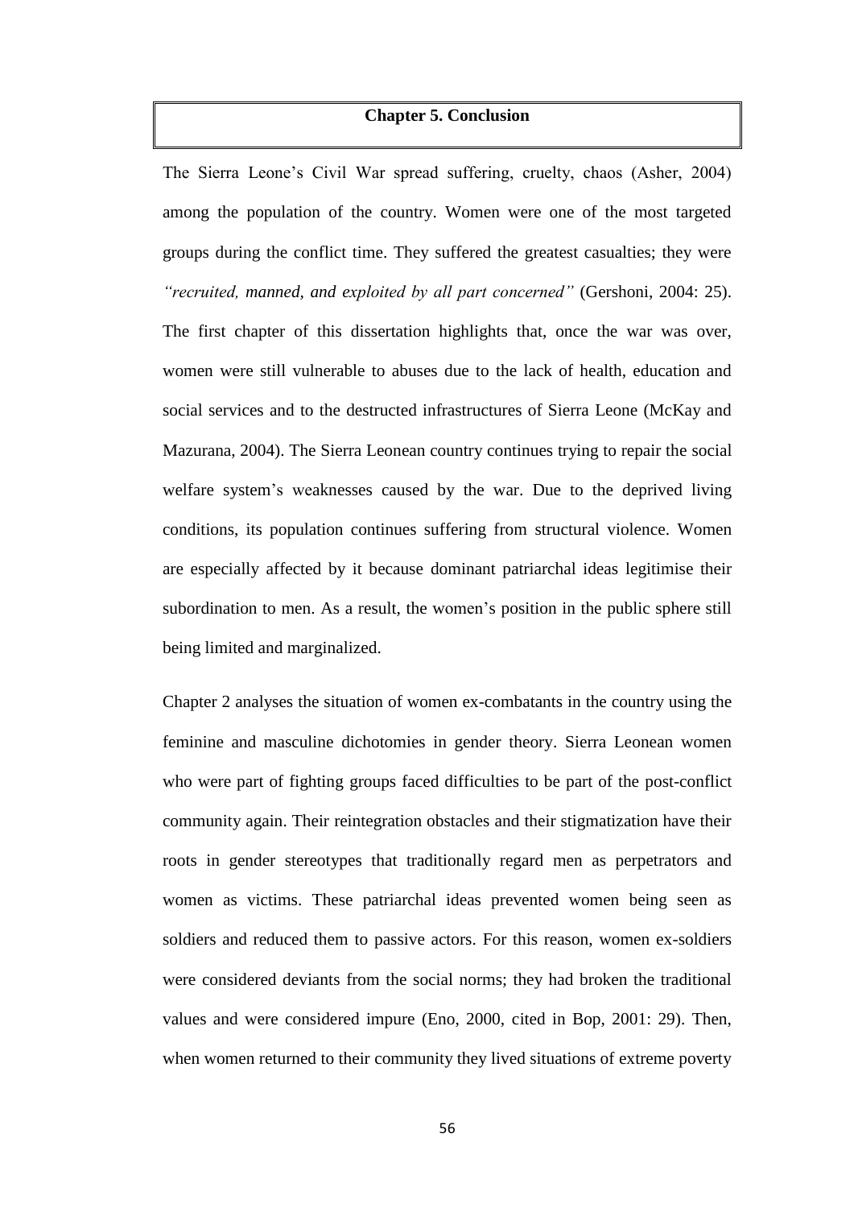# Chapter 5. Conclusion

The Sierra Leone's Civil War spread suffering, cruelty, chaos (Asher, 2004) among the population of the country. Women were one of the most targeted groups during the conflict time. They suffered the greatest casualties; they were *"recruited, manned, and exploited by all part concerned"* (Gershoni, 2004: 25). The first chapter of this dissertation highlights that, once the war was over, women were still vulnerable to abuses due to the lack of health, education and social services and to the destructed infrastructures of Sierra Leone (McKay and Mazurana, 2004). The Sierra Leonean country continues trying to repair the social welfare system's weaknesses caused by the war. Due to the deprived living conditions, its population continues suffering from structural violence. Women are especially affected by it because dominant patriarchal ideas legitimise their subordination to men. As a result, the women's position in the public sphere still being limited and marginalized.

Chapter 2 analyses the situation of women ex-combatants in the country using the feminine and masculine dichotomies in gender theory. Sierra Leonean women who were part of fighting groups faced difficulties to be part of the post-conflict community again. Their reintegration obstacles and their stigmatization have their roots in gender stereotypes that traditionally regard men as perpetrators and women as victims. These patriarchal ideas prevented women being seen as soldiers and reduced them to passive actors. For this reason, women ex-soldiers were considered deviants from the social norms; they had broken the traditional values and were considered impure (Eno, 2000, cited in Bop, 2001: 29). Then, when women returned to their community they lived situations of extreme poverty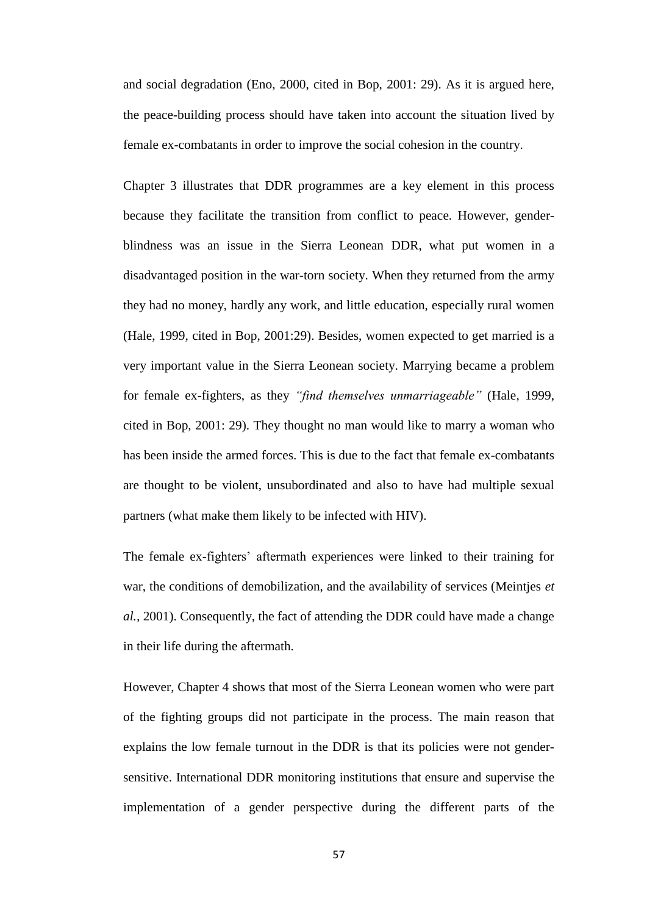and social degradation (Eno, 2000, cited in Bop, 2001: 29). As it is argued here, the peace-building process should have taken into account the situation lived by female ex-combatants in order to improve the social cohesion in the country.

Chapter 3 illustrates that DDR programmes are a key element in this process because they facilitate the transition from conflict to peace. However, gender-blindness was an issue in the Sierra Leonean DDR, what put women in a disadvantaged position in the war-torn society. When they returned from the army they had no money, hardly any work, and little education, especially rural women (Hale, 1999, cited in Bop, 2001:29). Besides, women expected to get married is a very important value in the Sierra Leonean society. Marrying became a problem for female ex-fighters, as they *"find themselves unmarriageable"* (Hale, 1999, cited in Bop, 2001: 29). They thought no man would like to marry a woman who has been inside the armed forces. This is due to the fact that female ex-combatants are thought to be violent, unsubordinated and also to have had multiple sexual partners (what make them likely to be infected with HIV).

The female ex-fighters' aftermath experiences were linked to their training for war, the conditions of demobilization, and the availability of services (Meintjes *et al.,* 2001). Consequently, the fact of attending the DDR could have made a change in their life during the aftermath.

However, Chapter 4 shows that most of the Sierra Leonean women who were part of the fighting groups did not participate in the process. The main reason that explains the low female turnout in the DDR is that its policies were not gender-sensitive. International DDR monitoring institutions that ensure and supervise the implementation of a gender perspective during the different parts of the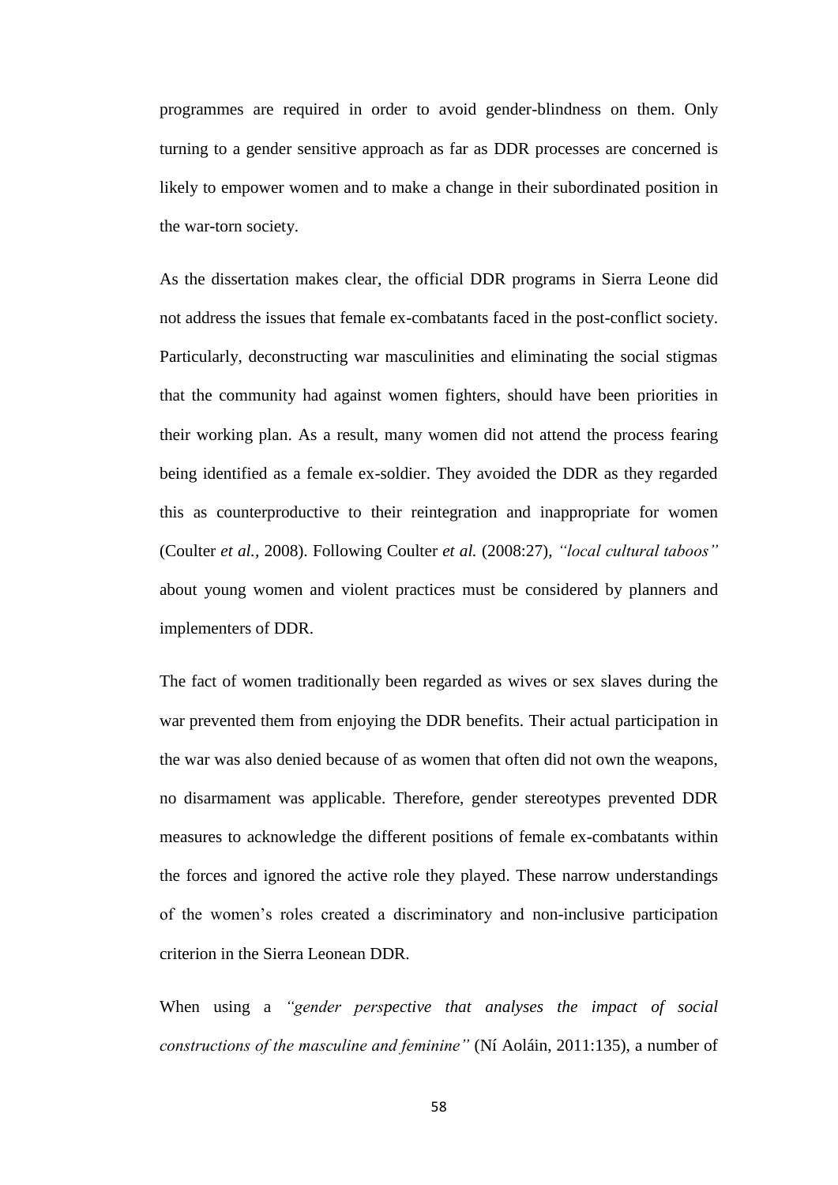programmes are required in order to avoid gender-blindness on them. Only turning to a gender sensitive approach as far as DDR processes are concerned is likely to empower women and to make a change in their subordinated position in the war-torn society.

As the dissertation makes clear, the official DDR programs in Sierra Leone did not address the issues that female ex-combatants faced in the post-conflict society. Particularly, deconstructing war masculinities and eliminating the social stigmas that the community had against women fighters, should have been priorities in their working plan. As a result, many women did not attend the process fearing being identified as a female ex-soldier. They avoided the DDR as they regarded this as counterproductive to their reintegration and inappropriate for women (Coulter *et al.*, 2008). Following Coulter *et al.* (2008:27), *"local cultural taboos"* about young women and violent practices must be considered by planners and implementers of DDR.

The fact of women traditionally been regarded as wives or sex slaves during the war prevented them from enjoying the DDR benefits. Their actual participation in the war was also denied because of as women that often did not own the weapons, no disarmament was applicable. Therefore, gender stereotypes prevented DDR measures to acknowledge the different positions of female ex-combatants within the forces and ignored the active role they played. These narrow understandings of the women's roles created a discriminatory and non-inclusive participation criterion in the Sierra Leonean DDR.

When using a *"gender perspective that analyses the impact of social constructions of the masculine and feminine"* (Ní Aoláin, 2011:135), a number of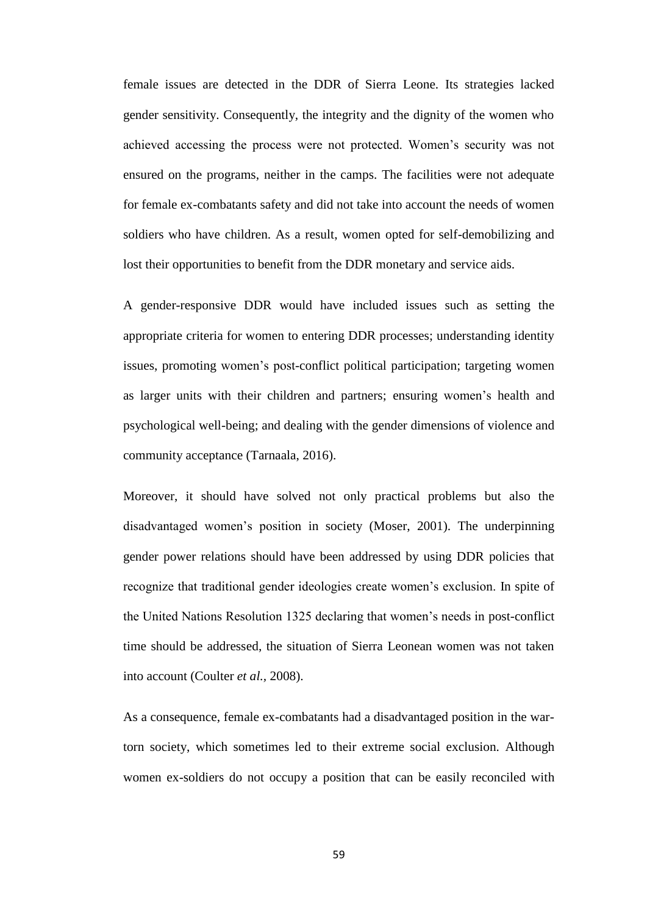female issues are detected in the DDR of Sierra Leone. Its strategies lacked gender sensitivity. Consequently, the integrity and the dignity of the women who achieved accessing the process were not protected. Women's security was not ensured on the programs, neither in the camps. The facilities were not adequate for female ex-combatants safety and did not take into account the needs of women soldiers who have children. As a result, women opted for self-demobilizing and lost their opportunities to benefit from the DDR monetary and service aids.

A gender-responsive DDR would have included issues such as setting the appropriate criteria for women to entering DDR processes; understanding identity issues, promoting women's post-conflict political participation; targeting women as larger units with their children and partners; ensuring women's health and psychological well-being; and dealing with the gender dimensions of violence and community acceptance (Tarnaala, 2016).

Moreover, it should have solved not only practical problems but also the disadvantaged women's position in society (Moser, 2001). The underpinning gender power relations should have been addressed by using DDR policies that recognize that traditional gender ideologies create women's exclusion. In spite of the United Nations Resolution 1325 declaring that women's needs in post-conflict time should be addressed, the situation of Sierra Leonean women was not taken into account (Coulter *et al.,* 2008).

As a consequence, female ex-combatants had a disadvantaged position in the war-torn society, which sometimes led to their extreme social exclusion. Although women ex-soldiers do not occupy a position that can be easily reconciled with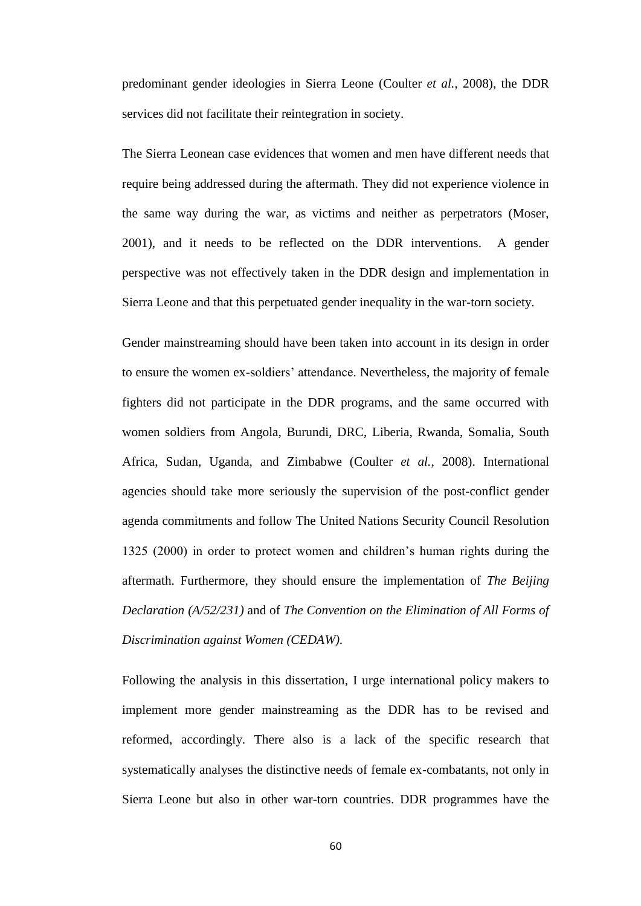predominant gender ideologies in Sierra Leone (Coulter *et al.*, 2008), the DDR services did not facilitate their reintegration in society.

The Sierra Leonean case evidences that women and men have different needs that require being addressed during the aftermath. They did not experience violence in the same way during the war, as victims and neither as perpetrators (Moser, 2001), and it needs to be reflected on the DDR interventions. A gender perspective was not effectively taken in the DDR design and implementation in Sierra Leone and that this perpetuated gender inequality in the war-torn society.

Gender mainstreaming should have been taken into account in its design in order to ensure the women ex-soldiers' attendance. Nevertheless, the majority of female fighters did not participate in the DDR programs, and the same occurred with women soldiers from Angola, Burundi, DRC, Liberia, Rwanda, Somalia, South Africa, Sudan, Uganda, and Zimbabwe (Coulter *et al.*, 2008). International agencies should take more seriously the supervision of the post-conflict gender agenda commitments and follow The United Nations Security Council Resolution 1325 (2000) in order to protect women and children's human rights during the aftermath. Furthermore, they should ensure the implementation of *The Beijing Declaration (A/52/231)* and of *The Convention on the Elimination of All Forms of Discrimination against Women (CEDAW).*

Following the analysis in this dissertation, I urge international policy makers to implement more gender mainstreaming as the DDR has to be revised and reformed, accordingly. There also is a lack of the specific research that systematically analyses the distinctive needs of female ex-combatants, not only in Sierra Leone but also in other war-torn countries. DDR programmes have the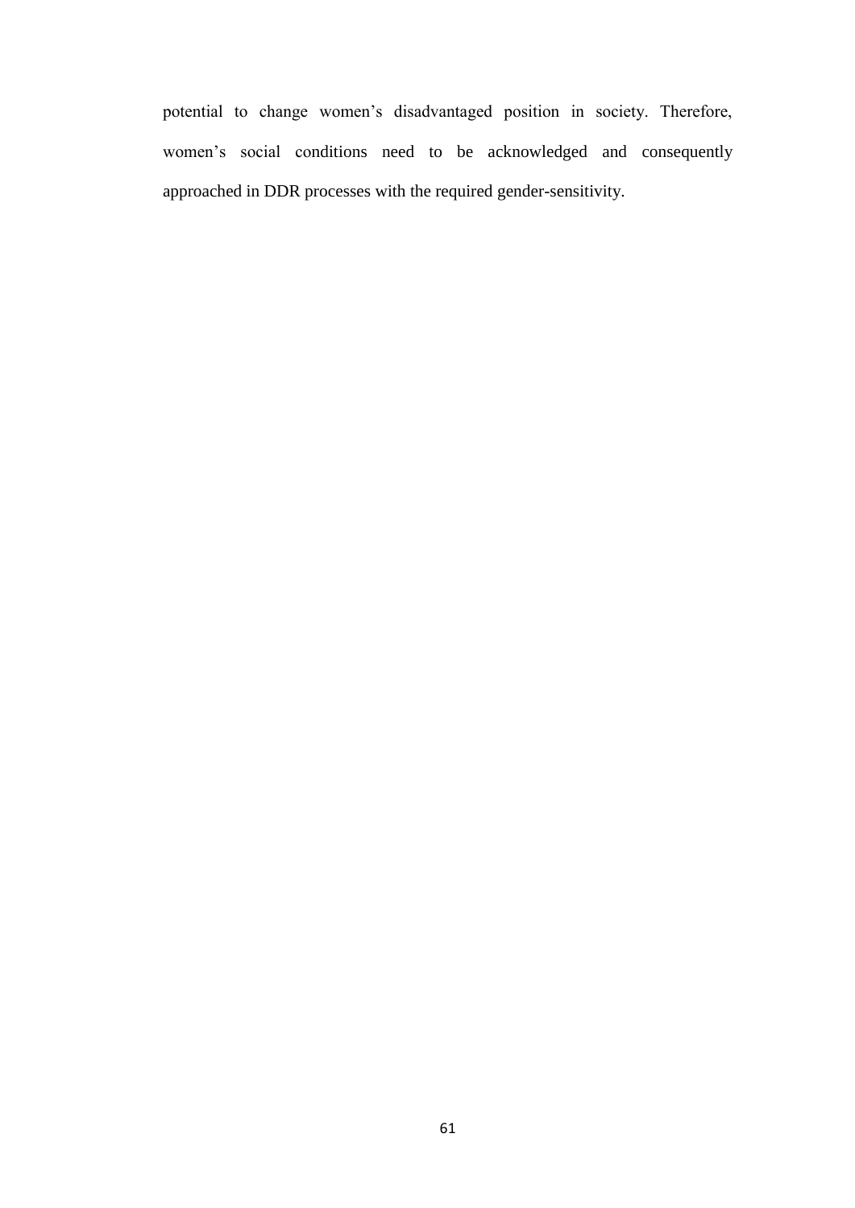potential to change women's disadvantaged position in society. Therefore, women's social conditions need to be acknowledged and consequently approached in DDR processes with the required gender-sensitivity.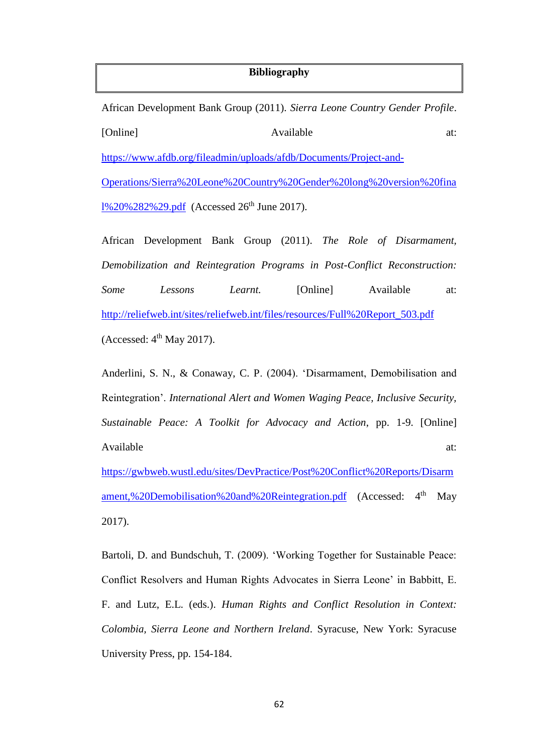# Bibliography

African Development Bank Group (2011). *Sierra Leone Country Gender Profile*. [Online] Available at: https://www.afdb.org/fileadmin/uploads/afdb/Documents/Project-and-Operations/Sierra%20Leone%20Country%20Gender%20long%20version%20final%20%282%29.pdf (Accessed 26th June 2017).

African Development Bank Group (2011). *The Role of Disarmament, Demobilization and Reintegration Programs in Post-Conflict Reconstruction: Some Lessons Learnt.* [Online] Available at: http://reliefweb.int/sites/reliefweb.int/files/resources/Full%20Report_503.pdf (Accessed: 4th May 2017).

Anderlini, S. N., & Conaway, C. P. (2004). 'Disarmament, Demobilisation and Reintegration'. *International Alert and Women Waging Peace, Inclusive Security, Sustainable Peace: A Toolkit for Advocacy and Action*, pp. 1-9. [Online] Available at: https://gwbweb.wustl.edu/sites/DevPractice/Post%20Conflict%20Reports/Disarmament,%20Demobilisation%20and%20Reintegration.pdf (Accessed: 4th May 2017).

Bartoli, D. and Bundschuh, T. (2009). 'Working Together for Sustainable Peace: Conflict Resolvers and Human Rights Advocates in Sierra Leone' in Babbitt, E. F. and Lutz, E.L. (eds.). *Human Rights and Conflict Resolution in Context: Colombia, Sierra Leone and Northern Ireland*. Syracuse, New York: Syracuse University Press, pp. 154-184.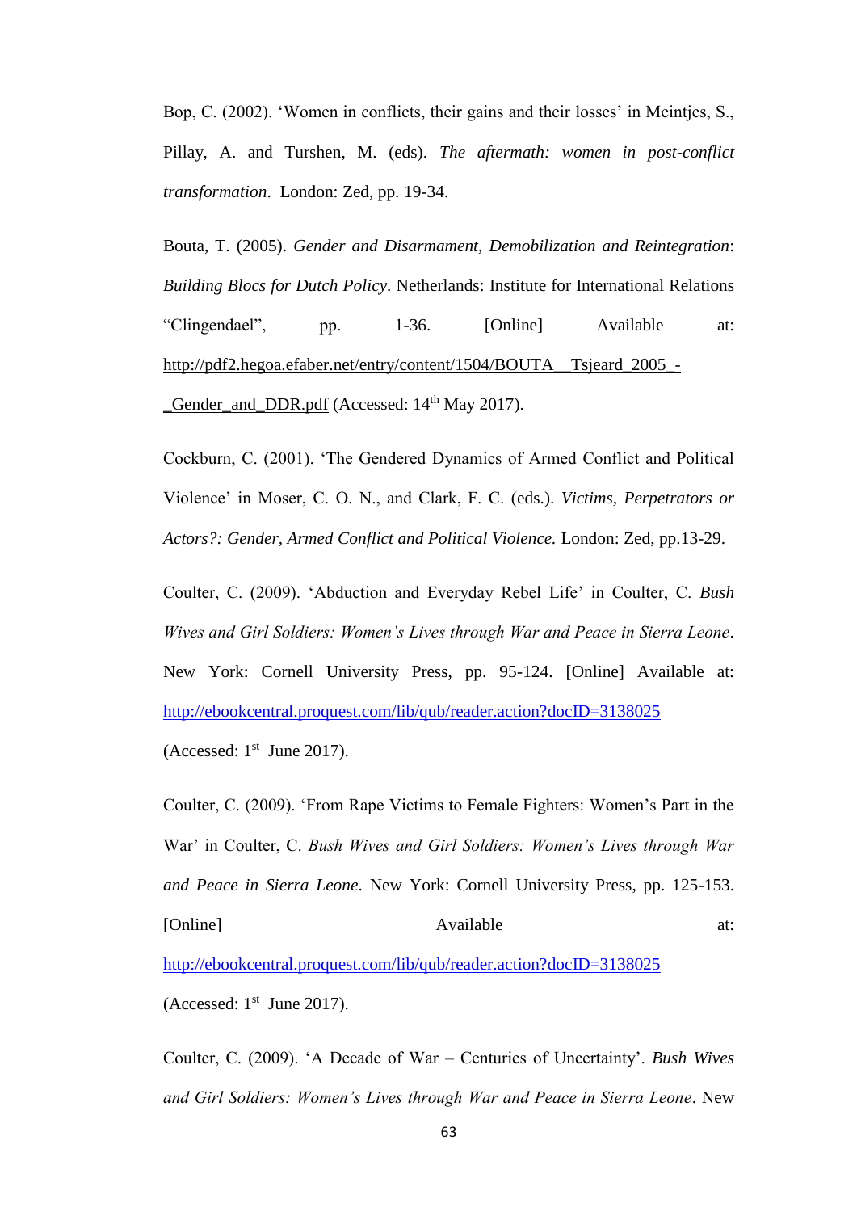Bop, C. (2002). 'Women in conflicts, their gains and their losses' in Meintjes, S., Pillay, A. and Turshen, M. (eds). *The aftermath: women in post-conflict transformation*. London: Zed, pp. 19-34.

Bouta, T. (2005). *Gender and Disarmament, Demobilization and Reintegration*: *Building Blocs for Dutch Policy*. Netherlands: Institute for International Relations "Clingendael", pp. 1-36. [Online] Available at: http://pdf2.hegoa.efaber.net/entry/content/1504/BOUTA__Tsjeard_2005_-_Gender_and_DDR.pdf (Accessed: 14th May 2017).

Cockburn, C. (2001). 'The Gendered Dynamics of Armed Conflict and Political Violence' in Moser, C. O. N., and Clark, F. C. (eds.). *Victims, Perpetrators or Actors?: Gender, Armed Conflict and Political Violence.* London: Zed, pp.13-29.

Coulter, C. (2009). 'Abduction and Everyday Rebel Life' in Coulter, C. *Bush Wives and Girl Soldiers: Women's Lives through War and Peace in Sierra Leone*. New York: Cornell University Press, pp. 95-124. [Online] Available at: http://ebookcentral.proquest.com/lib/qub/reader.action?docID=3138025 (Accessed: 1st June 2017).

Coulter, C. (2009). 'From Rape Victims to Female Fighters: Women's Part in the War' in Coulter, C. *Bush Wives and Girl Soldiers: Women's Lives through War and Peace in Sierra Leone*. New York: Cornell University Press, pp. 125-153. [Online] Available at: http://ebookcentral.proquest.com/lib/qub/reader.action?docID=3138025 (Accessed: 1st June 2017).

Coulter, C. (2009). 'A Decade of War – Centuries of Uncertainty'. *Bush Wives and Girl Soldiers: Women's Lives through War and Peace in Sierra Leone*. New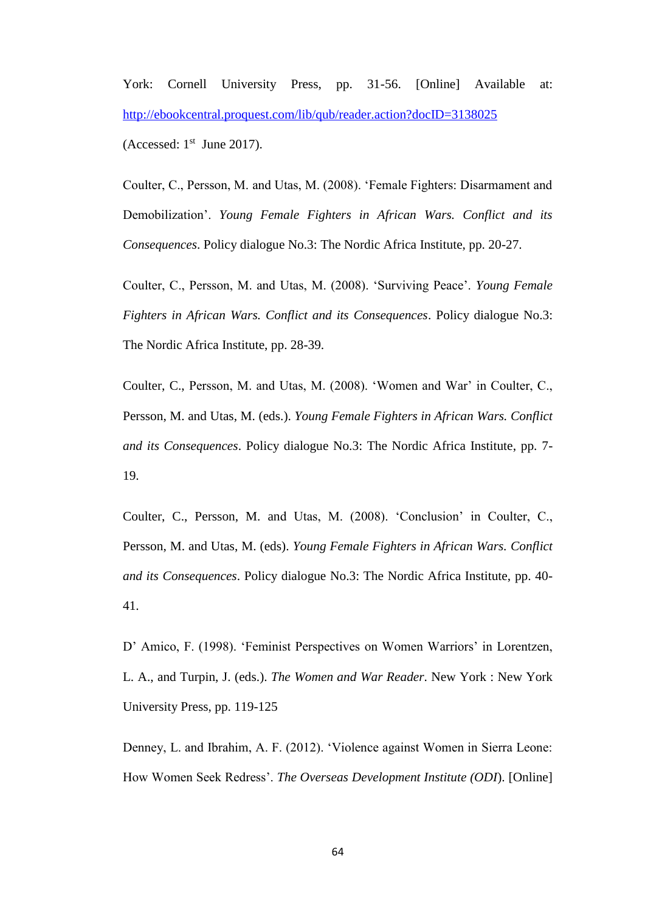York: Cornell University Press, pp. 31-56. [Online] Available at: http://ebookcentral.proquest.com/lib/qub/reader.action?docID=3138025 (Accessed: 1st June 2017).

Coulter, C., Persson, M. and Utas, M. (2008). 'Female Fighters: Disarmament and Demobilization'. *Young Female Fighters in African Wars. Conflict and its Consequences*. Policy dialogue No.3: The Nordic Africa Institute, pp. 20-27.

Coulter, C., Persson, M. and Utas, M. (2008). 'Surviving Peace'. *Young Female Fighters in African Wars. Conflict and its Consequences*. Policy dialogue No.3: The Nordic Africa Institute, pp. 28-39.

Coulter, C., Persson, M. and Utas, M. (2008). 'Women and War' in Coulter, C., Persson, M. and Utas, M. (eds.). *Young Female Fighters in African Wars. Conflict and its Consequences*. Policy dialogue No.3: The Nordic Africa Institute, pp. 7-19.

Coulter, C., Persson, M. and Utas, M. (2008). 'Conclusion' in Coulter, C., Persson, M. and Utas, M. (eds). *Young Female Fighters in African Wars. Conflict and its Consequences*. Policy dialogue No.3: The Nordic Africa Institute, pp. 40-41.

D' Amico, F. (1998). 'Feminist Perspectives on Women Warriors' in Lorentzen, L. A., and Turpin, J. (eds.). *The Women and War Reader*. New York : New York University Press, pp. 119-125

Denney, L. and Ibrahim, A. F. (2012). 'Violence against Women in Sierra Leone: How Women Seek Redress'. *The Overseas Development Institute (ODI*). [Online]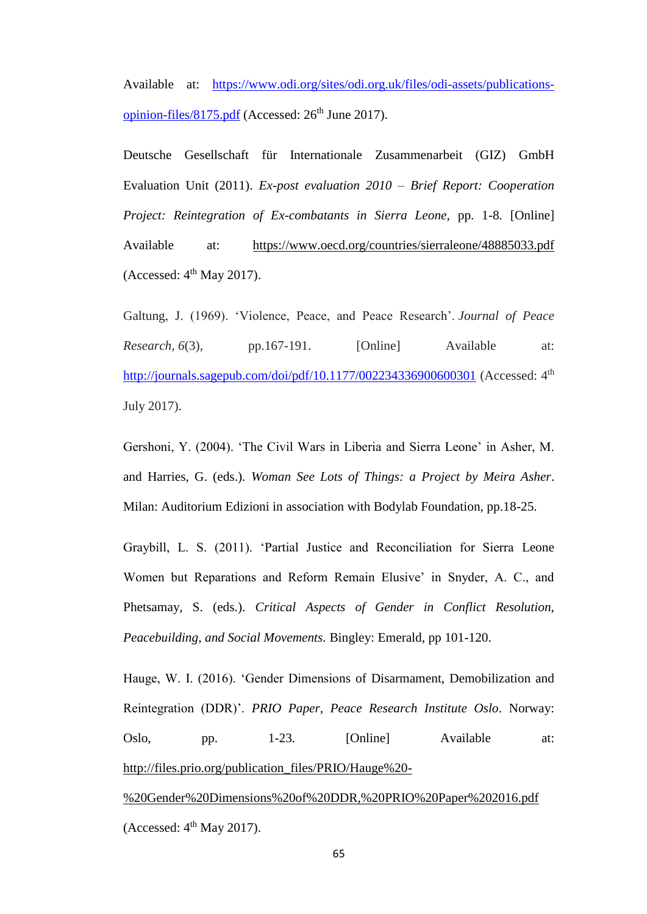Available at: https://www.odi.org/sites/odi.org.uk/files/odi-assets/publications-opinion-files/8175.pdf (Accessed: 26th June 2017).

Deutsche Gesellschaft für Internationale Zusammenarbeit (GIZ) GmbH Evaluation Unit (2011). *Ex-post evaluation 2010 – Brief Report: Cooperation Project: Reintegration of Ex-combatants in Sierra Leone*, pp. 1-8. [Online] Available at: https://www.oecd.org/countries/sierraleone/48885033.pdf (Accessed: 4th May 2017).

Galtung, J. (1969). 'Violence, Peace, and Peace Research'. *Journal of Peace Research*, *6*(3), pp.167-191. [Online] Available at: http://journals.sagepub.com/doi/pdf/10.1177/002234336900600301 (Accessed: 4th July 2017).

Gershoni, Y. (2004). 'The Civil Wars in Liberia and Sierra Leone' in Asher, M. and Harries, G. (eds.). *Woman See Lots of Things: a Project by Meira Asher*. Milan: Auditorium Edizioni in association with Bodylab Foundation, pp.18-25.

Graybill, L. S. (2011). 'Partial Justice and Reconciliation for Sierra Leone Women but Reparations and Reform Remain Elusive' in Snyder, A. C., and Phetsamay, S. (eds.). *Critical Aspects of Gender in Conflict Resolution, Peacebuilding, and Social Movements.* Bingley: Emerald, pp 101-120.

Hauge, W. I. (2016). 'Gender Dimensions of Disarmament, Demobilization and Reintegration (DDR)'. *PRIO Paper, Peace Research Institute Oslo*. Norway: Oslo, pp. 1-23. [Online] Available at: http://files.prio.org/publication_files/PRIO/Hauge%20-%20Gender%20Dimensions%20of%20DDR,%20PRIO%20Paper%202016.pdf (Accessed: 4th May 2017).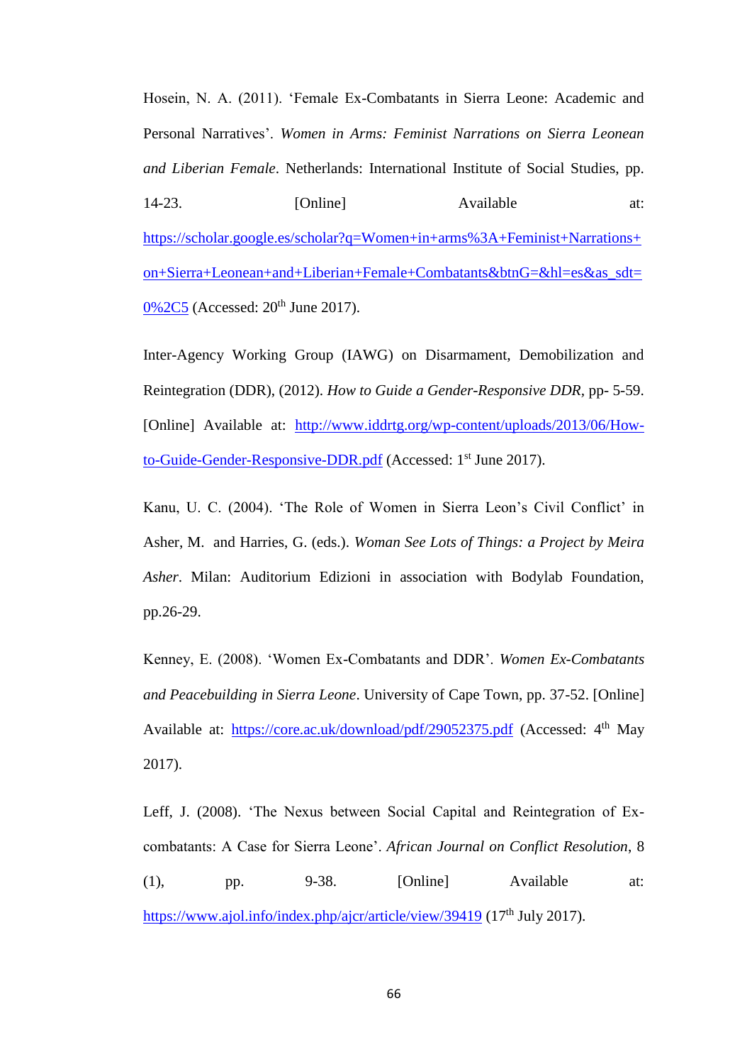Hosein, N. A. (2011). ‘Female Ex-Combatants in Sierra Leone: Academic and Personal Narratives’. *Women in Arms: Feminist Narrations on Sierra Leonean and Liberian Female*. Netherlands: International Institute of Social Studies, pp. 14-23. [Online] Available at: https://scholar.google.es/scholar?q=Women+in+arms%3A+Feminist+Narrations+on+Sierra+Leonean+and+Liberian+Female+Combatants&btnG=&hl=es&as_sdt=0%2C5 (Accessed: 20th June 2017).

Inter-Agency Working Group (IAWG) on Disarmament, Demobilization and Reintegration (DDR), (2012). *How to Guide a Gender-Responsive DDR*, pp- 5-59. [Online] Available at: http://www.iddrtg.org/wp-content/uploads/2013/06/How-to-Guide-Gender-Responsive-DDR.pdf (Accessed: 1st June 2017).

Kanu, U. C. (2004). ‘The Role of Women in Sierra Leon’s Civil Conflict’ in Asher, M. and Harries, G. (eds.). *Woman See Lots of Things: a Project by Meira Asher*. Milan: Auditorium Edizioni in association with Bodylab Foundation, pp.26-29.

Kenney, E. (2008). ‘Women Ex-Combatants and DDR’. *Women Ex-Combatants and Peacebuilding in Sierra Leone*. University of Cape Town, pp. 37-52. [Online] Available at: https://core.ac.uk/download/pdf/29052375.pdf (Accessed: 4th May 2017).

Leff, J. (2008). ‘The Nexus between Social Capital and Reintegration of Ex-combatants: A Case for Sierra Leone’. *African Journal on Conflict Resolution*, 8 (1), pp. 9-38. [Online] Available at: https://www.ajol.info/index.php/ajcr/article/view/39419 (17th July 2017).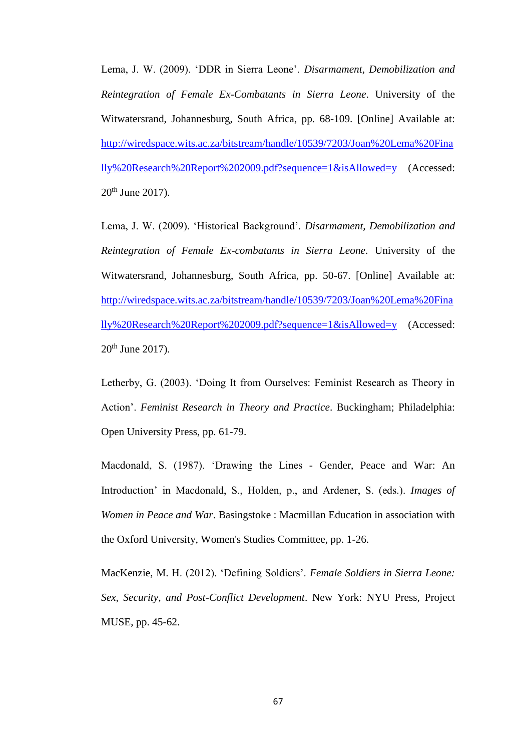Lema, J. W. (2009). 'DDR in Sierra Leone'. *Disarmament, Demobilization and Reintegration of Female Ex-Combatants in Sierra Leone*. University of the Witwatersrand, Johannesburg, South Africa, pp. 68-109. [Online] Available at: http://wiredspace.wits.ac.za/bitstream/handle/10539/7203/Joan%20Lema%20Finally%20Research%20Report%202009.pdf?sequence=1&isAllowed=y (Accessed: 20th June 2017).

Lema, J. W. (2009). 'Historical Background'. *Disarmament, Demobilization and Reintegration of Female Ex-combatants in Sierra Leone*. University of the Witwatersrand, Johannesburg, South Africa, pp. 50-67. [Online] Available at: http://wiredspace.wits.ac.za/bitstream/handle/10539/7203/Joan%20Lema%20Finally%20Research%20Report%202009.pdf?sequence=1&isAllowed=y (Accessed: 20th June 2017).

Letherby, G. (2003). 'Doing It from Ourselves: Feminist Research as Theory in Action'. *Feminist Research in Theory and Practice*. Buckingham; Philadelphia: Open University Press, pp. 61-79.

Macdonald, S. (1987). 'Drawing the Lines - Gender, Peace and War: An Introduction' in Macdonald, S., Holden, p., and Ardener, S. (eds.). *Images of Women in Peace and War*. Basingstoke : Macmillan Education in association with the Oxford University, Women's Studies Committee, pp. 1-26.

MacKenzie, M. H. (2012). 'Defining Soldiers'. *Female Soldiers in Sierra Leone: Sex, Security, and Post-Conflict Development*. New York: NYU Press, Project MUSE, pp. 45-62.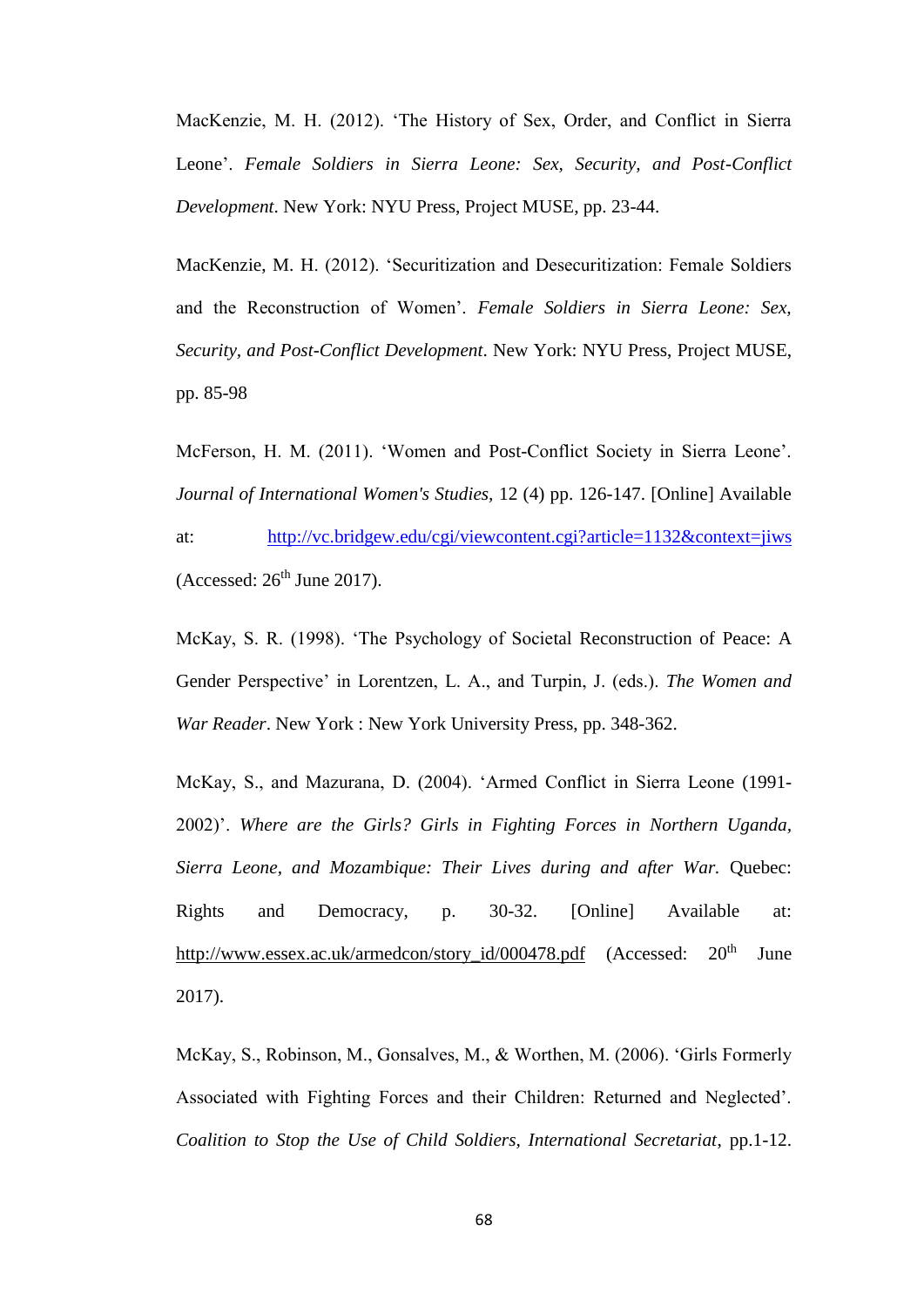MacKenzie, M. H. (2012). 'The History of Sex, Order, and Conflict in Sierra Leone'. *Female Soldiers in Sierra Leone: Sex, Security, and Post-Conflict Development*. New York: NYU Press, Project MUSE, pp. 23-44.

MacKenzie, M. H. (2012). 'Securitization and Desecuritization: Female Soldiers and the Reconstruction of Women'. *Female Soldiers in Sierra Leone: Sex, Security, and Post-Conflict Development*. New York: NYU Press, Project MUSE, pp. 85-98

McFerson, H. M. (2011). 'Women and Post-Conflict Society in Sierra Leone'. *Journal of International Women's Studies*, 12 (4) pp. 126-147. [Online] Available at: http://vc.bridgew.edu/cgi/viewcontent.cgi?article=1132&context=jiws (Accessed: 26th June 2017).

McKay, S. R. (1998). 'The Psychology of Societal Reconstruction of Peace: A Gender Perspective' in Lorentzen, L. A., and Turpin, J. (eds.). *The Women and War Reader*. New York : New York University Press, pp. 348-362.

McKay, S., and Mazurana, D. (2004). 'Armed Conflict in Sierra Leone (1991-2002)'. *Where are the Girls? Girls in Fighting Forces in Northern Uganda, Sierra Leone, and Mozambique: Their Lives during and after War.* Quebec: Rights and Democracy, p. 30-32. [Online] Available at: http://www.essex.ac.uk/armedcon/story_id/000478.pdf (Accessed: 20th June 2017).

McKay, S., Robinson, M., Gonsalves, M., & Worthen, M. (2006). 'Girls Formerly Associated with Fighting Forces and their Children: Returned and Neglected'. *Coalition to Stop the Use of Child Soldiers, International Secretariat*, pp.1-12.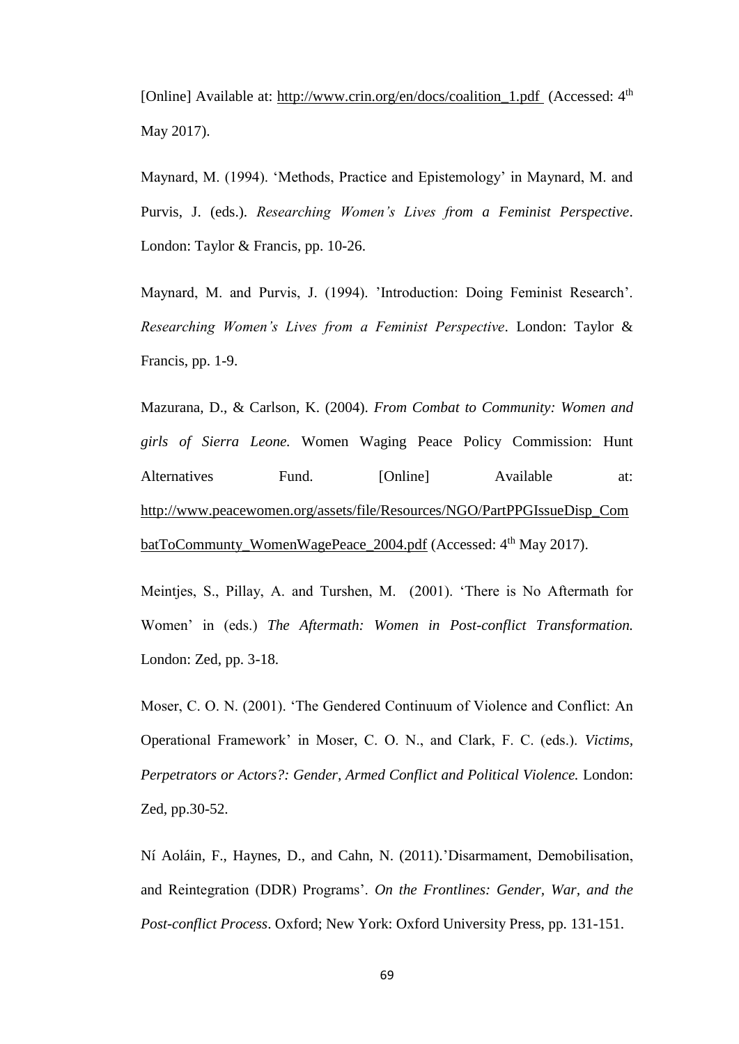[Online] Available at: http://www.crin.org/en/docs/coalition_1.pdf (Accessed: 4th May 2017).

Maynard, M. (1994). 'Methods, Practice and Epistemology' in Maynard, M. and Purvis, J. (eds.). *Researching Women's Lives from a Feminist Perspective*. London: Taylor & Francis, pp. 10-26.

Maynard, M. and Purvis, J. (1994). 'Introduction: Doing Feminist Research'. *Researching Women's Lives from a Feminist Perspective*. London: Taylor & Francis, pp. 1-9.

Mazurana, D., & Carlson, K. (2004). *From Combat to Community: Women and girls of Sierra Leone.* Women Waging Peace Policy Commission: Hunt Alternatives Fund. [Online] Available at: http://www.peacewomen.org/assets/file/Resources/NGO/PartPPGIssueDisp_CombatToCommunty_WomenWagePeace_2004.pdf (Accessed: 4th May 2017).

Meintjes, S., Pillay, A. and Turshen, M. (2001). 'There is No Aftermath for Women' in (eds.) *The Aftermath: Women in Post-conflict Transformation.* London: Zed, pp. 3-18.

Moser, C. O. N. (2001). 'The Gendered Continuum of Violence and Conflict: An Operational Framework' in Moser, C. O. N., and Clark, F. C. (eds.). *Victims, Perpetrators or Actors?: Gender, Armed Conflict and Political Violence.* London: Zed, pp.30-52.

Ní Aoláin, F., Haynes, D., and Cahn, N. (2011).'Disarmament, Demobilisation, and Reintegration (DDR) Programs'. *On the Frontlines: Gender, War, and the Post-conflict Process*. Oxford; New York: Oxford University Press, pp. 131-151.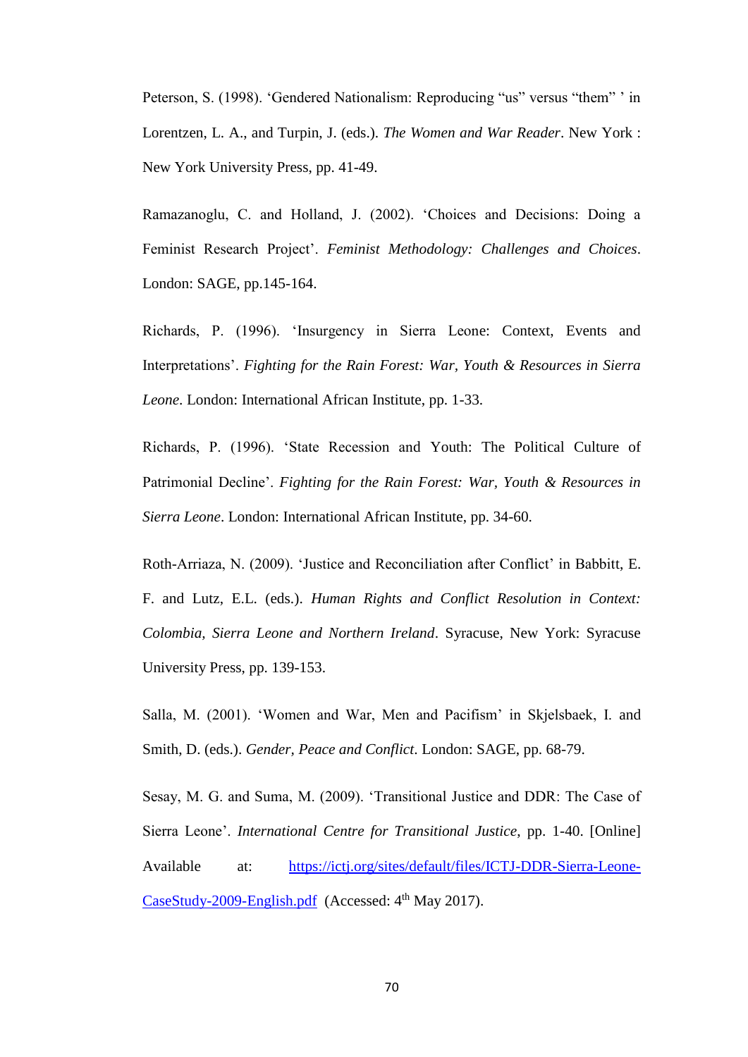Peterson, S. (1998). ‘Gendered Nationalism: Reproducing “us” versus “them” ’ in Lorentzen, L. A., and Turpin, J. (eds.). *The Women and War Reader*. New York : New York University Press, pp. 41-49.

Ramazanoglu, C. and Holland, J. (2002). ‘Choices and Decisions: Doing a Feminist Research Project’. *Feminist Methodology: Challenges and Choices*. London: SAGE, pp.145-164.

Richards, P. (1996). ‘Insurgency in Sierra Leone: Context, Events and Interpretations’. *Fighting for the Rain Forest: War, Youth & Resources in Sierra Leone*. London: International African Institute, pp. 1-33.

Richards, P. (1996). ‘State Recession and Youth: The Political Culture of Patrimonial Decline’. *Fighting for the Rain Forest: War, Youth & Resources in Sierra Leone*. London: International African Institute, pp. 34-60.

Roth-Arriaza, N. (2009). ‘Justice and Reconciliation after Conflict’ in Babbitt, E. F. and Lutz, E.L. (eds.). *Human Rights and Conflict Resolution in Context: Colombia, Sierra Leone and Northern Ireland*. Syracuse, New York: Syracuse University Press, pp. 139-153.

Salla, M. (2001). ‘Women and War, Men and Pacifism’ in Skjelsbaek, I. and Smith, D. (eds.). *Gender, Peace and Conflict*. London: SAGE, pp. 68-79.

Sesay, M. G. and Suma, M. (2009). ‘Transitional Justice and DDR: The Case of Sierra Leone’. *International Centre for Transitional Justice*, pp. 1-40. [Online] Available at: https://ictj.org/sites/default/files/ICTJ-DDR-Sierra-Leone-CaseStudy-2009-English.pdf (Accessed: 4th May 2017).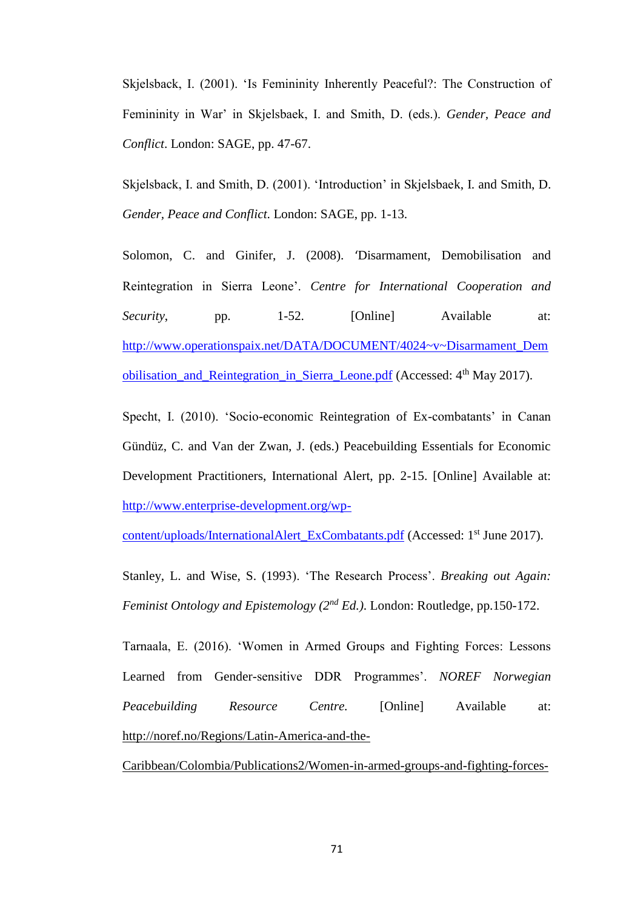Skjelsback, I. (2001). 'Is Femininity Inherently Peaceful?: The Construction of Femininity in War' in Skjelsbaek, I. and Smith, D. (eds.). *Gender, Peace and Conflict*. London: SAGE, pp. 47-67.

Skjelsback, I. and Smith, D. (2001). 'Introduction' in Skjelsbaek, I. and Smith, D. *Gender, Peace and Conflict*. London: SAGE, pp. 1-13.

Solomon, C. and Ginifer, J. (2008). 'Disarmament, Demobilisation and Reintegration in Sierra Leone'. *Centre for International Cooperation and Security*, pp. 1-52. [Online] Available at: http://www.operationspaix.net/DATA/DOCUMENT/4024~v~Disarmament_Demobilisation_and_Reintegration_in_Sierra_Leone.pdf (Accessed: 4th May 2017).

Specht, I. (2010). 'Socio-economic Reintegration of Ex-combatants' in Canan Gündüz, C. and Van der Zwan, J. (eds.) Peacebuilding Essentials for Economic Development Practitioners, International Alert, pp. 2-15. [Online] Available at: http://www.enterprise-development.org/wp-content/uploads/InternationalAlert_ExCombatants.pdf (Accessed: 1st June 2017).

Stanley, L. and Wise, S. (1993). 'The Research Process'. *Breaking out Again: Feminist Ontology and Epistemology (2nd Ed.)*. London: Routledge, pp.150-172.

Tarnaala, E. (2016). 'Women in Armed Groups and Fighting Forces: Lessons Learned from Gender-sensitive DDR Programmes'. *NOREF Norwegian Peacebuilding Resource Centre.* [Online] Available at: http://noref.no/Regions/Latin-America-and-the-Caribbean/Colombia/Publications2/Women-in-armed-groups-and-fighting-forces-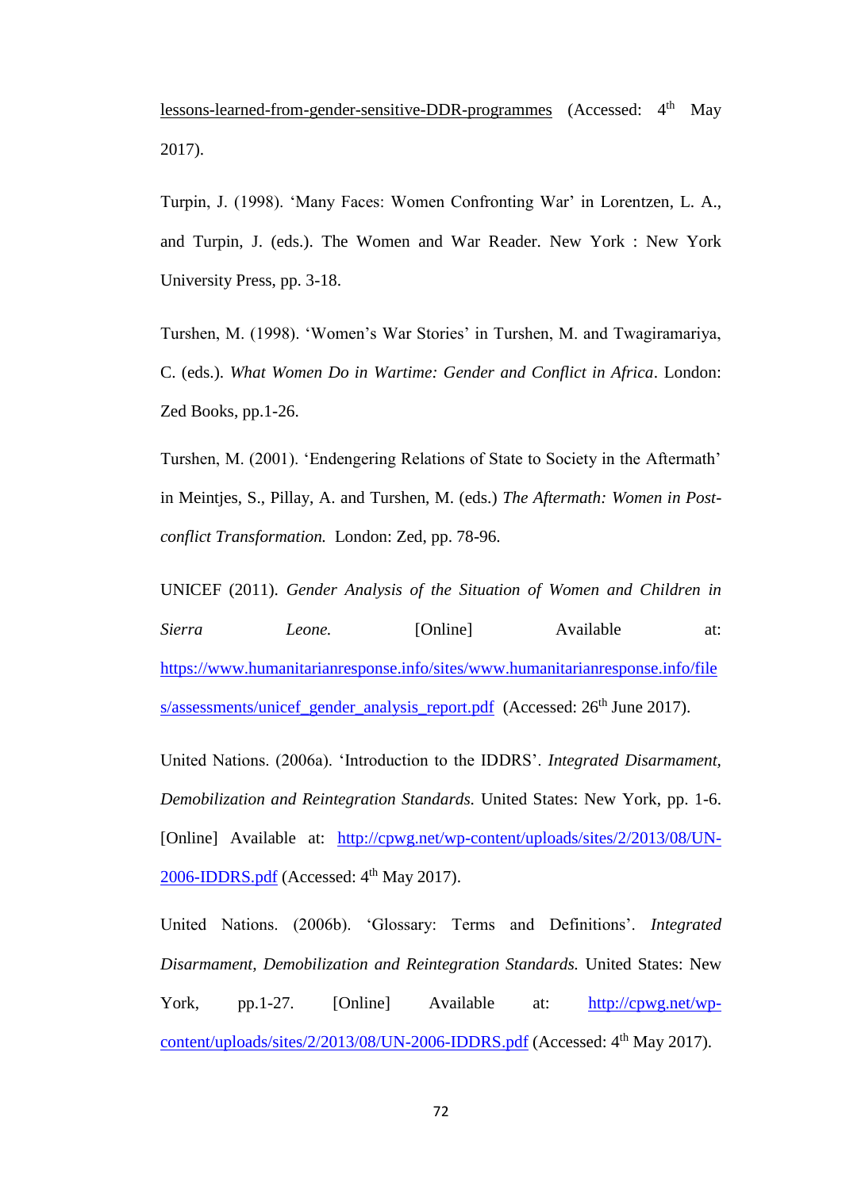lessons-learned-from-gender-sensitive-DDR-programmes (Accessed: 4th May 2017).

Turpin, J. (1998). 'Many Faces: Women Confronting War' in Lorentzen, L. A., and Turpin, J. (eds.). The Women and War Reader. New York : New York University Press, pp. 3-18.

Turshen, M. (1998). 'Women's War Stories' in Turshen, M. and Twagiramariya, C. (eds.). *What Women Do in Wartime: Gender and Conflict in Africa*. London: Zed Books, pp.1-26.

Turshen, M. (2001). 'Endengering Relations of State to Society in the Aftermath' in Meintjes, S., Pillay, A. and Turshen, M. (eds.) *The Aftermath: Women in Post-conflict Transformation.* London: Zed, pp. 78-96.

UNICEF (2011). *Gender Analysis of the Situation of Women and Children in Sierra Leone.* [Online] Available at: https://www.humanitarianresponse.info/sites/www.humanitarianresponse.info/files/assessments/unicef_gender_analysis_report.pdf (Accessed: 26th June 2017).

United Nations. (2006a). 'Introduction to the IDDRS'. *Integrated Disarmament, Demobilization and Reintegration Standards.* United States: New York, pp. 1-6. [Online] Available at: http://cpwg.net/wp-content/uploads/sites/2/2013/08/UN-2006-IDDRS.pdf (Accessed: 4th May 2017).

United Nations. (2006b). 'Glossary: Terms and Definitions'. *Integrated Disarmament, Demobilization and Reintegration Standards.* United States: New York, pp.1-27. [Online] Available at: http://cpwg.net/wp-content/uploads/sites/2/2013/08/UN-2006-IDDRS.pdf (Accessed: 4th May 2017).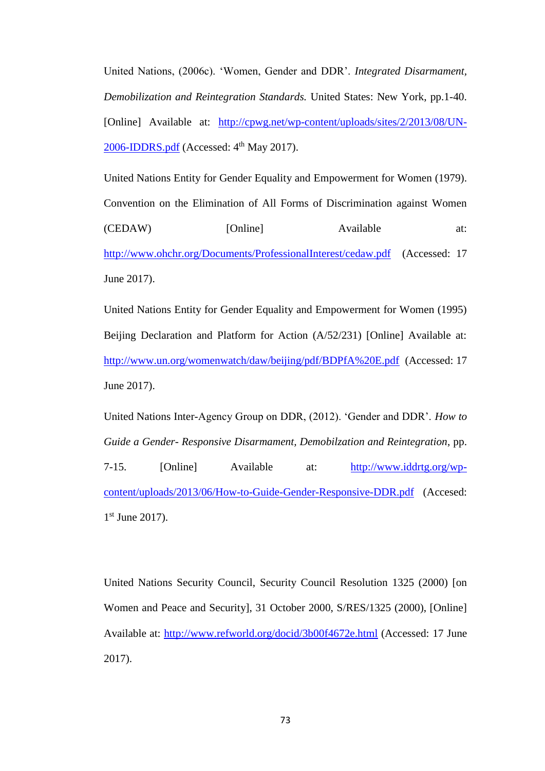United Nations, (2006c). 'Women, Gender and DDR'. *Integrated Disarmament, Demobilization and Reintegration Standards.* United States: New York, pp.1-40. [Online] Available at: http://cpwg.net/wp-content/uploads/sites/2/2013/08/UN-2006-IDDRS.pdf (Accessed: 4th May 2017).

United Nations Entity for Gender Equality and Empowerment for Women (1979). Convention on the Elimination of All Forms of Discrimination against Women (CEDAW) [Online] Available at: http://www.ohchr.org/Documents/ProfessionalInterest/cedaw.pdf (Accessed: 17 June 2017).

United Nations Entity for Gender Equality and Empowerment for Women (1995) Beijing Declaration and Platform for Action (A/52/231) [Online] Available at: http://www.un.org/womenwatch/daw/beijing/pdf/BDPfA%20E.pdf (Accessed: 17 June 2017).

United Nations Inter-Agency Group on DDR, (2012). 'Gender and DDR'. *How to Guide a Gender- Responsive Disarmament, Demobilzation and Reintegration*, pp. 7-15. [Online] Available at: http://www.iddrtg.org/wp-content/uploads/2013/06/How-to-Guide-Gender-Responsive-DDR.pdf (Accesed: 1st June 2017).

United Nations Security Council, Security Council Resolution 1325 (2000) [on Women and Peace and Security], 31 October 2000, S/RES/1325 (2000), [Online] Available at: http://www.refworld.org/docid/3b00f4672e.html (Accessed: 17 June 2017).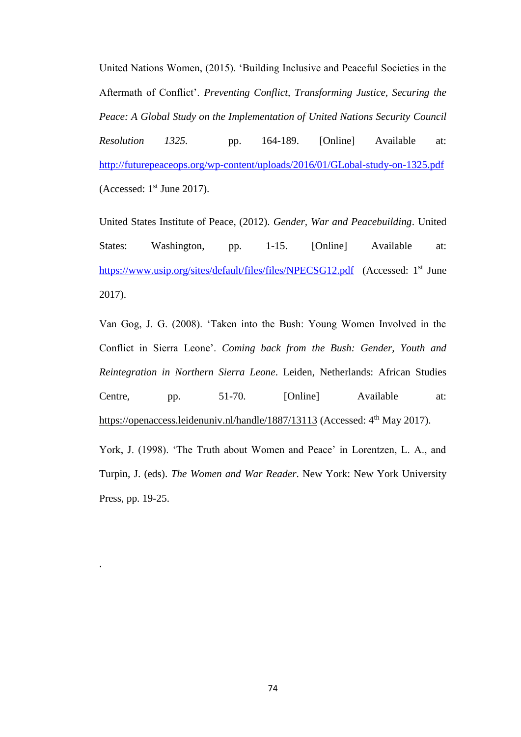United Nations Women, (2015). 'Building Inclusive and Peaceful Societies in the Aftermath of Conflict'. *Preventing Conflict, Transforming Justice, Securing the Peace: A Global Study on the Implementation of United Nations Security Council Resolution 1325.* pp. 164-189. [Online] Available at: http://futurepeaceops.org/wp-content/uploads/2016/01/GLobal-study-on-1325.pdf (Accessed: 1st June 2017).

United States Institute of Peace, (2012). *Gender, War and Peacebuilding*. United States: Washington, pp. 1-15. [Online] Available at: https://www.usip.org/sites/default/files/files/NPECSG12.pdf (Accessed: 1st June 2017).

Van Gog, J. G. (2008). 'Taken into the Bush: Young Women Involved in the Conflict in Sierra Leone'. *Coming back from the Bush: Gender, Youth and Reintegration in Northern Sierra Leone*. Leiden, Netherlands: African Studies Centre, pp. 51-70. [Online] Available at: https://openaccess.leidenuniv.nl/handle/1887/13113 (Accessed: 4th May 2017).

York, J. (1998). 'The Truth about Women and Peace' in Lorentzen, L. A., and Turpin, J. (eds). *The Women and War Reader*. New York: New York University Press, pp. 19-25.

.